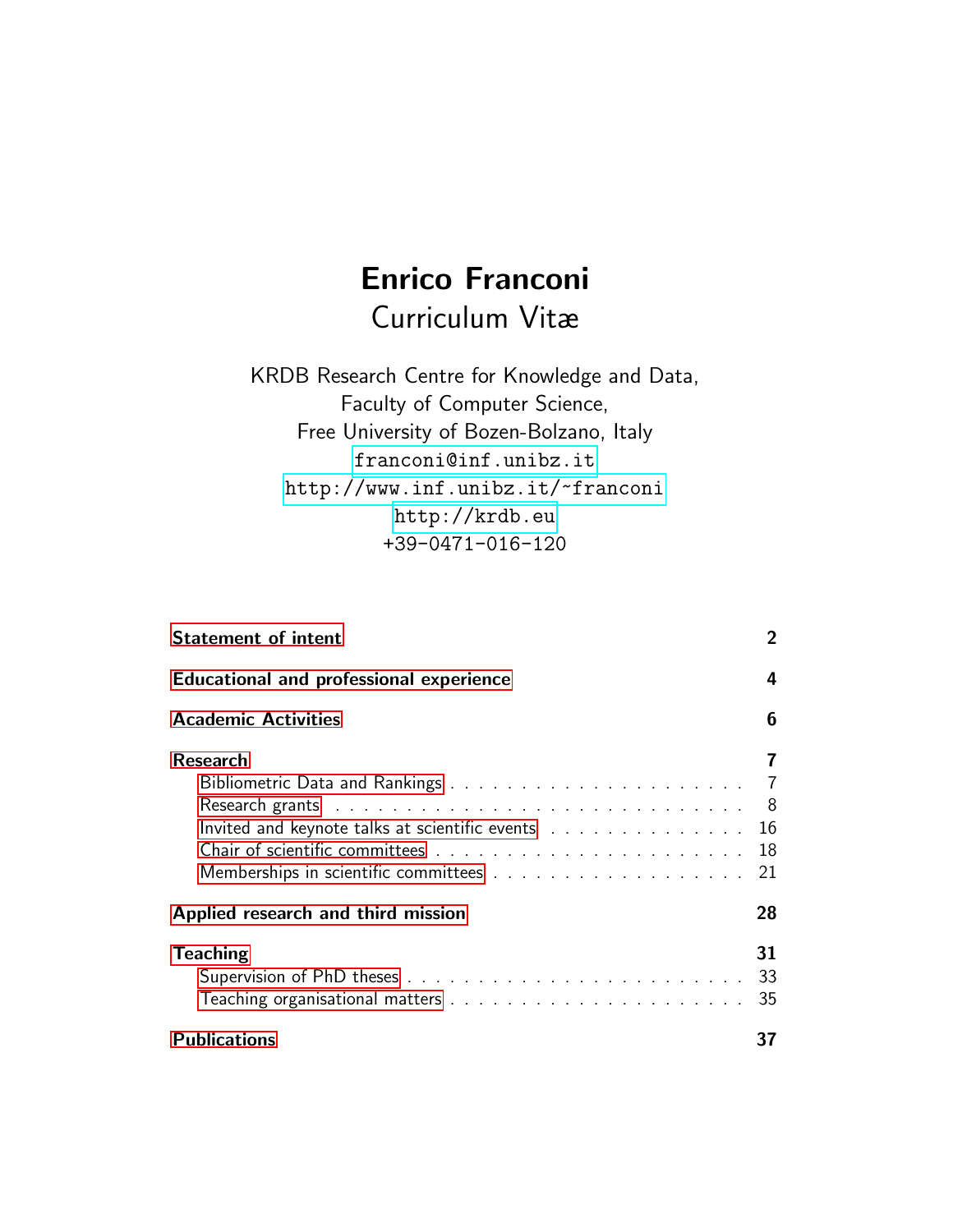# Enrico Franconi

## Curriculum Vitæ

KRDB Research Centre for Knowledge and Data,
Faculty of Computer Science,
Free University of Bozen-Bolzano, Italy
franconi@inf.unibz.it
http://www.inf.unibz.it/~franconi
http://krdb.eu
+39-0471-016-120

**Statement of intent** 2

**Educational and professional experience** 4

**Academic Activities** 6

**Research** 7
- Bibliometric Data and Rankings 7
- Research grants 8
- Invited and keynote talks at scientific events 16
- Chair of scientific committees 18
- Memberships in scientific committees 21

**Applied research and third mission** 28

**Teaching** 31
- Supervision of PhD theses 33
- Teaching organisational matters 35

**Publications** 37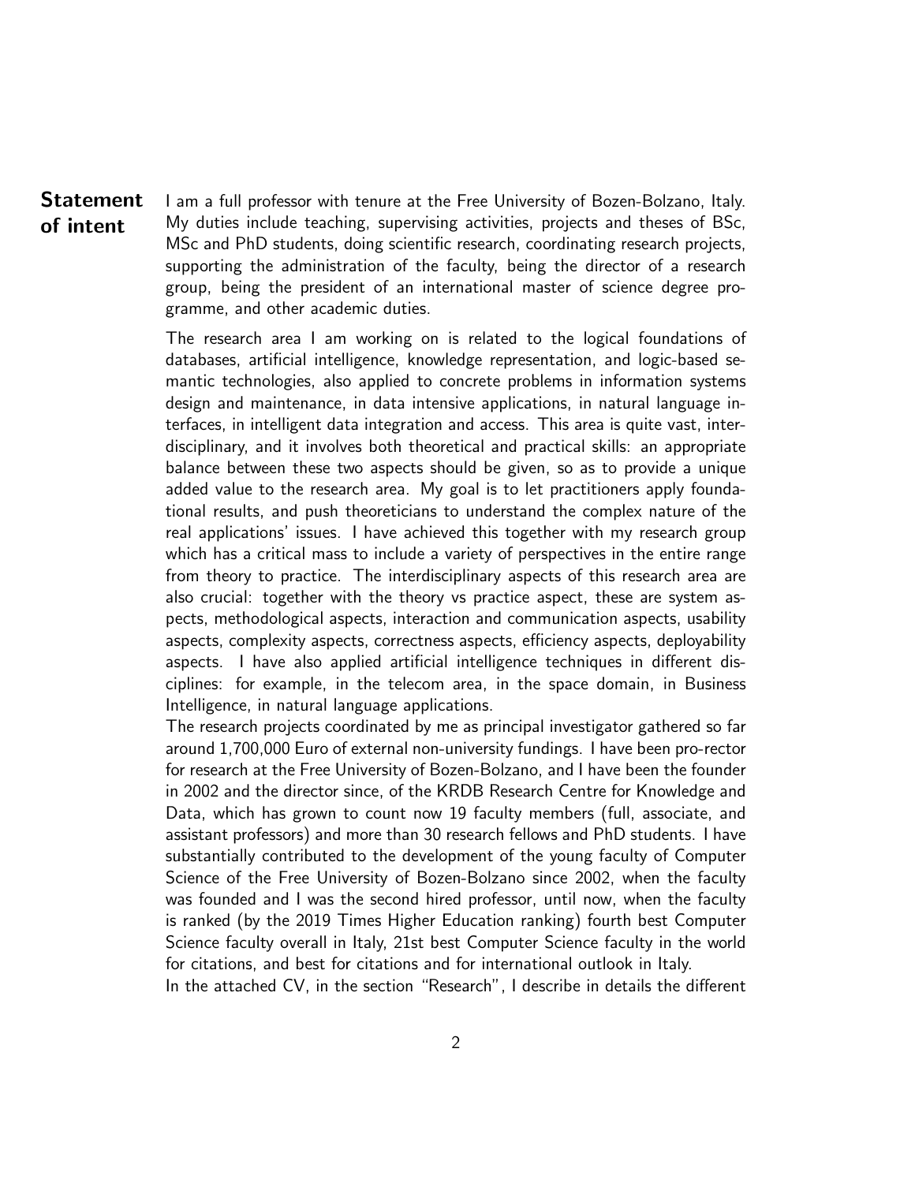## Statement of intent

I am a full professor with tenure at the Free University of Bozen-Bolzano, Italy. My duties include teaching, supervising activities, projects and theses of BSc, MSc and PhD students, doing scientific research, coordinating research projects, supporting the administration of the faculty, being the director of a research group, being the president of an international master of science degree programme, and other academic duties.

The research area I am working on is related to the logical foundations of databases, artificial intelligence, knowledge representation, and logic-based semantic technologies, also applied to concrete problems in information systems design and maintenance, in data intensive applications, in natural language interfaces, in intelligent data integration and access. This area is quite vast, interdisciplinary, and it involves both theoretical and practical skills: an appropriate balance between these two aspects should be given, so as to provide a unique added value to the research area. My goal is to let practitioners apply foundational results, and push theoreticians to understand the complex nature of the real applications' issues. I have achieved this together with my research group which has a critical mass to include a variety of perspectives in the entire range from theory to practice. The interdisciplinary aspects of this research area are also crucial: together with the theory vs practice aspect, these are system aspects, methodological aspects, interaction and communication aspects, usability aspects, complexity aspects, correctness aspects, efficiency aspects, deployability aspects. I have also applied artificial intelligence techniques in different disciplines: for example, in the telecom area, in the space domain, in Business Intelligence, in natural language applications.
The research projects coordinated by me as principal investigator gathered so far around 1,700,000 Euro of external non-university fundings. I have been pro-rector for research at the Free University of Bozen-Bolzano, and I have been the founder in 2002 and the director since, of the KRDB Research Centre for Knowledge and Data, which has grown to count now 19 faculty members (full, associate, and assistant professors) and more than 30 research fellows and PhD students. I have substantially contributed to the development of the young faculty of Computer Science of the Free University of Bozen-Bolzano since 2002, when the faculty was founded and I was the second hired professor, until now, when the faculty is ranked (by the 2019 Times Higher Education ranking) fourth best Computer Science faculty overall in Italy, 21st best Computer Science faculty in the world for citations, and best for citations and for international outlook in Italy.
In the attached CV, in the section "Research", I describe in details the different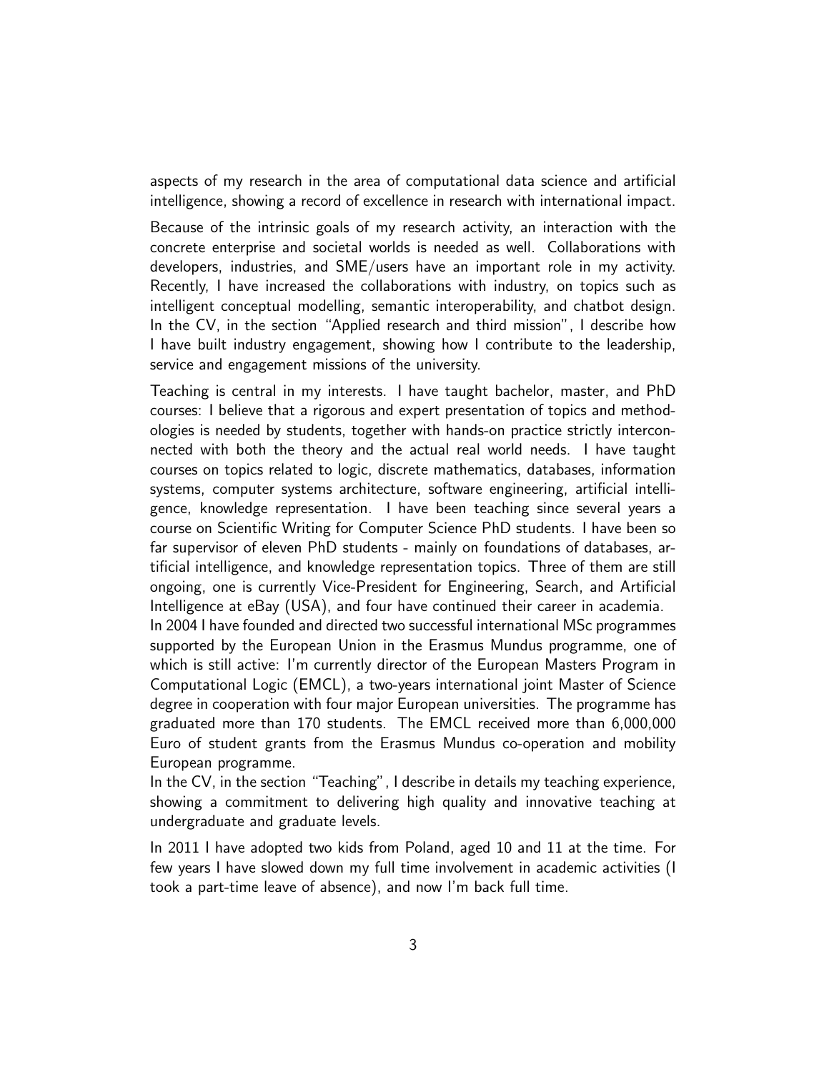aspects of my research in the area of computational data science and artificial intelligence, showing a record of excellence in research with international impact.

Because of the intrinsic goals of my research activity, an interaction with the concrete enterprise and societal worlds is needed as well. Collaborations with developers, industries, and SME/users have an important role in my activity. Recently, I have increased the collaborations with industry, on topics such as intelligent conceptual modelling, semantic interoperability, and chatbot design. In the CV, in the section "Applied research and third mission", I describe how I have built industry engagement, showing how I contribute to the leadership, service and engagement missions of the university.

Teaching is central in my interests. I have taught bachelor, master, and PhD courses: I believe that a rigorous and expert presentation of topics and methodologies is needed by students, together with hands-on practice strictly interconnected with both the theory and the actual real world needs. I have taught courses on topics related to logic, discrete mathematics, databases, information systems, computer systems architecture, software engineering, artificial intelligence, knowledge representation. I have been teaching since several years a course on Scientific Writing for Computer Science PhD students. I have been so far supervisor of eleven PhD students - mainly on foundations of databases, artificial intelligence, and knowledge representation topics. Three of them are still ongoing, one is currently Vice-President for Engineering, Search, and Artificial Intelligence at eBay (USA), and four have continued their career in academia.
In 2004 I have founded and directed two successful international MSc programmes supported by the European Union in the Erasmus Mundus programme, one of which is still active: I'm currently director of the European Masters Program in Computational Logic (EMCL), a two-years international joint Master of Science degree in cooperation with four major European universities. The programme has graduated more than 170 students. The EMCL received more than 6,000,000 Euro of student grants from the Erasmus Mundus co-operation and mobility European programme.
In the CV, in the section "Teaching", I describe in details my teaching experience, showing a commitment to delivering high quality and innovative teaching at undergraduate and graduate levels.

In 2011 I have adopted two kids from Poland, aged 10 and 11 at the time. For few years I have slowed down my full time involvement in academic activities (I took a part-time leave of absence), and now I'm back full time.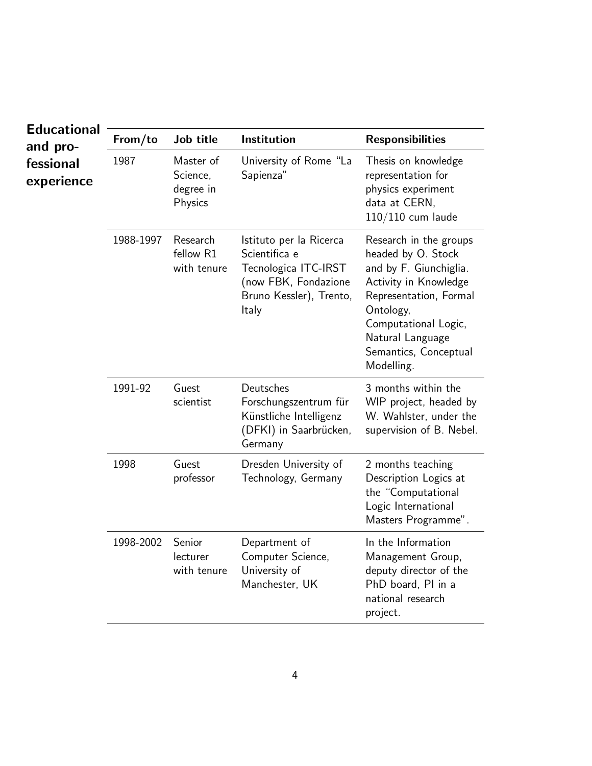## Educational and professional experience

| From/to | Job title | Institution | Responsibilities |
|---|---|---|---|
| 1987 | Master of Science, degree in Physics | University of Rome "La Sapienza" | Thesis on knowledge representation for physics experiment data at CERN, 110/110 cum laude |
| 1988-1997 | Research fellow R1 with tenure | Istituto per la Ricerca Scientifica e Tecnologica ITC-IRST (now FBK, Fondazione Bruno Kessler), Trento, Italy | Research in the groups headed by O. Stock and by F. Giunchiglia. Activity in Knowledge Representation, Formal Ontology, Computational Logic, Natural Language Semantics, Conceptual Modelling. |
| 1991-92 | Guest scientist | Deutsches Forschungszentrum für Künstliche Intelligenz (DFKI) in Saarbrücken, Germany | 3 months within the WIP project, headed by W. Wahlster, under the supervision of B. Nebel. |
| 1998 | Guest professor | Dresden University of Technology, Germany | 2 months teaching Description Logics at the "Computational Logic International Masters Programme". |
| 1998-2002 | Senior lecturer with tenure | Department of Computer Science, University of Manchester, UK | In the Information Management Group, deputy director of the PhD board, PI in a national research project. |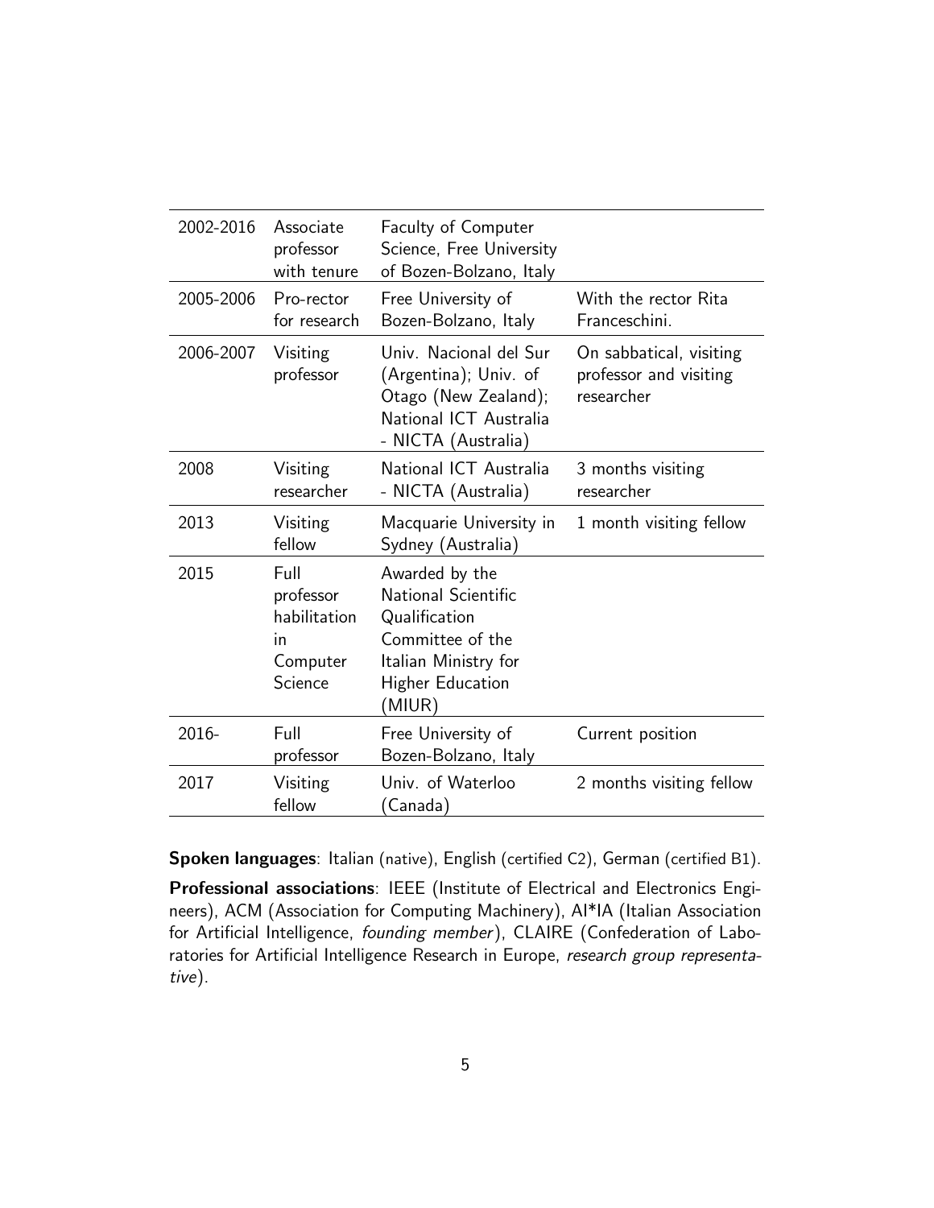| | | | |
|---|---|---|---|
| 2002-2016 | Associate professor with tenure | Faculty of Computer Science, Free University of Bozen-Bolzano, Italy | |
| 2005-2006 | Pro-rector for research | Free University of Bozen-Bolzano, Italy | With the rector Rita Franceschini. |
| 2006-2007 | Visiting professor | Univ. Nacional del Sur (Argentina); Univ. of Otago (New Zealand); National ICT Australia - NICTA (Australia) | On sabbatical, visiting professor and visiting researcher |
| 2008 | Visiting researcher | National ICT Australia - NICTA (Australia) | 3 months visiting researcher |
| 2013 | Visiting fellow | Macquarie University in Sydney (Australia) | 1 month visiting fellow |
| 2015 | Full professor habilitation in Computer Science | Awarded by the National Scientific Qualification Committee of the Italian Ministry for Higher Education (MIUR) | |
| 2016- | Full professor | Free University of Bozen-Bolzano, Italy | Current position |
| 2017 | Visiting fellow | Univ. of Waterloo (Canada) | 2 months visiting fellow |

**Spoken languages**: Italian (native), English (certified C2), German (certified B1).

**Professional associations**: IEEE (Institute of Electrical and Electronics Engineers), ACM (Association for Computing Machinery), AI*IA (Italian Association for Artificial Intelligence, *founding member*), CLAIRE (Confederation of Laboratories for Artificial Intelligence Research in Europe, *research group representative*).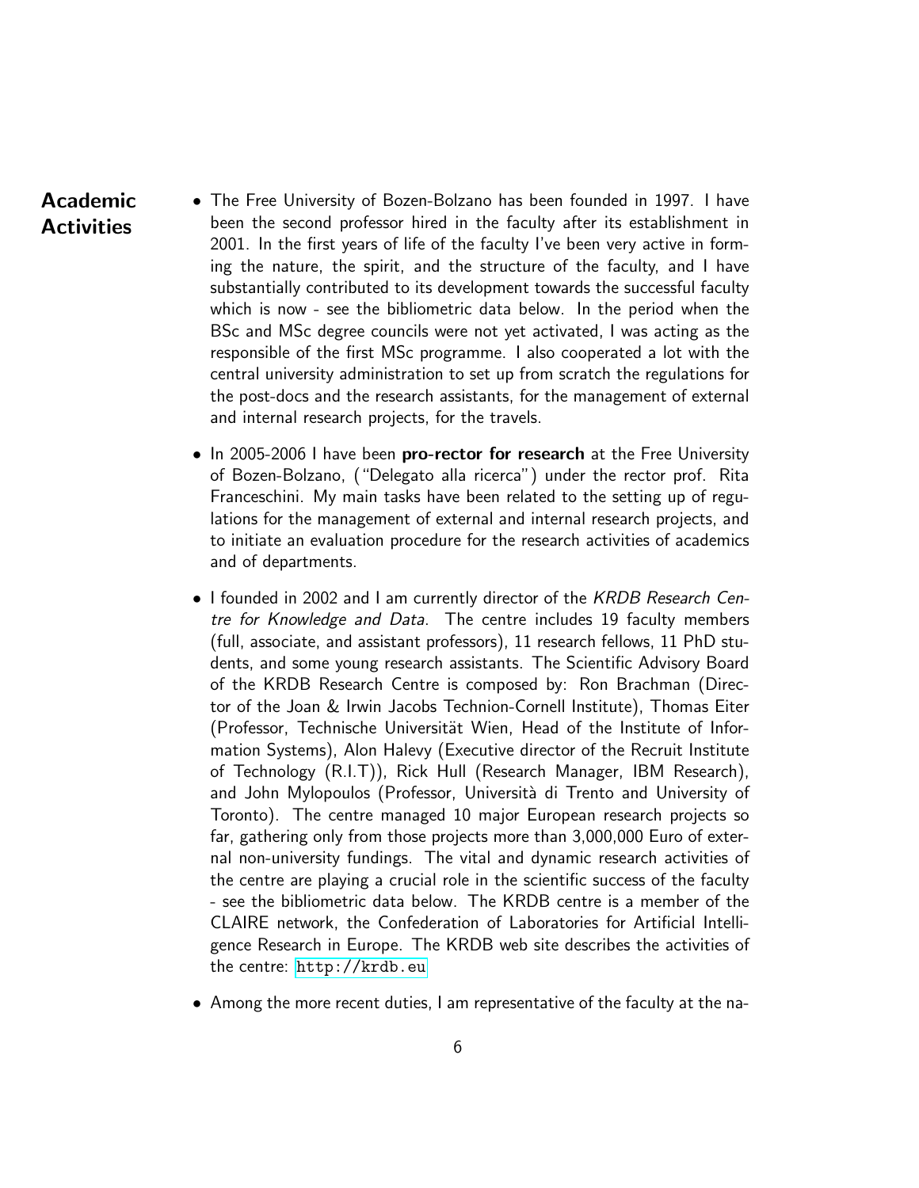## Academic Activities

- The Free University of Bozen-Bolzano has been founded in 1997. I have been the second professor hired in the faculty after its establishment in 2001. In the first years of life of the faculty I've been very active in forming the nature, the spirit, and the structure of the faculty, and I have substantially contributed to its development towards the successful faculty which is now - see the bibliometric data below. In the period when the BSc and MSc degree councils were not yet activated, I was acting as the responsible of the first MSc programme. I also cooperated a lot with the central university administration to set up from scratch the regulations for the post-docs and the research assistants, for the management of external and internal research projects, for the travels.

- In 2005-2006 I have been **pro-rector for research** at the Free University of Bozen-Bolzano, ("Delegato alla ricerca") under the rector prof. Rita Franceschini. My main tasks have been related to the setting up of regulations for the management of external and internal research projects, and to initiate an evaluation procedure for the research activities of academics and of departments.

- I founded in 2002 and I am currently director of the *KRDB Research Centre for Knowledge and Data*. The centre includes 19 faculty members (full, associate, and assistant professors), 11 research fellows, 11 PhD students, and some young research assistants. The Scientific Advisory Board of the KRDB Research Centre is composed by: Ron Brachman (Director of the Joan & Irwin Jacobs Technion-Cornell Institute), Thomas Eiter (Professor, Technische Universität Wien, Head of the Institute of Information Systems), Alon Halevy (Executive director of the Recruit Institute of Technology (R.I.T)), Rick Hull (Research Manager, IBM Research), and John Mylopoulos (Professor, Università di Trento and University of Toronto). The centre managed 10 major European research projects so far, gathering only from those projects more than 3,000,000 Euro of external non-university fundings. The vital and dynamic research activities of the centre are playing a crucial role in the scientific success of the faculty - see the bibliometric data below. The KRDB centre is a member of the CLAIRE network, the Confederation of Laboratories for Artificial Intelligence Research in Europe. The KRDB web site describes the activities of the centre: `http://krdb.eu`

- Among the more recent duties, I am representative of the faculty at the na-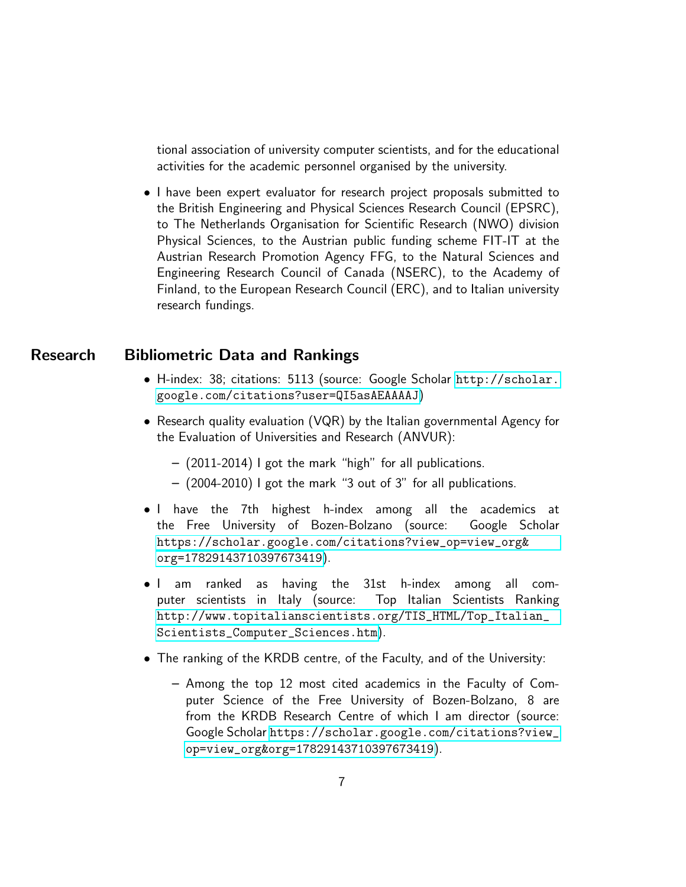tional association of university computer scientists, and for the educational activities for the academic personnel organised by the university.

- I have been expert evaluator for research project proposals submitted to the British Engineering and Physical Sciences Research Council (EPSRC), to The Netherlands Organisation for Scientific Research (NWO) division Physical Sciences, to the Austrian public funding scheme FIT-IT at the Austrian Research Promotion Agency FFG, to the Natural Sciences and Engineering Research Council of Canada (NSERC), to the Academy of Finland, to the European Research Council (ERC), and to Italian university research fundings.

## Research

### Bibliometric Data and Rankings

- H-index: 38; citations: 5113 (source: Google Scholar http://scholar.google.com/citations?user=QI5asAEAAAAJ)
- Research quality evaluation (VQR) by the Italian governmental Agency for the Evaluation of Universities and Research (ANVUR):
  - (2011-2014) I got the mark "high" for all publications.
  - (2004-2010) I got the mark "3 out of 3" for all publications.
- I have the 7th highest h-index among all the academics at the Free University of Bozen-Bolzano (source: Google Scholar https://scholar.google.com/citations?view_op=view_org&org=17829143710397673419).
- I am ranked as having the 31st h-index among all computer scientists in Italy (source: Top Italian Scientists Ranking http://www.topitalianscientists.org/TIS_HTML/Top_Italian_Scientists_Computer_Sciences.htm).
- The ranking of the KRDB centre, of the Faculty, and of the University:
  - Among the top 12 most cited academics in the Faculty of Computer Science of the Free University of Bozen-Bolzano, 8 are from the KRDB Research Centre of which I am director (source: Google Scholar https://scholar.google.com/citations?view_op=view_org&org=17829143710397673419).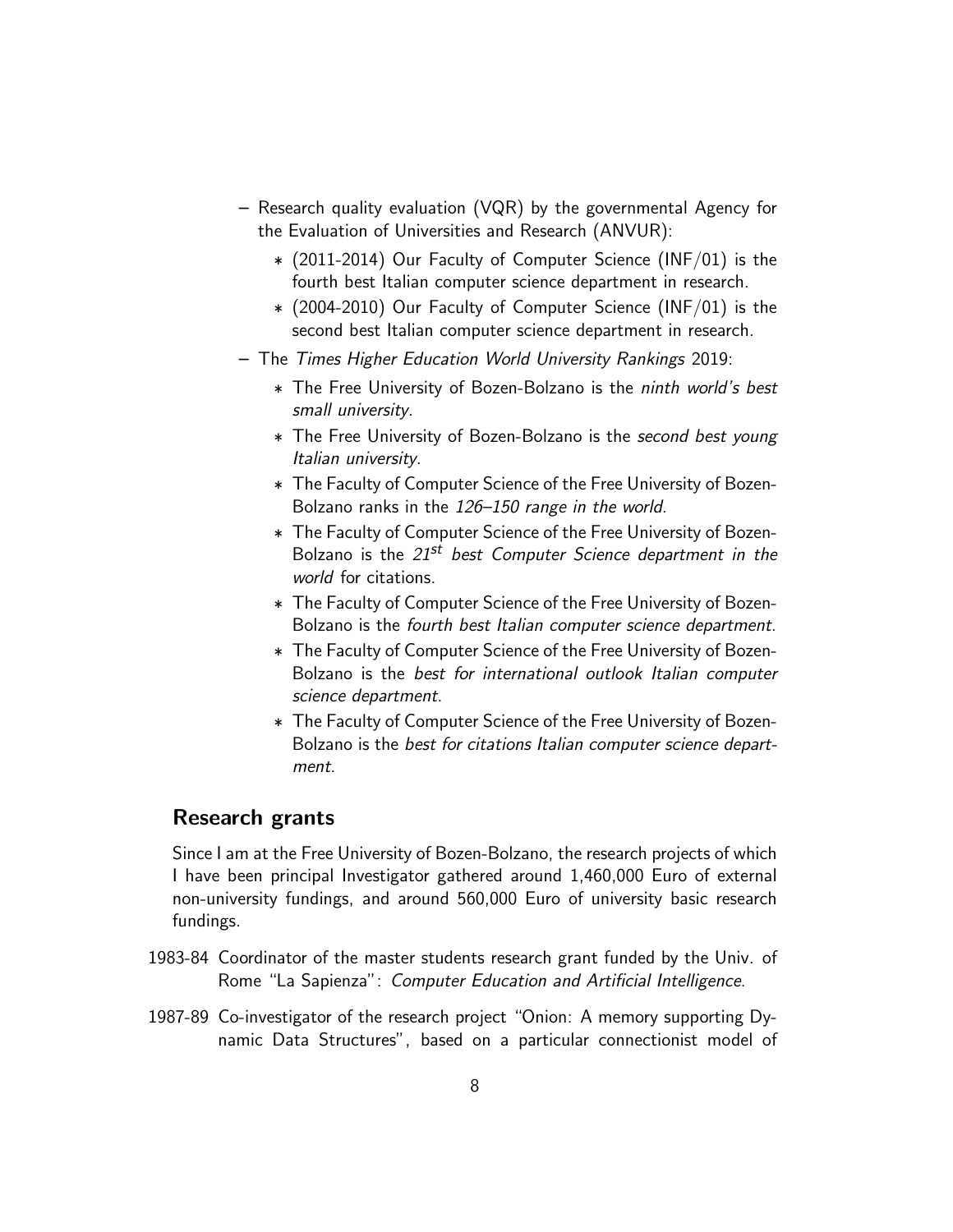- Research quality evaluation (VQR) by the governmental Agency for the Evaluation of Universities and Research (ANVUR):
  * (2011-2014) Our Faculty of Computer Science (INF/01) is the fourth best Italian computer science department in research.
  * (2004-2010) Our Faculty of Computer Science (INF/01) is the second best Italian computer science department in research.
- The *Times Higher Education World University Rankings* 2019:
  * The Free University of Bozen-Bolzano is the *ninth world's best small university*.
  * The Free University of Bozen-Bolzano is the *second best young Italian university*.
  * The Faculty of Computer Science of the Free University of Bozen-Bolzano ranks in the *126–150 range in the world*.
  * The Faculty of Computer Science of the Free University of Bozen-Bolzano is the *21st best Computer Science department in the world* for citations.
  * The Faculty of Computer Science of the Free University of Bozen-Bolzano is the *fourth best Italian computer science department*.
  * The Faculty of Computer Science of the Free University of Bozen-Bolzano is the *best for international outlook Italian computer science department*.
  * The Faculty of Computer Science of the Free University of Bozen-Bolzano is the *best for citations Italian computer science department*.

## Research grants

Since I am at the Free University of Bozen-Bolzano, the research projects of which I have been principal Investigator gathered around 1,460,000 Euro of external non-university fundings, and around 560,000 Euro of university basic research fundings.

1983-84 Coordinator of the master students research grant funded by the Univ. of Rome "La Sapienza": *Computer Education and Artificial Intelligence*.

1987-89 Co-investigator of the research project "Onion: A memory supporting Dynamic Data Structures", based on a particular connectionist model of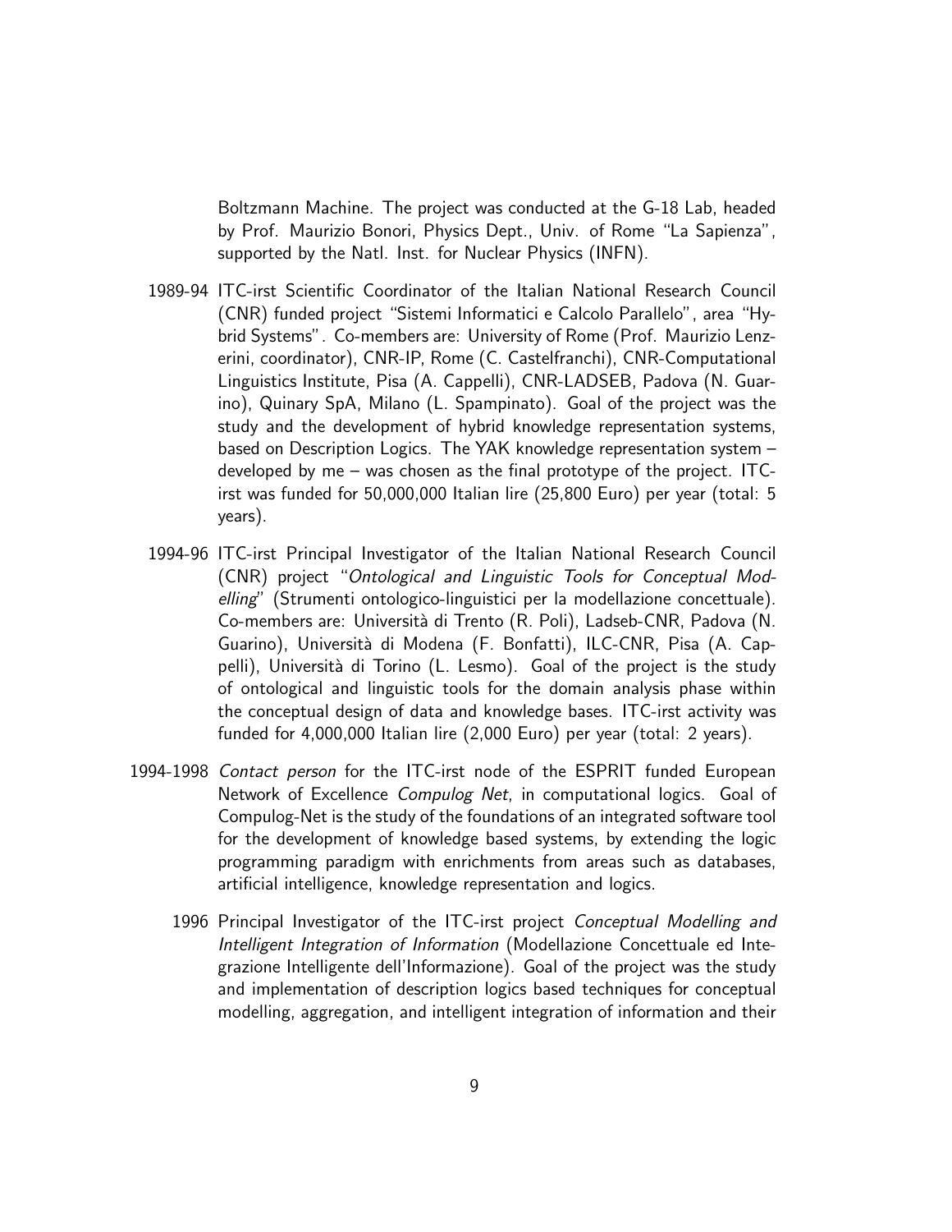Boltzmann Machine. The project was conducted at the G-18 Lab, headed by Prof. Maurizio Bonori, Physics Dept., Univ. of Rome "La Sapienza", supported by the Natl. Inst. for Nuclear Physics (INFN).

1989-94 ITC-irst Scientific Coordinator of the Italian National Research Council (CNR) funded project "Sistemi Informatici e Calcolo Parallelo", area "Hybrid Systems". Co-members are: University of Rome (Prof. Maurizio Lenzerini, coordinator), CNR-IP, Rome (C. Castelfranchi), CNR-Computational Linguistics Institute, Pisa (A. Cappelli), CNR-LADSEB, Padova (N. Guarino), Quinary SpA, Milano (L. Spampinato). Goal of the project was the study and the development of hybrid knowledge representation systems, based on Description Logics. The YAK knowledge representation system – developed by me – was chosen as the final prototype of the project. ITC-irst was funded for 50,000,000 Italian lire (25,800 Euro) per year (total: 5 years).

1994-96 ITC-irst Principal Investigator of the Italian National Research Council (CNR) project "*Ontological and Linguistic Tools for Conceptual Modelling*" (Strumenti ontologico-linguistici per la modellazione concettuale). Co-members are: Università di Trento (R. Poli), Ladseb-CNR, Padova (N. Guarino), Università di Modena (F. Bonfatti), ILC-CNR, Pisa (A. Cappelli), Università di Torino (L. Lesmo). Goal of the project is the study of ontological and linguistic tools for the domain analysis phase within the conceptual design of data and knowledge bases. ITC-irst activity was funded for 4,000,000 Italian lire (2,000 Euro) per year (total: 2 years).

1994-1998 *Contact person* for the ITC-irst node of the ESPRIT funded European Network of Excellence *Compulog Net*, in computational logics. Goal of Compulog-Net is the study of the foundations of an integrated software tool for the development of knowledge based systems, by extending the logic programming paradigm with enrichments from areas such as databases, artificial intelligence, knowledge representation and logics.

1996 Principal Investigator of the ITC-irst project *Conceptual Modelling and Intelligent Integration of Information* (Modellazione Concettuale ed Integrazione Intelligente dell'Informazione). Goal of the project was the study and implementation of description logics based techniques for conceptual modelling, aggregation, and intelligent integration of information and their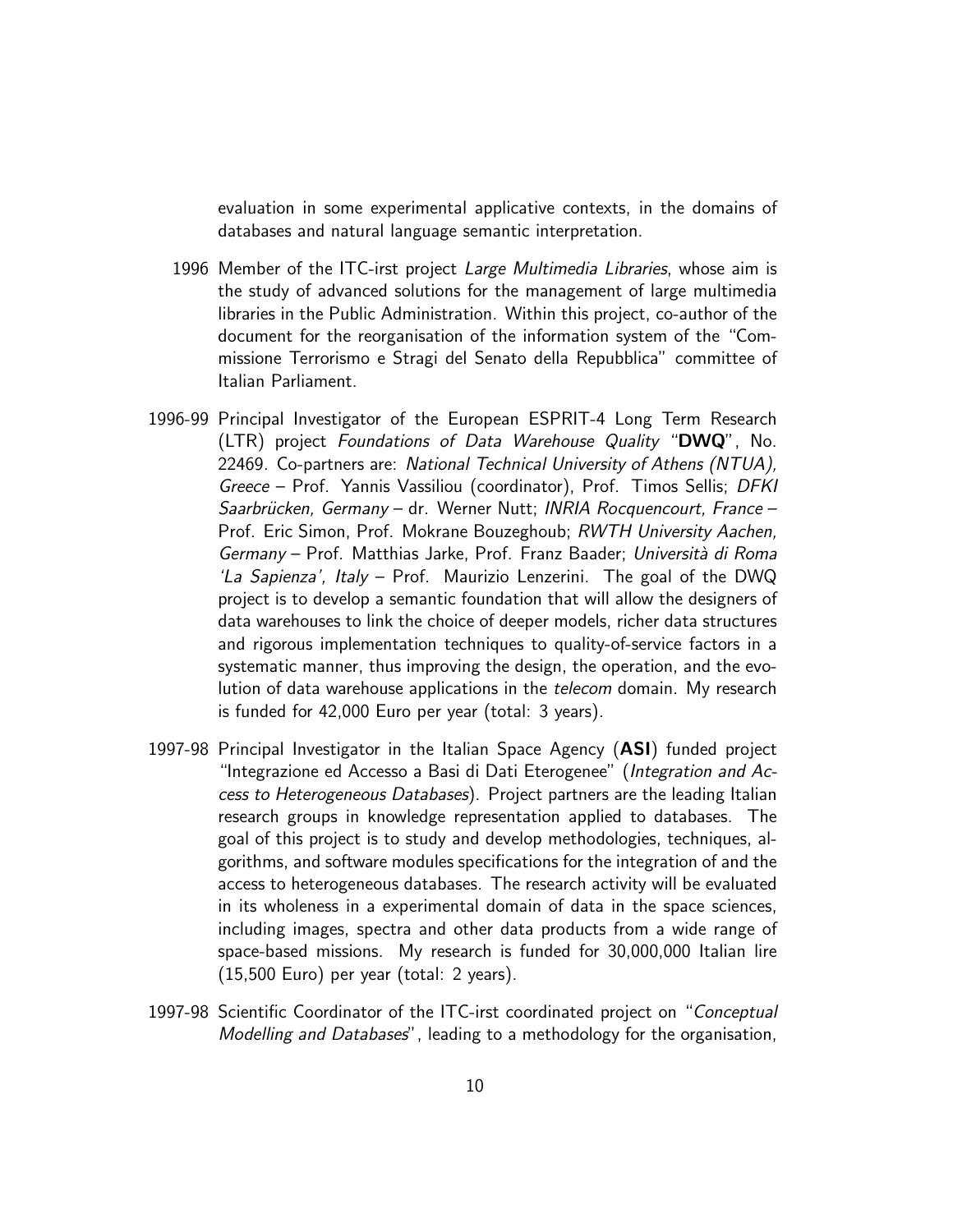evaluation in some experimental applicative contexts, in the domains of databases and natural language semantic interpretation.

1996 Member of the ITC-irst project *Large Multimedia Libraries*, whose aim is the study of advanced solutions for the management of large multimedia libraries in the Public Administration. Within this project, co-author of the document for the reorganisation of the information system of the "Commissione Terrorismo e Stragi del Senato della Repubblica" committee of Italian Parliament.

1996-99 Principal Investigator of the European ESPRIT-4 Long Term Research (LTR) project *Foundations of Data Warehouse Quality* "**DWQ**", No. 22469. Co-partners are: *National Technical University of Athens (NTUA), Greece* – Prof. Yannis Vassiliou (coordinator), Prof. Timos Sellis; *DFKI Saarbrücken, Germany* – dr. Werner Nutt; *INRIA Rocquencourt, France* – Prof. Eric Simon, Prof. Mokrane Bouzeghoub; *RWTH University Aachen, Germany* – Prof. Matthias Jarke, Prof. Franz Baader; *Università di Roma 'La Sapienza', Italy* – Prof. Maurizio Lenzerini. The goal of the DWQ project is to develop a semantic foundation that will allow the designers of data warehouses to link the choice of deeper models, richer data structures and rigorous implementation techniques to quality-of-service factors in a systematic manner, thus improving the design, the operation, and the evolution of data warehouse applications in the *telecom* domain. My research is funded for 42,000 Euro per year (total: 3 years).

1997-98 Principal Investigator in the Italian Space Agency (**ASI**) funded project "Integrazione ed Accesso a Basi di Dati Eterogenee" (*Integration and Access to Heterogeneous Databases*). Project partners are the leading Italian research groups in knowledge representation applied to databases. The goal of this project is to study and develop methodologies, techniques, algorithms, and software modules specifications for the integration of and the access to heterogeneous databases. The research activity will be evaluated in its wholeness in a experimental domain of data in the space sciences, including images, spectra and other data products from a wide range of space-based missions. My research is funded for 30,000,000 Italian lire (15,500 Euro) per year (total: 2 years).

1997-98 Scientific Coordinator of the ITC-irst coordinated project on "*Conceptual Modelling and Databases*", leading to a methodology for the organisation,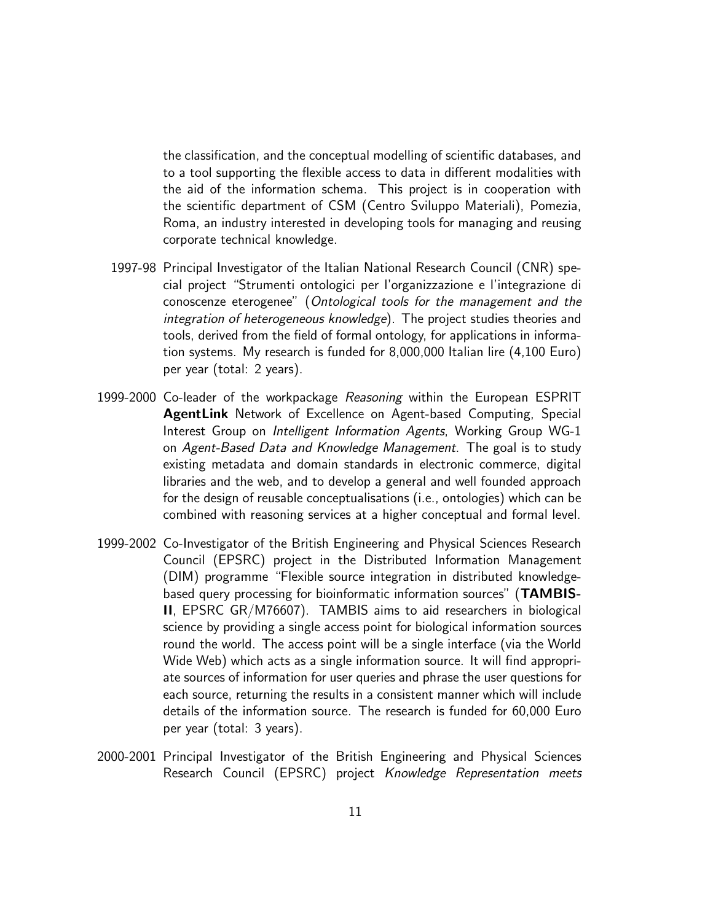the classification, and the conceptual modelling of scientific databases, and to a tool supporting the flexible access to data in different modalities with the aid of the information schema. This project is in cooperation with the scientific department of CSM (Centro Sviluppo Materiali), Pomezia, Roma, an industry interested in developing tools for managing and reusing corporate technical knowledge.

1997-98 Principal Investigator of the Italian National Research Council (CNR) special project "Strumenti ontologici per l'organizzazione e l'integrazione di conoscenze eterogenee" (*Ontological tools for the management and the integration of heterogeneous knowledge*). The project studies theories and tools, derived from the field of formal ontology, for applications in information systems. My research is funded for 8,000,000 Italian lire (4,100 Euro) per year (total: 2 years).

1999-2000 Co-leader of the workpackage *Reasoning* within the European ESPRIT **AgentLink** Network of Excellence on Agent-based Computing, Special Interest Group on *Intelligent Information Agents*, Working Group WG-1 on *Agent-Based Data and Knowledge Management*. The goal is to study existing metadata and domain standards in electronic commerce, digital libraries and the web, and to develop a general and well founded approach for the design of reusable conceptualisations (i.e., ontologies) which can be combined with reasoning services at a higher conceptual and formal level.

1999-2002 Co-Investigator of the British Engineering and Physical Sciences Research Council (EPSRC) project in the Distributed Information Management (DIM) programme "Flexible source integration in distributed knowledge-based query processing for bioinformatic information sources" (**TAMBIS-II**, EPSRC GR/M76607). TAMBIS aims to aid researchers in biological science by providing a single access point for biological information sources round the world. The access point will be a single interface (via the World Wide Web) which acts as a single information source. It will find appropriate sources of information for user queries and phrase the user questions for each source, returning the results in a consistent manner which will include details of the information source. The research is funded for 60,000 Euro per year (total: 3 years).

2000-2001 Principal Investigator of the British Engineering and Physical Sciences Research Council (EPSRC) project *Knowledge Representation meets*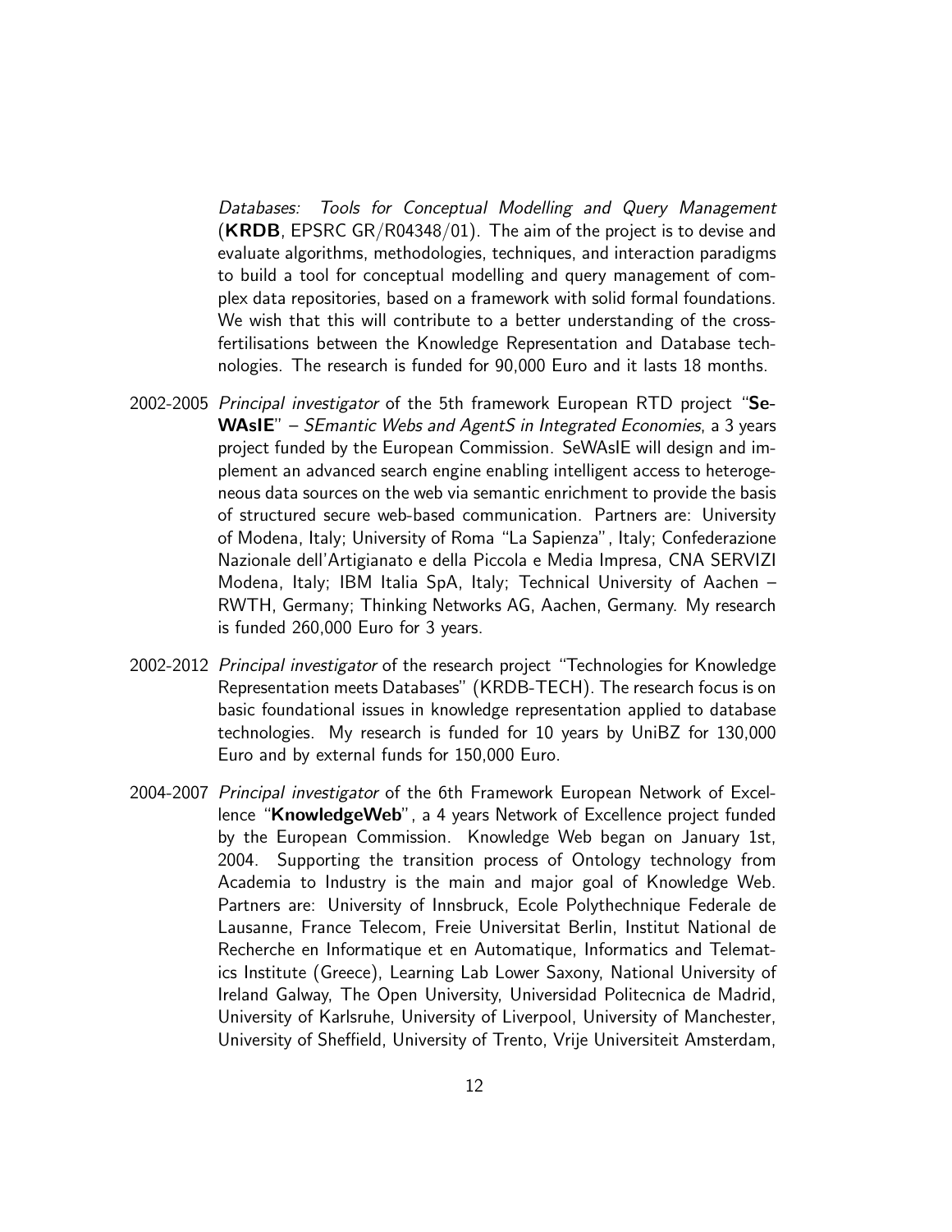*Databases: Tools for Conceptual Modelling and Query Management* (**KRDB**, EPSRC GR/R04348/01). The aim of the project is to devise and evaluate algorithms, methodologies, techniques, and interaction paradigms to build a tool for conceptual modelling and query management of complex data repositories, based on a framework with solid formal foundations. We wish that this will contribute to a better understanding of the cross-fertilisations between the Knowledge Representation and Database technologies. The research is funded for 90,000 Euro and it lasts 18 months.

2002-2005 *Principal investigator* of the 5th framework European RTD project "**SeWAsIE**" – *SEmantic Webs and AgentS in Integrated Economies*, a 3 years project funded by the European Commission. SeWAsIE will design and implement an advanced search engine enabling intelligent access to heterogeneous data sources on the web via semantic enrichment to provide the basis of structured secure web-based communication. Partners are: University of Modena, Italy; University of Roma "La Sapienza", Italy; Confederazione Nazionale dell'Artigianato e della Piccola e Media Impresa, CNA SERVIZI Modena, Italy; IBM Italia SpA, Italy; Technical University of Aachen – RWTH, Germany; Thinking Networks AG, Aachen, Germany. My research is funded 260,000 Euro for 3 years.

2002-2012 *Principal investigator* of the research project "Technologies for Knowledge Representation meets Databases" (KRDB-TECH). The research focus is on basic foundational issues in knowledge representation applied to database technologies. My research is funded for 10 years by UniBZ for 130,000 Euro and by external funds for 150,000 Euro.

2004-2007 *Principal investigator* of the 6th Framework European Network of Excellence "**KnowledgeWeb**", a 4 years Network of Excellence project funded by the European Commission. Knowledge Web began on January 1st, 2004. Supporting the transition process of Ontology technology from Academia to Industry is the main and major goal of Knowledge Web. Partners are: University of Innsbruck, Ecole Polythechnique Federale de Lausanne, France Telecom, Freie Universitat Berlin, Institut National de Recherche en Informatique et en Automatique, Informatics and Telematics Institute (Greece), Learning Lab Lower Saxony, National University of Ireland Galway, The Open University, Universidad Politecnica de Madrid, University of Karlsruhe, University of Liverpool, University of Manchester, University of Sheffield, University of Trento, Vrije Universiteit Amsterdam,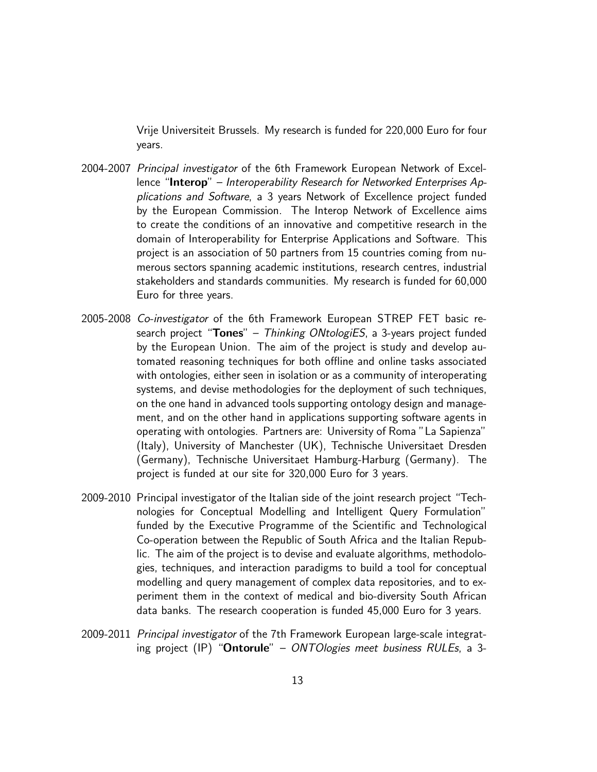Vrije Universiteit Brussels. My research is funded for 220,000 Euro for four years.

2004-2007 *Principal investigator* of the 6th Framework European Network of Excellence "**Interop**" – *Interoperability Research for Networked Enterprises Applications and Software*, a 3 years Network of Excellence project funded by the European Commission. The Interop Network of Excellence aims to create the conditions of an innovative and competitive research in the domain of Interoperability for Enterprise Applications and Software. This project is an association of 50 partners from 15 countries coming from numerous sectors spanning academic institutions, research centres, industrial stakeholders and standards communities. My research is funded for 60,000 Euro for three years.

2005-2008 *Co-investigator* of the 6th Framework European STREP FET basic research project "**Tones**" – *Thinking ONtologiES*, a 3-years project funded by the European Union. The aim of the project is study and develop automated reasoning techniques for both offline and online tasks associated with ontologies, either seen in isolation or as a community of interoperating systems, and devise methodologies for the deployment of such techniques, on the one hand in advanced tools supporting ontology design and management, and on the other hand in applications supporting software agents in operating with ontologies. Partners are: University of Roma "La Sapienza" (Italy), University of Manchester (UK), Technische Universitaet Dresden (Germany), Technische Universitaet Hamburg-Harburg (Germany). The project is funded at our site for 320,000 Euro for 3 years.

2009-2010 Principal investigator of the Italian side of the joint research project "Technologies for Conceptual Modelling and Intelligent Query Formulation" funded by the Executive Programme of the Scientific and Technological Co-operation between the Republic of South Africa and the Italian Republic. The aim of the project is to devise and evaluate algorithms, methodologies, techniques, and interaction paradigms to build a tool for conceptual modelling and query management of complex data repositories, and to experiment them in the context of medical and bio-diversity South African data banks. The research cooperation is funded 45,000 Euro for 3 years.

2009-2011 *Principal investigator* of the 7th Framework European large-scale integrating project (IP) "**Ontorule**" – *ONTOlogies meet business RULEs*, a 3-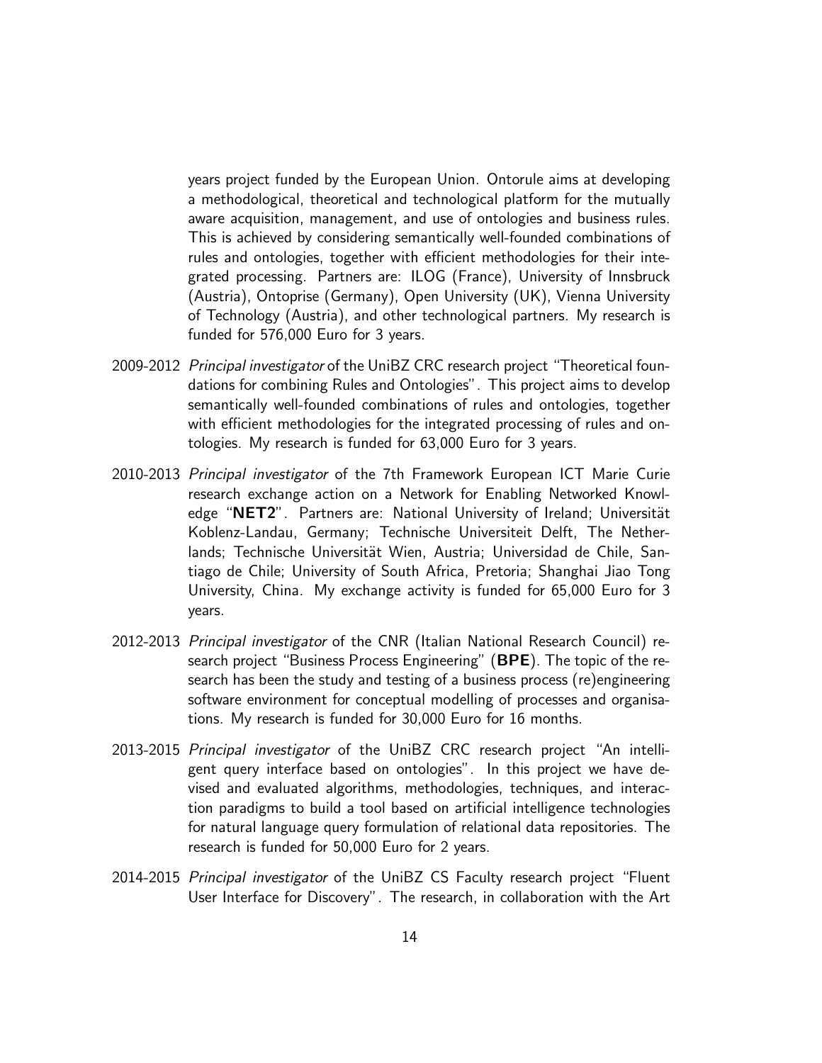years project funded by the European Union. Ontorule aims at developing a methodological, theoretical and technological platform for the mutually aware acquisition, management, and use of ontologies and business rules. This is achieved by considering semantically well-founded combinations of rules and ontologies, together with efficient methodologies for their integrated processing. Partners are: ILOG (France), University of Innsbruck (Austria), Ontoprise (Germany), Open University (UK), Vienna University of Technology (Austria), and other technological partners. My research is funded for 576,000 Euro for 3 years.

2009-2012 *Principal investigator* of the UniBZ CRC research project "Theoretical foundations for combining Rules and Ontologies". This project aims to develop semantically well-founded combinations of rules and ontologies, together with efficient methodologies for the integrated processing of rules and ontologies. My research is funded for 63,000 Euro for 3 years.

2010-2013 *Principal investigator* of the 7th Framework European ICT Marie Curie research exchange action on a Network for Enabling Networked Knowledge "**NET2**". Partners are: National University of Ireland; Universität Koblenz-Landau, Germany; Technische Universiteit Delft, The Netherlands; Technische Universität Wien, Austria; Universidad de Chile, Santiago de Chile; University of South Africa, Pretoria; Shanghai Jiao Tong University, China. My exchange activity is funded for 65,000 Euro for 3 years.

2012-2013 *Principal investigator* of the CNR (Italian National Research Council) research project "Business Process Engineering" (**BPE**). The topic of the research has been the study and testing of a business process (re)engineering software environment for conceptual modelling of processes and organisations. My research is funded for 30,000 Euro for 16 months.

2013-2015 *Principal investigator* of the UniBZ CRC research project "An intelligent query interface based on ontologies". In this project we have devised and evaluated algorithms, methodologies, techniques, and interaction paradigms to build a tool based on artificial intelligence technologies for natural language query formulation of relational data repositories. The research is funded for 50,000 Euro for 2 years.

2014-2015 *Principal investigator* of the UniBZ CS Faculty research project "Fluent User Interface for Discovery". The research, in collaboration with the Art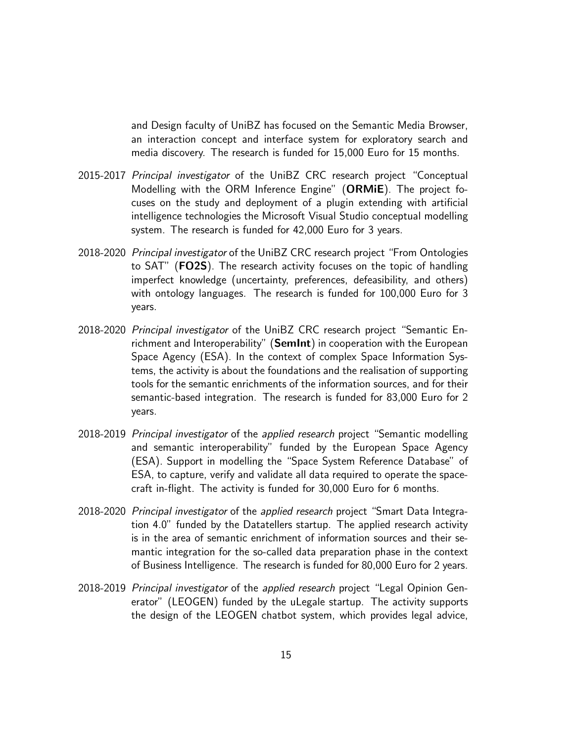and Design faculty of UniBZ has focused on the Semantic Media Browser, an interaction concept and interface system for exploratory search and media discovery. The research is funded for 15,000 Euro for 15 months.

2015-2017 *Principal investigator* of the UniBZ CRC research project "Conceptual Modelling with the ORM Inference Engine" (**ORMiE**). The project focuses on the study and deployment of a plugin extending with artificial intelligence technologies the Microsoft Visual Studio conceptual modelling system. The research is funded for 42,000 Euro for 3 years.

2018-2020 *Principal investigator* of the UniBZ CRC research project "From Ontologies to SAT" (**FO2S**). The research activity focuses on the topic of handling imperfect knowledge (uncertainty, preferences, defeasibility, and others) with ontology languages. The research is funded for 100,000 Euro for 3 years.

2018-2020 *Principal investigator* of the UniBZ CRC research project "Semantic Enrichment and Interoperability" (**SemInt**) in cooperation with the European Space Agency (ESA). In the context of complex Space Information Systems, the activity is about the foundations and the realisation of supporting tools for the semantic enrichments of the information sources, and for their semantic-based integration. The research is funded for 83,000 Euro for 2 years.

2018-2019 *Principal investigator* of the *applied research* project "Semantic modelling and semantic interoperability" funded by the European Space Agency (ESA). Support in modelling the "Space System Reference Database" of ESA, to capture, verify and validate all data required to operate the spacecraft in-flight. The activity is funded for 30,000 Euro for 6 months.

2018-2020 *Principal investigator* of the *applied research* project "Smart Data Integration 4.0" funded by the Datatellers startup. The applied research activity is in the area of semantic enrichment of information sources and their semantic integration for the so-called data preparation phase in the context of Business Intelligence. The research is funded for 80,000 Euro for 2 years.

2018-2019 *Principal investigator* of the *applied research* project "Legal Opinion Generator" (LEOGEN) funded by the uLegale startup. The activity supports the design of the LEOGEN chatbot system, which provides legal advice,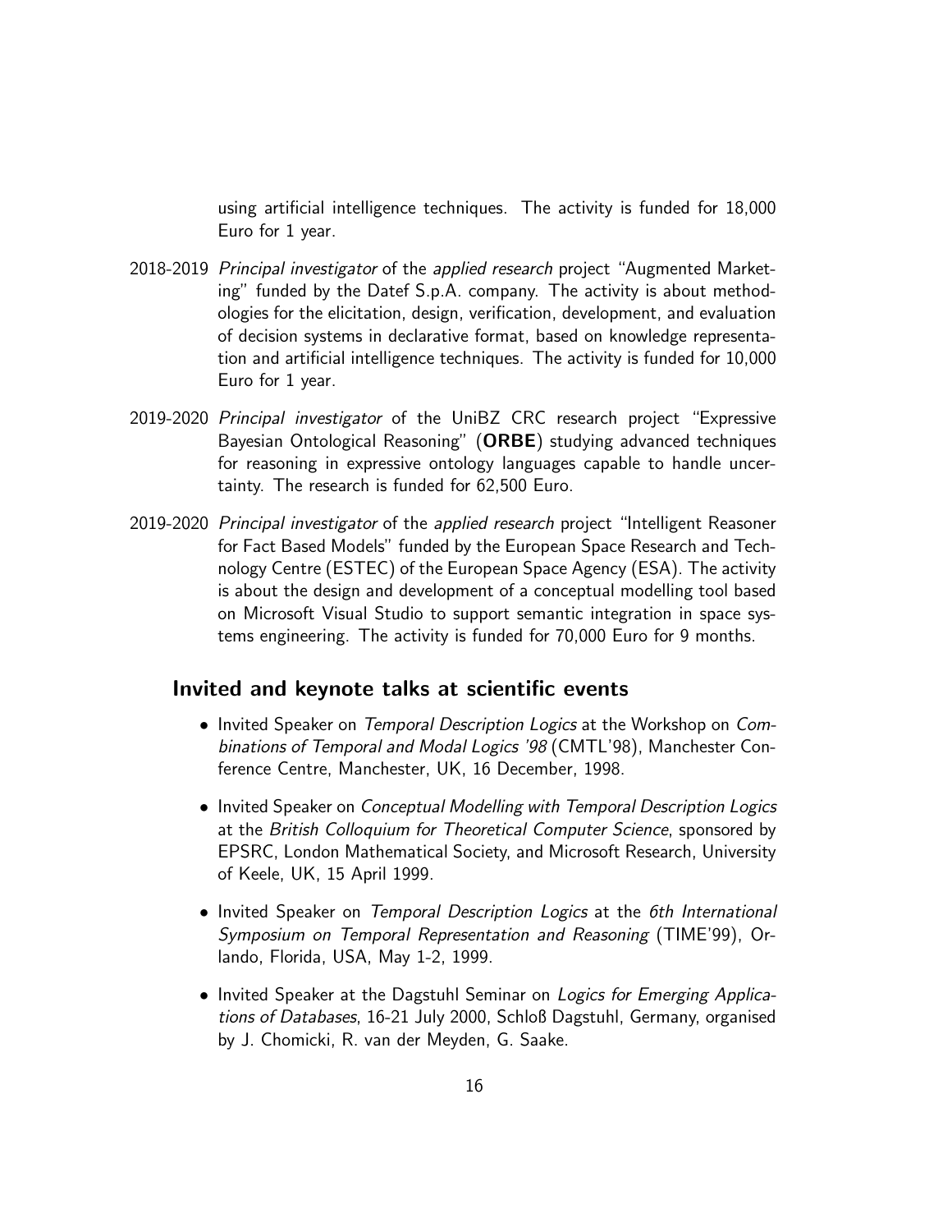using artificial intelligence techniques. The activity is funded for 18,000 Euro for 1 year.

2018-2019 *Principal investigator* of the *applied research* project "Augmented Marketing" funded by the Datef S.p.A. company. The activity is about methodologies for the elicitation, design, verification, development, and evaluation of decision systems in declarative format, based on knowledge representation and artificial intelligence techniques. The activity is funded for 10,000 Euro for 1 year.

2019-2020 *Principal investigator* of the UniBZ CRC research project "Expressive Bayesian Ontological Reasoning" (**ORBE**) studying advanced techniques for reasoning in expressive ontology languages capable to handle uncertainty. The research is funded for 62,500 Euro.

2019-2020 *Principal investigator* of the *applied research* project "Intelligent Reasoner for Fact Based Models" funded by the European Space Research and Technology Centre (ESTEC) of the European Space Agency (ESA). The activity is about the design and development of a conceptual modelling tool based on Microsoft Visual Studio to support semantic integration in space systems engineering. The activity is funded for 70,000 Euro for 9 months.

## Invited and keynote talks at scientific events

- Invited Speaker on *Temporal Description Logics* at the Workshop on *Combinations of Temporal and Modal Logics '98* (CMTL'98), Manchester Conference Centre, Manchester, UK, 16 December, 1998.
- Invited Speaker on *Conceptual Modelling with Temporal Description Logics* at the *British Colloquium for Theoretical Computer Science*, sponsored by EPSRC, London Mathematical Society, and Microsoft Research, University of Keele, UK, 15 April 1999.
- Invited Speaker on *Temporal Description Logics* at the *6th International Symposium on Temporal Representation and Reasoning* (TIME'99), Orlando, Florida, USA, May 1-2, 1999.
- Invited Speaker at the Dagstuhl Seminar on *Logics for Emerging Applications of Databases*, 16-21 July 2000, Schloß Dagstuhl, Germany, organised by J. Chomicki, R. van der Meyden, G. Saake.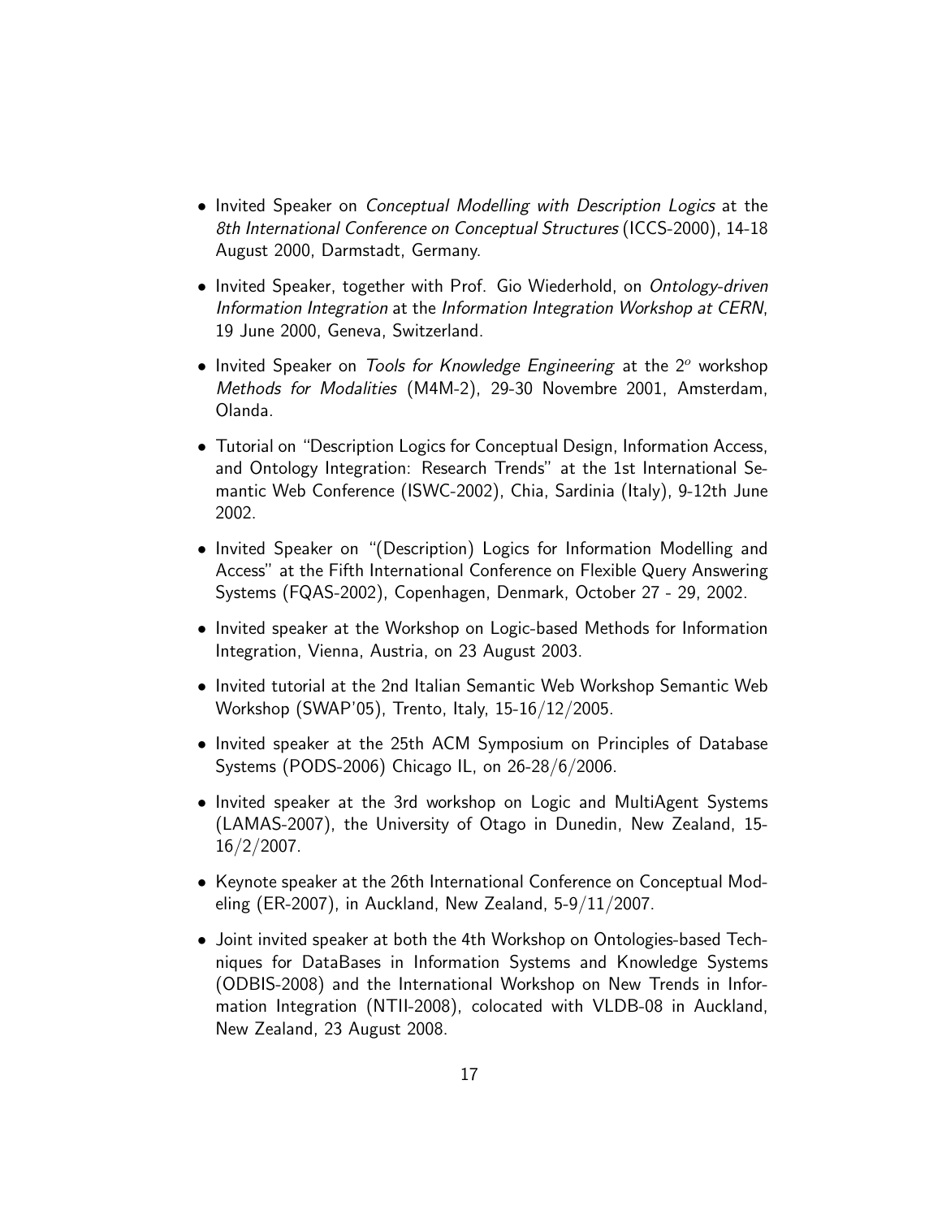- Invited Speaker on *Conceptual Modelling with Description Logics* at the *8th International Conference on Conceptual Structures* (ICCS-2000), 14-18 August 2000, Darmstadt, Germany.
- Invited Speaker, together with Prof. Gio Wiederhold, on *Ontology-driven Information Integration* at the *Information Integration Workshop at CERN*, 19 June 2000, Geneva, Switzerland.
- Invited Speaker on *Tools for Knowledge Engineering* at the $2^o$ workshop *Methods for Modalities* (M4M-2), 29-30 Novembre 2001, Amsterdam, Olanda.
- Tutorial on "Description Logics for Conceptual Design, Information Access, and Ontology Integration: Research Trends" at the 1st International Semantic Web Conference (ISWC-2002), Chia, Sardinia (Italy), 9-12th June 2002.
- Invited Speaker on "(Description) Logics for Information Modelling and Access" at the Fifth International Conference on Flexible Query Answering Systems (FQAS-2002), Copenhagen, Denmark, October 27 - 29, 2002.
- Invited speaker at the Workshop on Logic-based Methods for Information Integration, Vienna, Austria, on 23 August 2003.
- Invited tutorial at the 2nd Italian Semantic Web Workshop Semantic Web Workshop (SWAP'05), Trento, Italy, 15-16/12/2005.
- Invited speaker at the 25th ACM Symposium on Principles of Database Systems (PODS-2006) Chicago IL, on 26-28/6/2006.
- Invited speaker at the 3rd workshop on Logic and MultiAgent Systems (LAMAS-2007), the University of Otago in Dunedin, New Zealand, 15-16/2/2007.
- Keynote speaker at the 26th International Conference on Conceptual Modeling (ER-2007), in Auckland, New Zealand, 5-9/11/2007.
- Joint invited speaker at both the 4th Workshop on Ontologies-based Techniques for DataBases in Information Systems and Knowledge Systems (ODBIS-2008) and the International Workshop on New Trends in Information Integration (NTII-2008), colocated with VLDB-08 in Auckland, New Zealand, 23 August 2008.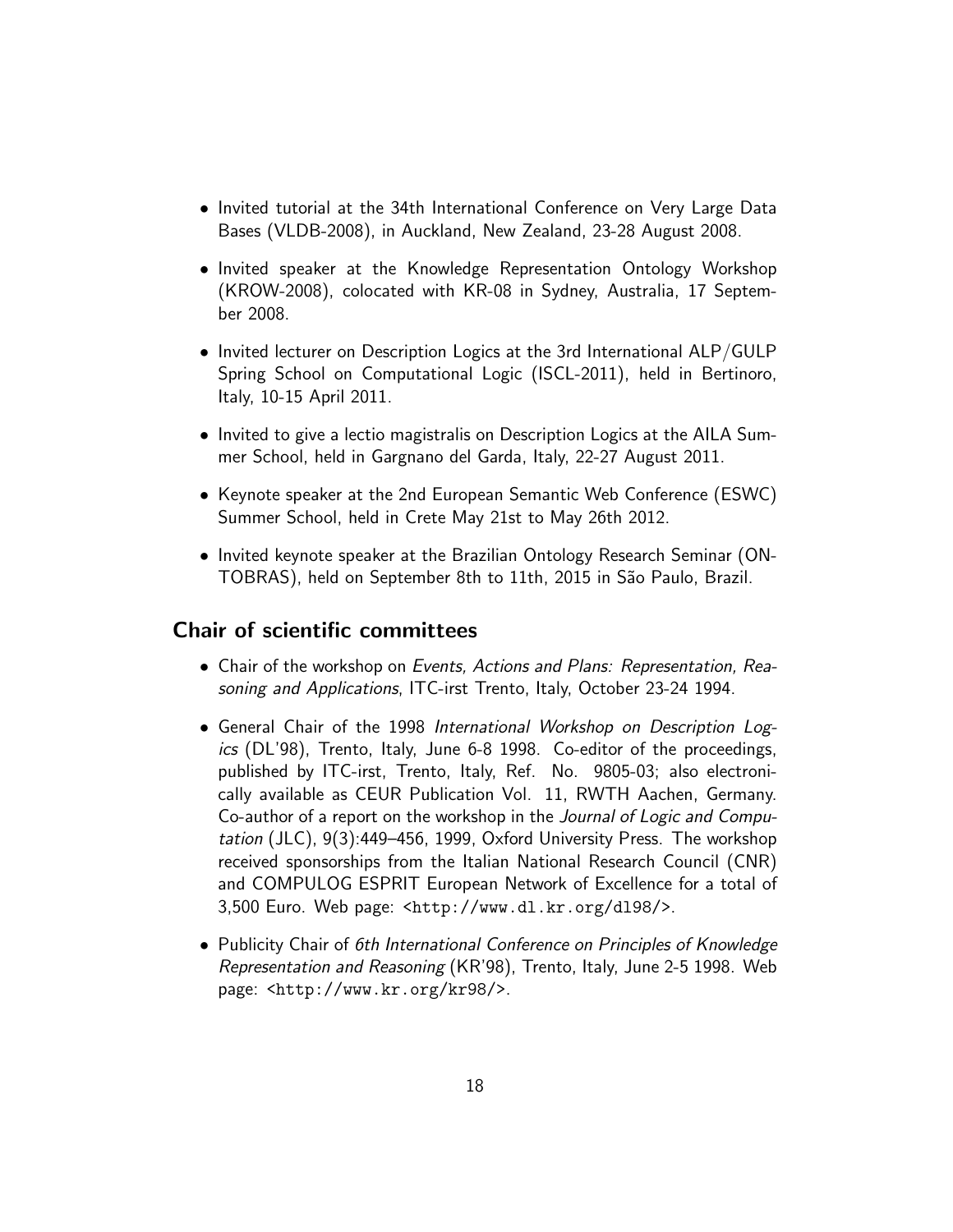- Invited tutorial at the 34th International Conference on Very Large Data Bases (VLDB-2008), in Auckland, New Zealand, 23-28 August 2008.
- Invited speaker at the Knowledge Representation Ontology Workshop (KROW-2008), colocated with KR-08 in Sydney, Australia, 17 September 2008.
- Invited lecturer on Description Logics at the 3rd International ALP/GULP Spring School on Computational Logic (ISCL-2011), held in Bertinoro, Italy, 10-15 April 2011.
- Invited to give a lectio magistralis on Description Logics at the AILA Summer School, held in Gargnano del Garda, Italy, 22-27 August 2011.
- Keynote speaker at the 2nd European Semantic Web Conference (ESWC) Summer School, held in Crete May 21st to May 26th 2012.
- Invited keynote speaker at the Brazilian Ontology Research Seminar (ONTOBRAS), held on September 8th to 11th, 2015 in São Paulo, Brazil.

## Chair of scientific committees

- Chair of the workshop on *Events, Actions and Plans: Representation, Reasoning and Applications*, ITC-irst Trento, Italy, October 23-24 1994.
- General Chair of the 1998 *International Workshop on Description Logics* (DL'98), Trento, Italy, June 6-8 1998. Co-editor of the proceedings, published by ITC-irst, Trento, Italy, Ref. No. 9805-03; also electronically available as CEUR Publication Vol. 11, RWTH Aachen, Germany. Co-author of a report on the workshop in the *Journal of Logic and Computation* (JLC), 9(3):449–456, 1999, Oxford University Press. The workshop received sponsorships from the Italian National Research Council (CNR) and COMPULOG ESPRIT European Network of Excellence for a total of 3,500 Euro. Web page: <http://www.dl.kr.org/dl98/>.
- Publicity Chair of *6th International Conference on Principles of Knowledge Representation and Reasoning* (KR'98), Trento, Italy, June 2-5 1998. Web page: <http://www.kr.org/kr98/>.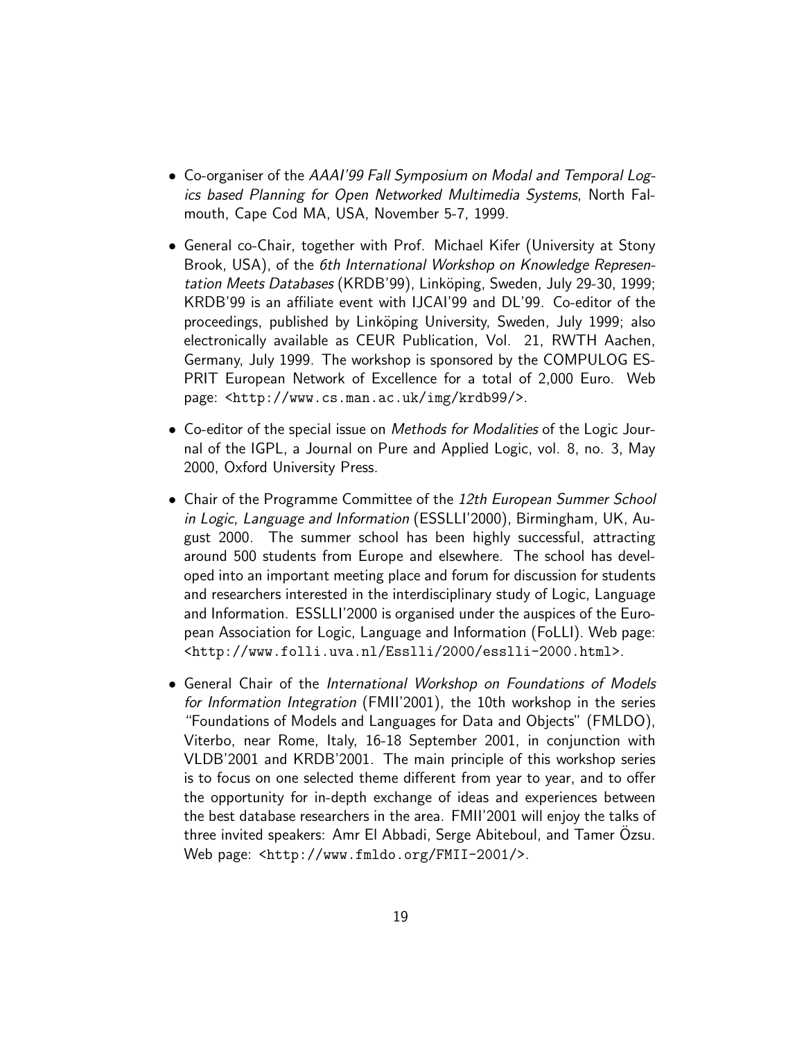- Co-organiser of the *AAAI'99 Fall Symposium on Modal and Temporal Logics based Planning for Open Networked Multimedia Systems*, North Falmouth, Cape Cod MA, USA, November 5-7, 1999.

- General co-Chair, together with Prof. Michael Kifer (University at Stony Brook, USA), of the *6th International Workshop on Knowledge Representation Meets Databases* (KRDB'99), Linköping, Sweden, July 29-30, 1999; KRDB'99 is an affiliate event with IJCAI'99 and DL'99. Co-editor of the proceedings, published by Linköping University, Sweden, July 1999; also electronically available as CEUR Publication, Vol. 21, RWTH Aachen, Germany, July 1999. The workshop is sponsored by the COMPULOG ESPRIT European Network of Excellence for a total of 2,000 Euro. Web page: `<http://www.cs.man.ac.uk/img/krdb99/>`.

- Co-editor of the special issue on *Methods for Modalities* of the Logic Journal of the IGPL, a Journal on Pure and Applied Logic, vol. 8, no. 3, May 2000, Oxford University Press.

- Chair of the Programme Committee of the *12th European Summer School in Logic, Language and Information* (ESSLLI'2000), Birmingham, UK, August 2000. The summer school has been highly successful, attracting around 500 students from Europe and elsewhere. The school has developed into an important meeting place and forum for discussion for students and researchers interested in the interdisciplinary study of Logic, Language and Information. ESSLLI'2000 is organised under the auspices of the European Association for Logic, Language and Information (FoLLI). Web page: `<http://www.folli.uva.nl/Esslli/2000/esslli-2000.html>`.

- General Chair of the *International Workshop on Foundations of Models for Information Integration* (FMII'2001), the 10th workshop in the series "Foundations of Models and Languages for Data and Objects" (FMLDO), Viterbo, near Rome, Italy, 16-18 September 2001, in conjunction with VLDB'2001 and KRDB'2001. The main principle of this workshop series is to focus on one selected theme different from year to year, and to offer the opportunity for in-depth exchange of ideas and experiences between the best database researchers in the area. FMII'2001 will enjoy the talks of three invited speakers: Amr El Abbadi, Serge Abiteboul, and Tamer Özsu. Web page: `<http://www.fmldo.org/FMII-2001/>`.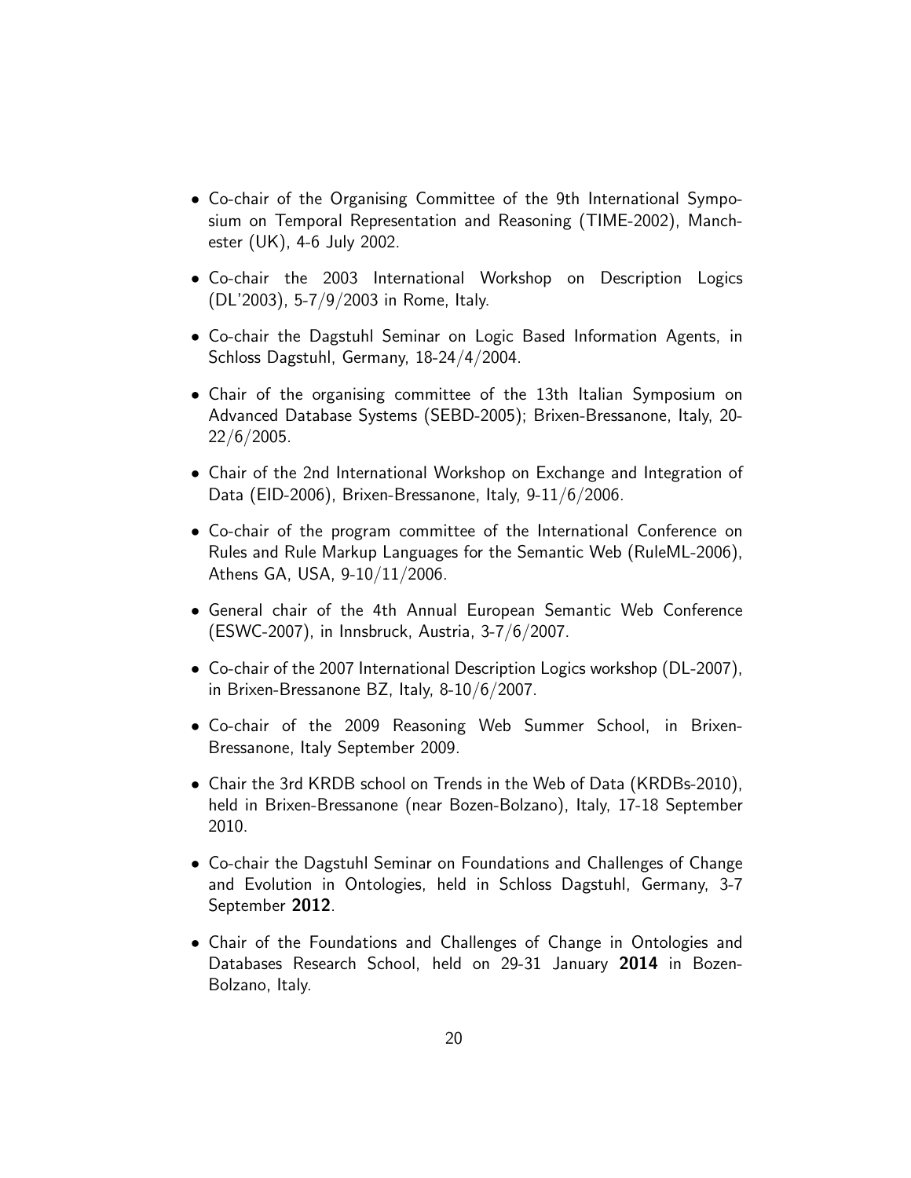- Co-chair of the Organising Committee of the 9th International Symposium on Temporal Representation and Reasoning (TIME-2002), Manchester (UK), 4-6 July 2002.
- Co-chair the 2003 International Workshop on Description Logics (DL'2003), 5-7/9/2003 in Rome, Italy.
- Co-chair the Dagstuhl Seminar on Logic Based Information Agents, in Schloss Dagstuhl, Germany, 18-24/4/2004.
- Chair of the organising committee of the 13th Italian Symposium on Advanced Database Systems (SEBD-2005); Brixen-Bressanone, Italy, 20-22/6/2005.
- Chair of the 2nd International Workshop on Exchange and Integration of Data (EID-2006), Brixen-Bressanone, Italy, 9-11/6/2006.
- Co-chair of the program committee of the International Conference on Rules and Rule Markup Languages for the Semantic Web (RuleML-2006), Athens GA, USA, 9-10/11/2006.
- General chair of the 4th Annual European Semantic Web Conference (ESWC-2007), in Innsbruck, Austria, 3-7/6/2007.
- Co-chair of the 2007 International Description Logics workshop (DL-2007), in Brixen-Bressanone BZ, Italy, 8-10/6/2007.
- Co-chair of the 2009 Reasoning Web Summer School, in Brixen-Bressanone, Italy September 2009.
- Chair the 3rd KRDB school on Trends in the Web of Data (KRDBs-2010), held in Brixen-Bressanone (near Bozen-Bolzano), Italy, 17-18 September 2010.
- Co-chair the Dagstuhl Seminar on Foundations and Challenges of Change and Evolution in Ontologies, held in Schloss Dagstuhl, Germany, 3-7 September **2012**.
- Chair of the Foundations and Challenges of Change in Ontologies and Databases Research School, held on 29-31 January **2014** in Bozen-Bolzano, Italy.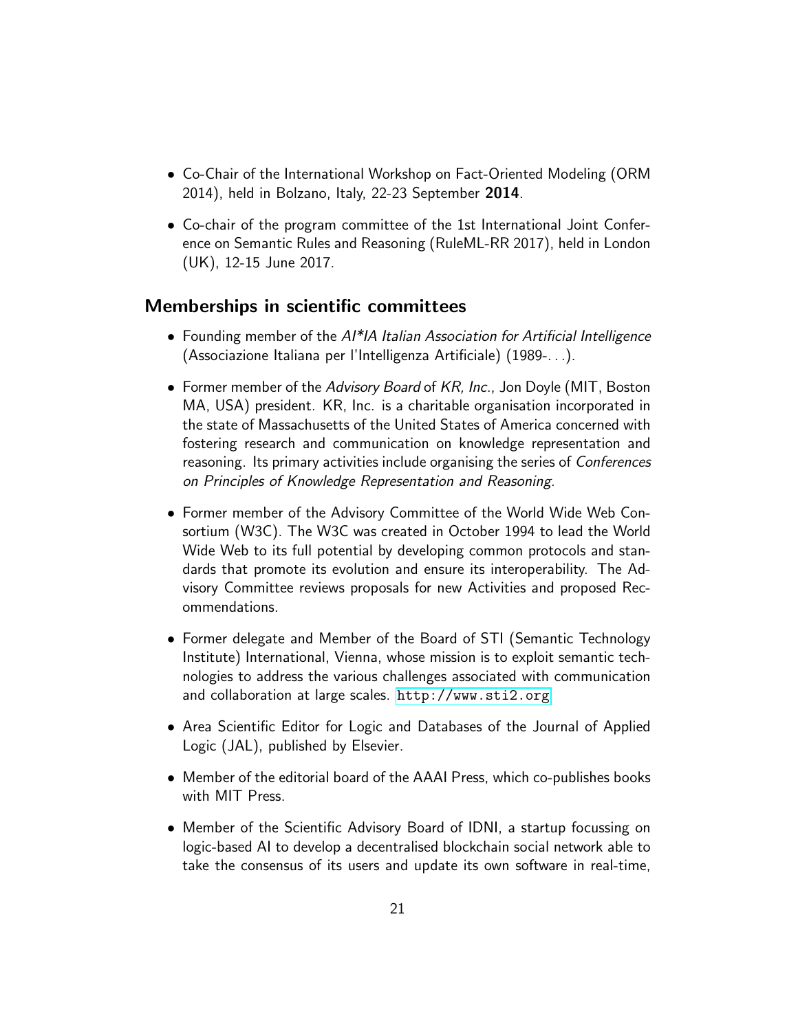- Co-Chair of the International Workshop on Fact-Oriented Modeling (ORM 2014), held in Bolzano, Italy, 22-23 September **2014**.
- Co-chair of the program committee of the 1st International Joint Conference on Semantic Rules and Reasoning (RuleML-RR 2017), held in London (UK), 12-15 June 2017.

## Memberships in scientific committees

- Founding member of the *AI*IA Italian Association for Artificial Intelligence* (Associazione Italiana per l'Intelligenza Artificiale) (1989-. . .).
- Former member of the *Advisory Board* of *KR, Inc.*, Jon Doyle (MIT, Boston MA, USA) president. KR, Inc. is a charitable organisation incorporated in the state of Massachusetts of the United States of America concerned with fostering research and communication on knowledge representation and reasoning. Its primary activities include organising the series of *Conferences on Principles of Knowledge Representation and Reasoning*.
- Former member of the Advisory Committee of the World Wide Web Consortium (W3C). The W3C was created in October 1994 to lead the World Wide Web to its full potential by developing common protocols and standards that promote its evolution and ensure its interoperability. The Advisory Committee reviews proposals for new Activities and proposed Recommendations.
- Former delegate and Member of the Board of STI (Semantic Technology Institute) International, Vienna, whose mission is to exploit semantic technologies to address the various challenges associated with communication and collaboration at large scales. `http://www.sti2.org`
- Area Scientific Editor for Logic and Databases of the Journal of Applied Logic (JAL), published by Elsevier.
- Member of the editorial board of the AAAI Press, which co-publishes books with MIT Press.
- Member of the Scientific Advisory Board of IDNI, a startup focussing on logic-based AI to develop a decentralised blockchain social network able to take the consensus of its users and update its own software in real-time,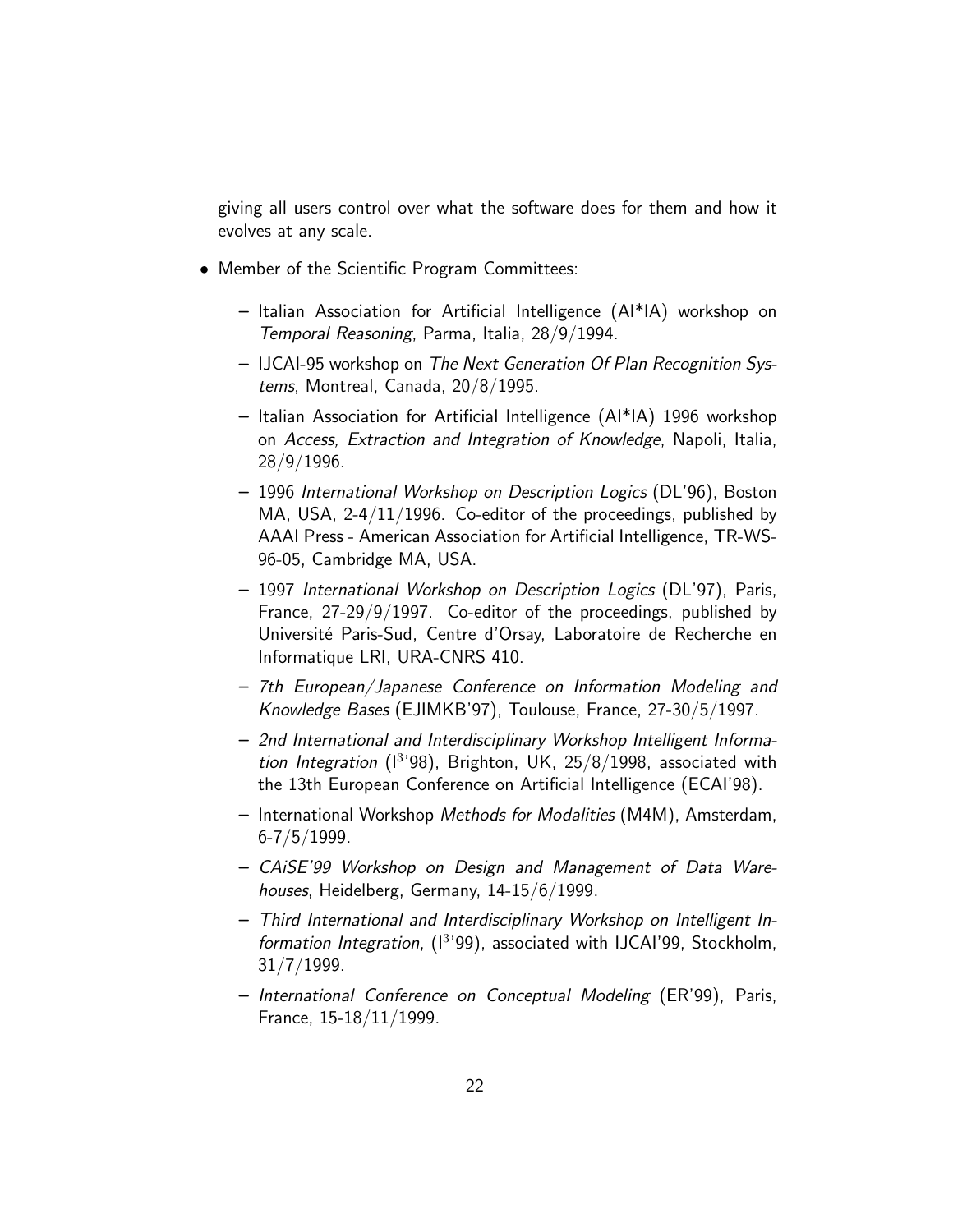giving all users control over what the software does for them and how it evolves at any scale.

- Member of the Scientific Program Committees:
  - Italian Association for Artificial Intelligence (AI*IA) workshop on *Temporal Reasoning*, Parma, Italia, 28/9/1994.
  - IJCAI-95 workshop on *The Next Generation Of Plan Recognition Systems*, Montreal, Canada, 20/8/1995.
  - Italian Association for Artificial Intelligence (AI*IA) 1996 workshop on *Access, Extraction and Integration of Knowledge*, Napoli, Italia, 28/9/1996.
  - 1996 *International Workshop on Description Logics* (DL'96), Boston MA, USA, 2-4/11/1996. Co-editor of the proceedings, published by AAAI Press - American Association for Artificial Intelligence, TR-WS-96-05, Cambridge MA, USA.
  - 1997 *International Workshop on Description Logics* (DL'97), Paris, France, 27-29/9/1997. Co-editor of the proceedings, published by Université Paris-Sud, Centre d'Orsay, Laboratoire de Recherche en Informatique LRI, URA-CNRS 410.
  - *7th European/Japanese Conference on Information Modeling and Knowledge Bases* (EJIMKB'97), Toulouse, France, 27-30/5/1997.
  - *2nd International and Interdisciplinary Workshop Intelligent Information Integration* ($I^3$'98), Brighton, UK, 25/8/1998, associated with the 13th European Conference on Artificial Intelligence (ECAI'98).
  - International Workshop *Methods for Modalities* (M4M), Amsterdam, 6-7/5/1999.
  - *CAiSE'99 Workshop on Design and Management of Data Warehouses*, Heidelberg, Germany, 14-15/6/1999.
  - *Third International and Interdisciplinary Workshop on Intelligent Information Integration*, ($I^3$'99), associated with IJCAI'99, Stockholm, 31/7/1999.
  - *International Conference on Conceptual Modeling* (ER'99), Paris, France, 15-18/11/1999.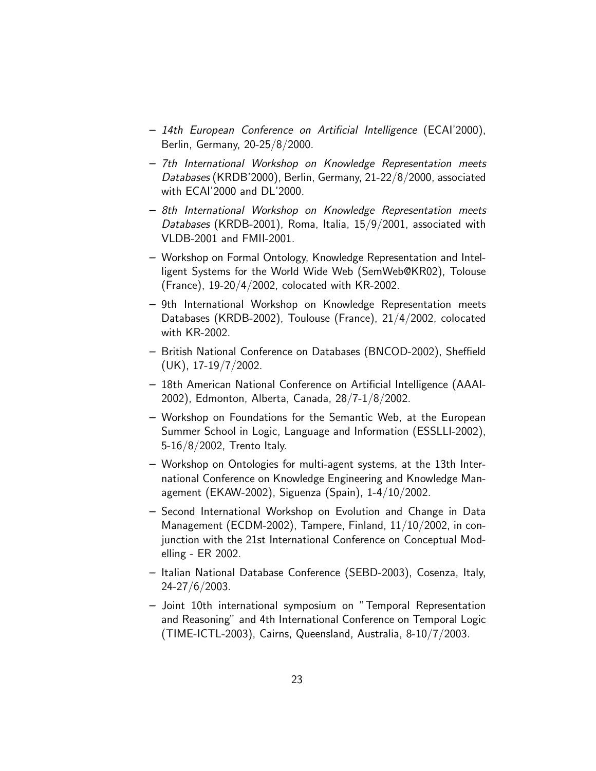- *14th European Conference on Artificial Intelligence* (ECAI'2000), Berlin, Germany, 20-25/8/2000.
- *7th International Workshop on Knowledge Representation meets Databases* (KRDB'2000), Berlin, Germany, 21-22/8/2000, associated with ECAI'2000 and DL'2000.
- *8th International Workshop on Knowledge Representation meets Databases* (KRDB-2001), Roma, Italia, 15/9/2001, associated with VLDB-2001 and FMII-2001.
- Workshop on Formal Ontology, Knowledge Representation and Intelligent Systems for the World Wide Web (SemWeb@KR02), Tolouse (France), 19-20/4/2002, colocated with KR-2002.
- 9th International Workshop on Knowledge Representation meets Databases (KRDB-2002), Toulouse (France), 21/4/2002, colocated with KR-2002.
- British National Conference on Databases (BNCOD-2002), Sheffield (UK), 17-19/7/2002.
- 18th American National Conference on Artificial Intelligence (AAAI-2002), Edmonton, Alberta, Canada, 28/7-1/8/2002.
- Workshop on Foundations for the Semantic Web, at the European Summer School in Logic, Language and Information (ESSLLI-2002), 5-16/8/2002, Trento Italy.
- Workshop on Ontologies for multi-agent systems, at the 13th International Conference on Knowledge Engineering and Knowledge Management (EKAW-2002), Siguenza (Spain), 1-4/10/2002.
- Second International Workshop on Evolution and Change in Data Management (ECDM-2002), Tampere, Finland, 11/10/2002, in conjunction with the 21st International Conference on Conceptual Modelling - ER 2002.
- Italian National Database Conference (SEBD-2003), Cosenza, Italy, 24-27/6/2003.
- Joint 10th international symposium on "Temporal Representation and Reasoning" and 4th International Conference on Temporal Logic (TIME-ICTL-2003), Cairns, Queensland, Australia, 8-10/7/2003.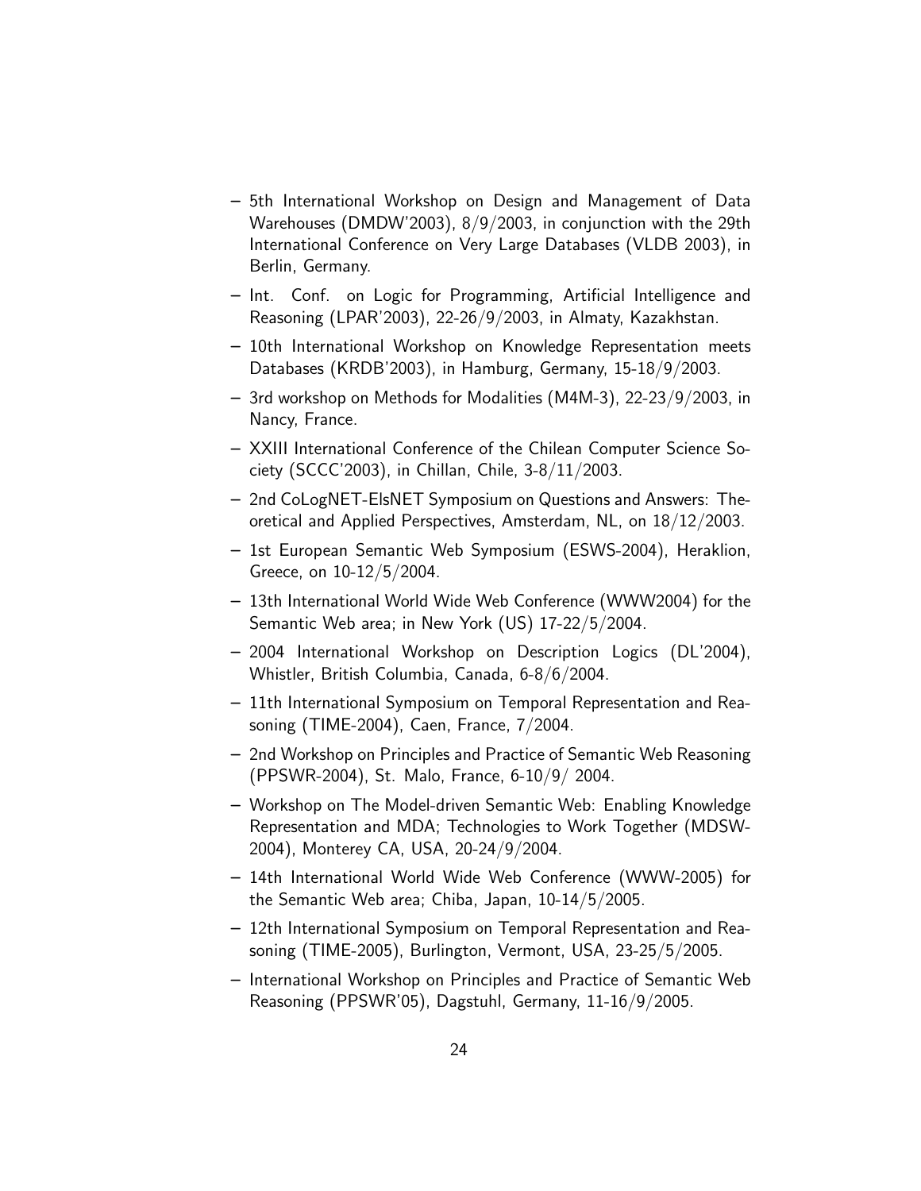- 5th International Workshop on Design and Management of Data Warehouses (DMDW'2003), 8/9/2003, in conjunction with the 29th International Conference on Very Large Databases (VLDB 2003), in Berlin, Germany.
- Int. Conf. on Logic for Programming, Artificial Intelligence and Reasoning (LPAR'2003), 22-26/9/2003, in Almaty, Kazakhstan.
- 10th International Workshop on Knowledge Representation meets Databases (KRDB'2003), in Hamburg, Germany, 15-18/9/2003.
- 3rd workshop on Methods for Modalities (M4M-3), 22-23/9/2003, in Nancy, France.
- XXIII International Conference of the Chilean Computer Science Society (SCCC'2003), in Chillan, Chile, 3-8/11/2003.
- 2nd CoLogNET-ElsNET Symposium on Questions and Answers: Theoretical and Applied Perspectives, Amsterdam, NL, on 18/12/2003.
- 1st European Semantic Web Symposium (ESWS-2004), Heraklion, Greece, on 10-12/5/2004.
- 13th International World Wide Web Conference (WWW2004) for the Semantic Web area; in New York (US) 17-22/5/2004.
- 2004 International Workshop on Description Logics (DL'2004), Whistler, British Columbia, Canada, 6-8/6/2004.
- 11th International Symposium on Temporal Representation and Reasoning (TIME-2004), Caen, France, 7/2004.
- 2nd Workshop on Principles and Practice of Semantic Web Reasoning (PPSWR-2004), St. Malo, France, 6-10/9/ 2004.
- Workshop on The Model-driven Semantic Web: Enabling Knowledge Representation and MDA; Technologies to Work Together (MDSW-2004), Monterey CA, USA, 20-24/9/2004.
- 14th International World Wide Web Conference (WWW-2005) for the Semantic Web area; Chiba, Japan, 10-14/5/2005.
- 12th International Symposium on Temporal Representation and Reasoning (TIME-2005), Burlington, Vermont, USA, 23-25/5/2005.
- International Workshop on Principles and Practice of Semantic Web Reasoning (PPSWR'05), Dagstuhl, Germany, 11-16/9/2005.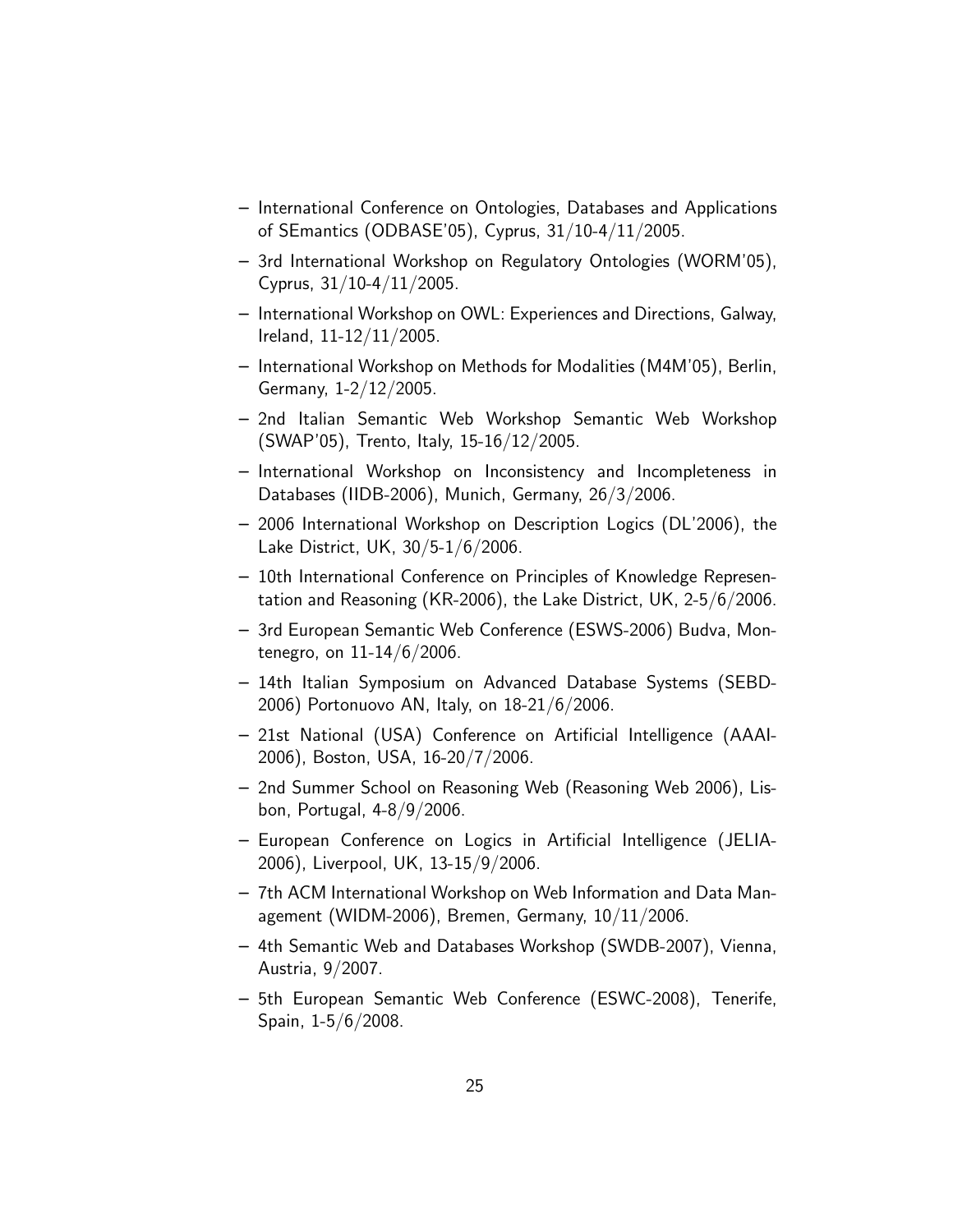- International Conference on Ontologies, Databases and Applications of SEmantics (ODBASE'05), Cyprus, 31/10-4/11/2005.
- 3rd International Workshop on Regulatory Ontologies (WORM'05), Cyprus, 31/10-4/11/2005.
- International Workshop on OWL: Experiences and Directions, Galway, Ireland, 11-12/11/2005.
- International Workshop on Methods for Modalities (M4M'05), Berlin, Germany, 1-2/12/2005.
- 2nd Italian Semantic Web Workshop Semantic Web Workshop (SWAP'05), Trento, Italy, 15-16/12/2005.
- International Workshop on Inconsistency and Incompleteness in Databases (IIDB-2006), Munich, Germany, 26/3/2006.
- 2006 International Workshop on Description Logics (DL'2006), the Lake District, UK, 30/5-1/6/2006.
- 10th International Conference on Principles of Knowledge Representation and Reasoning (KR-2006), the Lake District, UK, 2-5/6/2006.
- 3rd European Semantic Web Conference (ESWS-2006) Budva, Montenegro, on 11-14/6/2006.
- 14th Italian Symposium on Advanced Database Systems (SEBD-2006) Portonuovo AN, Italy, on 18-21/6/2006.
- 21st National (USA) Conference on Artificial Intelligence (AAAI-2006), Boston, USA, 16-20/7/2006.
- 2nd Summer School on Reasoning Web (Reasoning Web 2006), Lisbon, Portugal, 4-8/9/2006.
- European Conference on Logics in Artificial Intelligence (JELIA-2006), Liverpool, UK, 13-15/9/2006.
- 7th ACM International Workshop on Web Information and Data Management (WIDM-2006), Bremen, Germany, 10/11/2006.
- 4th Semantic Web and Databases Workshop (SWDB-2007), Vienna, Austria, 9/2007.
- 5th European Semantic Web Conference (ESWC-2008), Tenerife, Spain, 1-5/6/2008.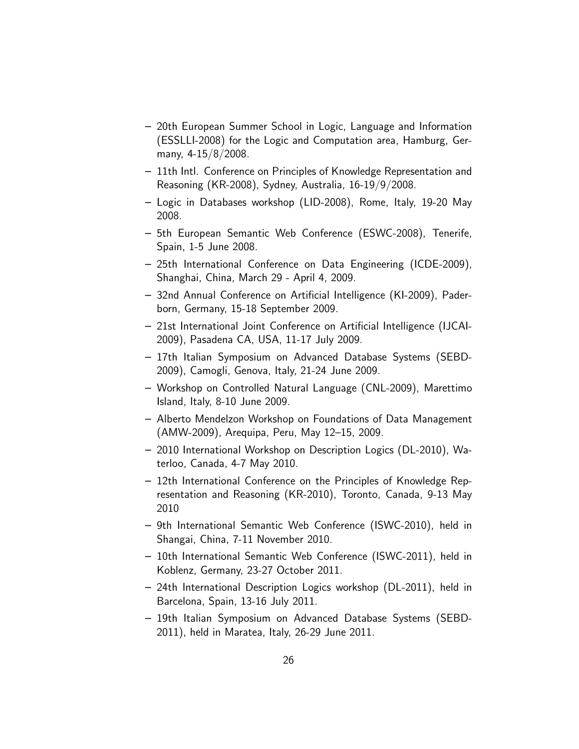- 20th European Summer School in Logic, Language and Information (ESSLLI-2008) for the Logic and Computation area, Hamburg, Germany, 4-15/8/2008.
- 11th Intl. Conference on Principles of Knowledge Representation and Reasoning (KR-2008), Sydney, Australia, 16-19/9/2008.
- Logic in Databases workshop (LID-2008), Rome, Italy, 19-20 May 2008.
- 5th European Semantic Web Conference (ESWC-2008), Tenerife, Spain, 1-5 June 2008.
- 25th International Conference on Data Engineering (ICDE-2009), Shanghai, China, March 29 - April 4, 2009.
- 32nd Annual Conference on Artificial Intelligence (KI-2009), Paderborn, Germany, 15-18 September 2009.
- 21st International Joint Conference on Artificial Intelligence (IJCAI-2009), Pasadena CA, USA, 11-17 July 2009.
- 17th Italian Symposium on Advanced Database Systems (SEBD-2009), Camogli, Genova, Italy, 21-24 June 2009.
- Workshop on Controlled Natural Language (CNL-2009), Marettimo Island, Italy, 8-10 June 2009.
- Alberto Mendelzon Workshop on Foundations of Data Management (AMW-2009), Arequipa, Peru, May 12–15, 2009.
- 2010 International Workshop on Description Logics (DL-2010), Waterloo, Canada, 4-7 May 2010.
- 12th International Conference on the Principles of Knowledge Representation and Reasoning (KR-2010), Toronto, Canada, 9-13 May 2010
- 9th International Semantic Web Conference (ISWC-2010), held in Shangai, China, 7-11 November 2010.
- 10th International Semantic Web Conference (ISWC-2011), held in Koblenz, Germany, 23-27 October 2011.
- 24th International Description Logics workshop (DL-2011), held in Barcelona, Spain, 13-16 July 2011.
- 19th Italian Symposium on Advanced Database Systems (SEBD-2011), held in Maratea, Italy, 26-29 June 2011.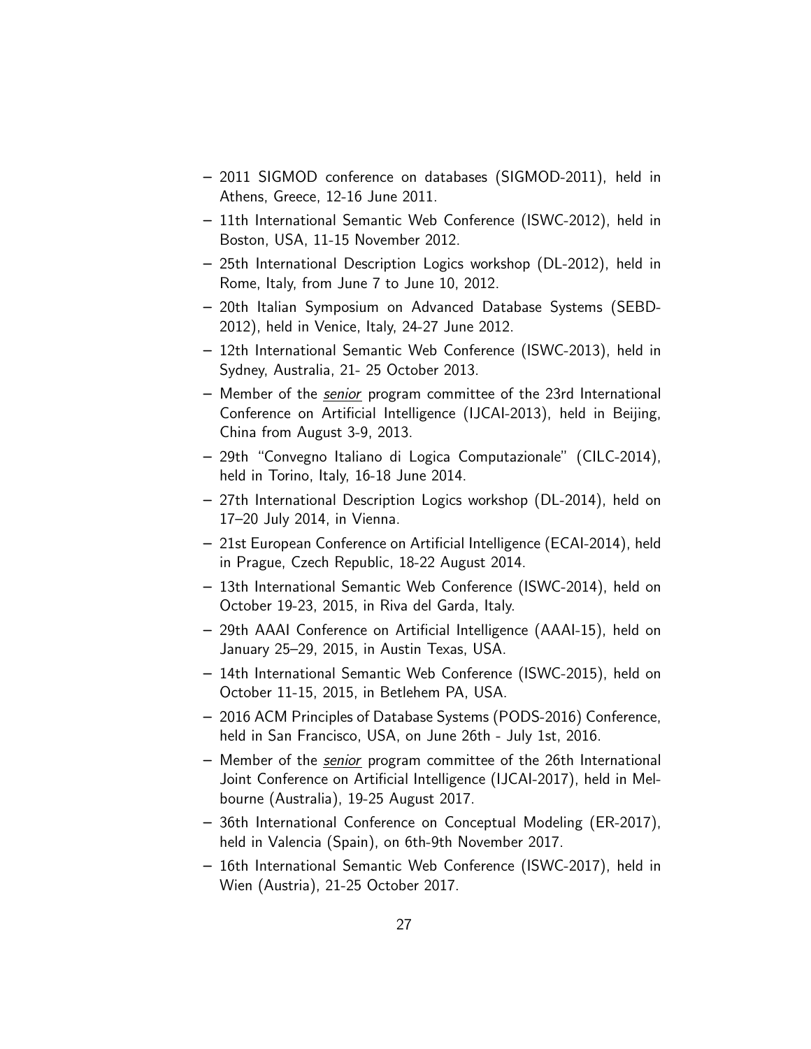- 2011 SIGMOD conference on databases (SIGMOD-2011), held in Athens, Greece, 12-16 June 2011.
- 11th International Semantic Web Conference (ISWC-2012), held in Boston, USA, 11-15 November 2012.
- 25th International Description Logics workshop (DL-2012), held in Rome, Italy, from June 7 to June 10, 2012.
- 20th Italian Symposium on Advanced Database Systems (SEBD-2012), held in Venice, Italy, 24-27 June 2012.
- 12th International Semantic Web Conference (ISWC-2013), held in Sydney, Australia, 21- 25 October 2013.
- Member of the *senior* program committee of the 23rd International Conference on Artificial Intelligence (IJCAI-2013), held in Beijing, China from August 3-9, 2013.
- 29th "Convegno Italiano di Logica Computazionale" (CILC-2014), held in Torino, Italy, 16-18 June 2014.
- 27th International Description Logics workshop (DL-2014), held on 17–20 July 2014, in Vienna.
- 21st European Conference on Artificial Intelligence (ECAI-2014), held in Prague, Czech Republic, 18-22 August 2014.
- 13th International Semantic Web Conference (ISWC-2014), held on October 19-23, 2015, in Riva del Garda, Italy.
- 29th AAAI Conference on Artificial Intelligence (AAAI-15), held on January 25–29, 2015, in Austin Texas, USA.
- 14th International Semantic Web Conference (ISWC-2015), held on October 11-15, 2015, in Betlehem PA, USA.
- 2016 ACM Principles of Database Systems (PODS-2016) Conference, held in San Francisco, USA, on June 26th - July 1st, 2016.
- Member of the *senior* program committee of the 26th International Joint Conference on Artificial Intelligence (IJCAI-2017), held in Melbourne (Australia), 19-25 August 2017.
- 36th International Conference on Conceptual Modeling (ER-2017), held in Valencia (Spain), on 6th-9th November 2017.
- 16th International Semantic Web Conference (ISWC-2017), held in Wien (Austria), 21-25 October 2017.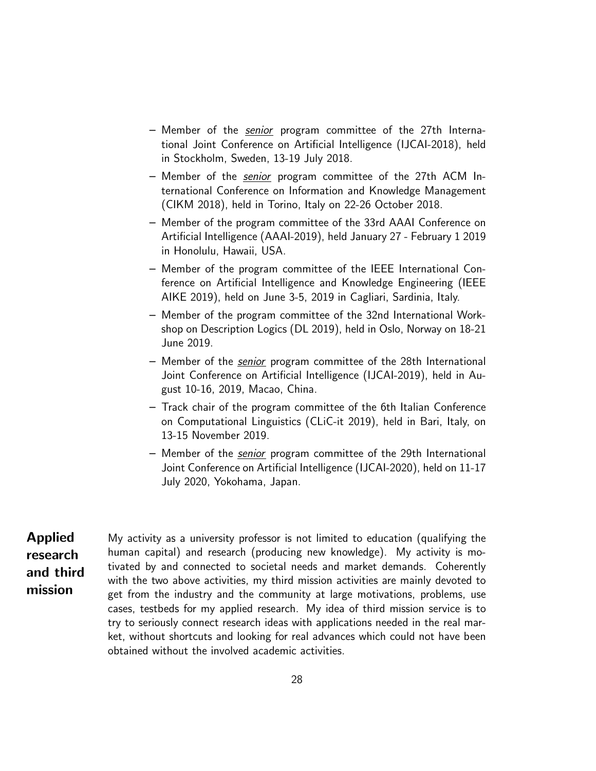- Member of the ***senior*** program committee of the 27th International Joint Conference on Artificial Intelligence (IJCAI-2018), held in Stockholm, Sweden, 13-19 July 2018.
- Member of the ***senior*** program committee of the 27th ACM International Conference on Information and Knowledge Management (CIKM 2018), held in Torino, Italy on 22-26 October 2018.
- Member of the program committee of the 33rd AAAI Conference on Artificial Intelligence (AAAI-2019), held January 27 - February 1 2019 in Honolulu, Hawaii, USA.
- Member of the program committee of the IEEE International Conference on Artificial Intelligence and Knowledge Engineering (IEEE AIKE 2019), held on June 3-5, 2019 in Cagliari, Sardinia, Italy.
- Member of the program committee of the 32nd International Workshop on Description Logics (DL 2019), held in Oslo, Norway on 18-21 June 2019.
- Member of the ***senior*** program committee of the 28th International Joint Conference on Artificial Intelligence (IJCAI-2019), held in August 10-16, 2019, Macao, China.
- Track chair of the program committee of the 6th Italian Conference on Computational Linguistics (CLiC-it 2019), held in Bari, Italy, on 13-15 November 2019.
- Member of the ***senior*** program committee of the 29th International Joint Conference on Artificial Intelligence (IJCAI-2020), held on 11-17 July 2020, Yokohama, Japan.

## Applied research and third mission

My activity as a university professor is not limited to education (qualifying the human capital) and research (producing new knowledge). My activity is motivated by and connected to societal needs and market demands. Coherently with the two above activities, my third mission activities are mainly devoted to get from the industry and the community at large motivations, problems, use cases, testbeds for my applied research. My idea of third mission service is to try to seriously connect research ideas with applications needed in the real market, without shortcuts and looking for real advances which could not have been obtained without the involved academic activities.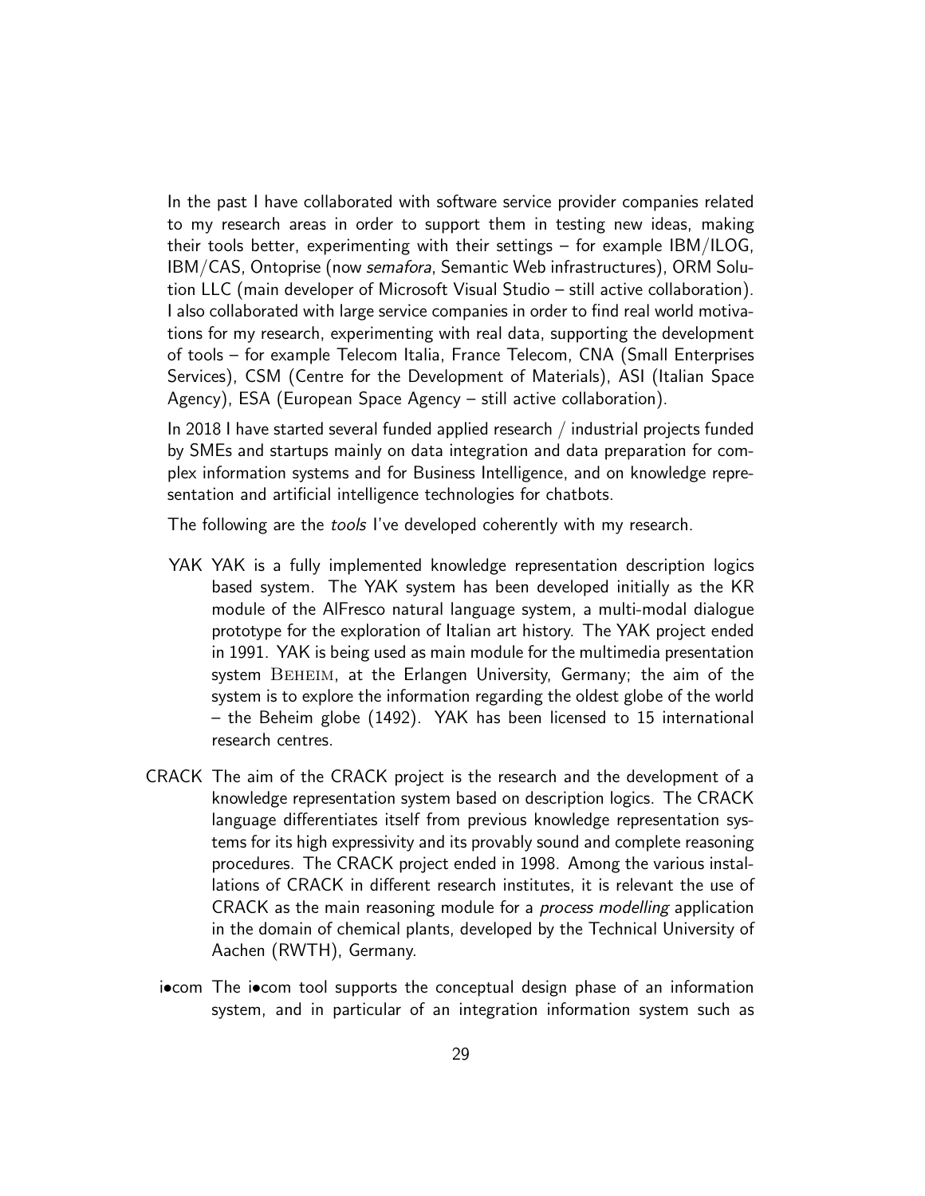In the past I have collaborated with software service provider companies related to my research areas in order to support them in testing new ideas, making their tools better, experimenting with their settings – for example IBM/ILOG, IBM/CAS, Ontoprise (now *semafora*, Semantic Web infrastructures), ORM Solution LLC (main developer of Microsoft Visual Studio – still active collaboration). I also collaborated with large service companies in order to find real world motivations for my research, experimenting with real data, supporting the development of tools – for example Telecom Italia, France Telecom, CNA (Small Enterprises Services), CSM (Centre for the Development of Materials), ASI (Italian Space Agency), ESA (European Space Agency – still active collaboration).

In 2018 I have started several funded applied research / industrial projects funded by SMEs and startups mainly on data integration and data preparation for complex information systems and for Business Intelligence, and on knowledge representation and artificial intelligence technologies for chatbots.

The following are the *tools* I've developed coherently with my research.

- **YAK** YAK is a fully implemented knowledge representation description logics based system. The YAK system has been developed initially as the KR module of the AlFresco natural language system, a multi-modal dialogue prototype for the exploration of Italian art history. The YAK project ended in 1991. YAK is being used as main module for the multimedia presentation system BEHEIM, at the Erlangen University, Germany; the aim of the system is to explore the information regarding the oldest globe of the world – the Beheim globe (1492). YAK has been licensed to 15 international research centres.

- **CRACK** The aim of the CRACK project is the research and the development of a knowledge representation system based on description logics. The CRACK language differentiates itself from previous knowledge representation systems for its high expressivity and its provably sound and complete reasoning procedures. The CRACK project ended in 1998. Among the various installations of CRACK in different research institutes, it is relevant the use of CRACK as the main reasoning module for a *process modelling* application in the domain of chemical plants, developed by the Technical University of Aachen (RWTH), Germany.

- **i•com** The i•com tool supports the conceptual design phase of an information system, and in particular of an integration information system such as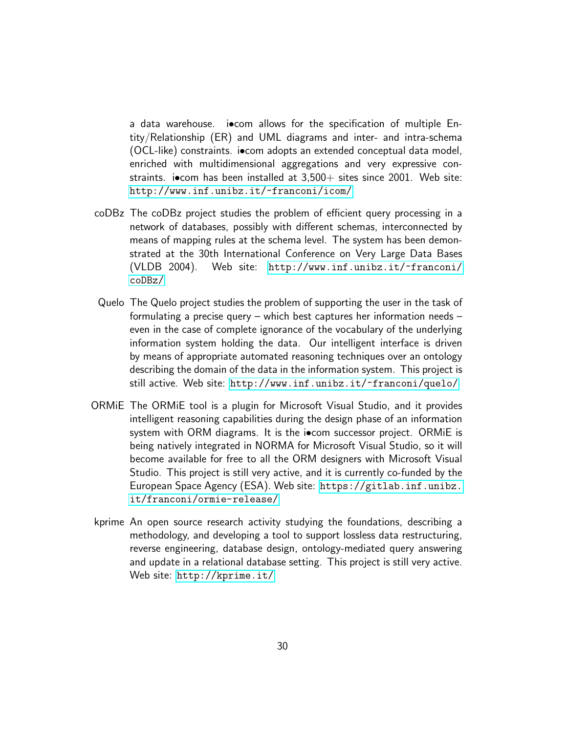a data warehouse. i•com allows for the specification of multiple Entity/Relationship (ER) and UML diagrams and inter- and intra-schema (OCL-like) constraints. i•com adopts an extended conceptual data model, enriched with multidimensional aggregations and very expressive constraints. i•com has been installed at 3,500+ sites since 2001. Web site: http://www.inf.unibz.it/~franconi/icom/

coDBz
: The coDBz project studies the problem of efficient query processing in a network of databases, possibly with different schemas, interconnected by means of mapping rules at the schema level. The system has been demonstrated at the 30th International Conference on Very Large Data Bases (VLDB 2004). Web site: http://www.inf.unibz.it/~franconi/coDBz/

Quelo
: The Quelo project studies the problem of supporting the user in the task of formulating a precise query – which best captures her information needs – even in the case of complete ignorance of the vocabulary of the underlying information system holding the data. Our intelligent interface is driven by means of appropriate automated reasoning techniques over an ontology describing the domain of the data in the information system. This project is still active. Web site: http://www.inf.unibz.it/~franconi/quelo/

ORMiE
: The ORMiE tool is a plugin for Microsoft Visual Studio, and it provides intelligent reasoning capabilities during the design phase of an information system with ORM diagrams. It is the i•com successor project. ORMiE is being natively integrated in NORMA for Microsoft Visual Studio, so it will become available for free to all the ORM designers with Microsoft Visual Studio. This project is still very active, and it is currently co-funded by the European Space Agency (ESA). Web site: https://gitlab.inf.unibz.it/franconi/ormie-release/

kprime
: An open source research activity studying the foundations, describing a methodology, and developing a tool to support lossless data restructuring, reverse engineering, database design, ontology-mediated query answering and update in a relational database setting. This project is still very active. Web site: http://kprime.it/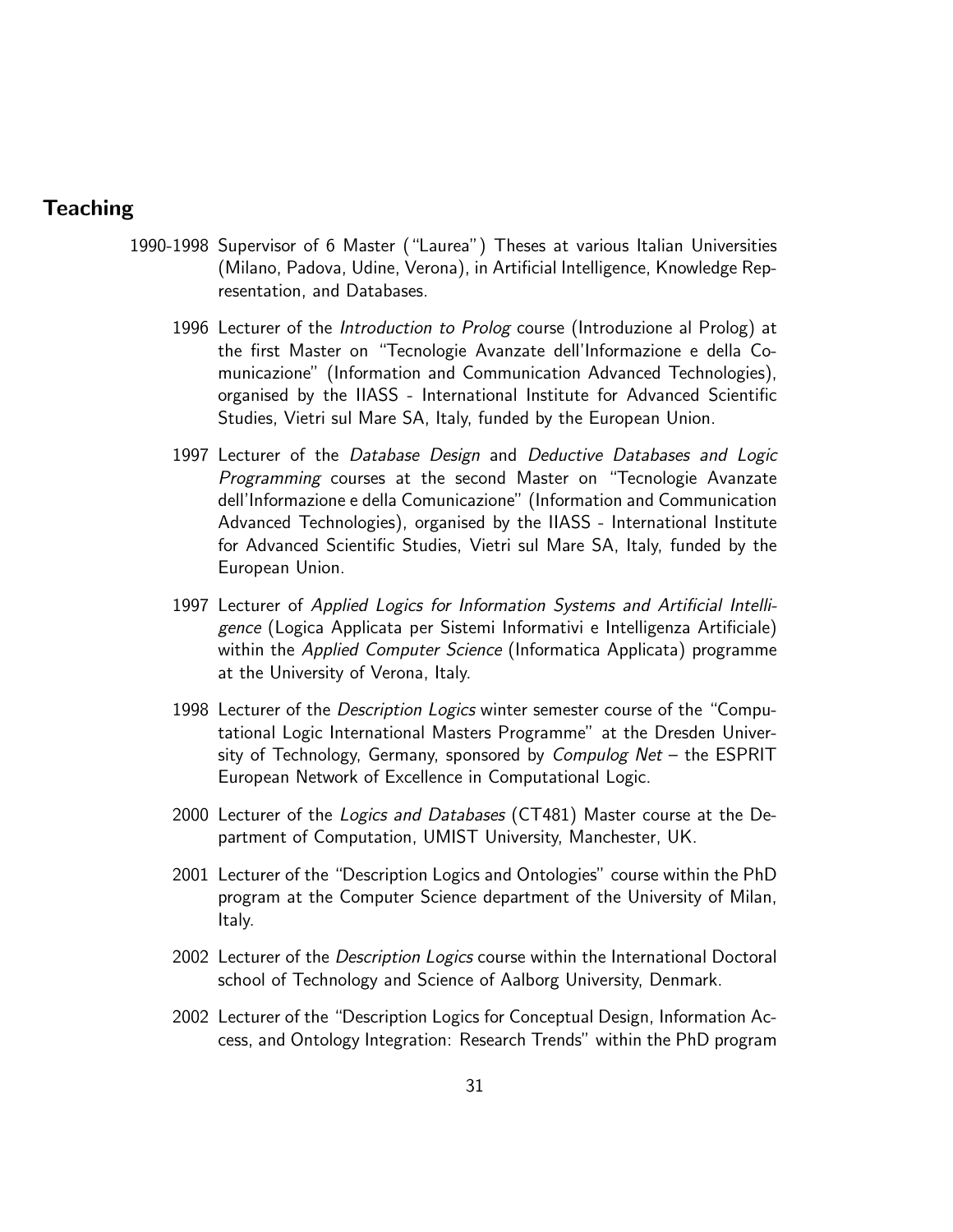## Teaching

1990-1998 Supervisor of 6 Master ("Laurea") Theses at various Italian Universities (Milano, Padova, Udine, Verona), in Artificial Intelligence, Knowledge Representation, and Databases.

1996 Lecturer of the *Introduction to Prolog* course (Introduzione al Prolog) at the first Master on "Tecnologie Avanzate dell'Informazione e della Comunicazione" (Information and Communication Advanced Technologies), organised by the IIASS - International Institute for Advanced Scientific Studies, Vietri sul Mare SA, Italy, funded by the European Union.

1997 Lecturer of the *Database Design* and *Deductive Databases and Logic Programming* courses at the second Master on "Tecnologie Avanzate dell'Informazione e della Comunicazione" (Information and Communication Advanced Technologies), organised by the IIASS - International Institute for Advanced Scientific Studies, Vietri sul Mare SA, Italy, funded by the European Union.

1997 Lecturer of *Applied Logics for Information Systems and Artificial Intelligence* (Logica Applicata per Sistemi Informativi e Intelligenza Artificiale) within the *Applied Computer Science* (Informatica Applicata) programme at the University of Verona, Italy.

1998 Lecturer of the *Description Logics* winter semester course of the "Computational Logic International Masters Programme" at the Dresden University of Technology, Germany, sponsored by *Compulog Net* – the ESPRIT European Network of Excellence in Computational Logic.

2000 Lecturer of the *Logics and Databases* (CT481) Master course at the Department of Computation, UMIST University, Manchester, UK.

2001 Lecturer of the "Description Logics and Ontologies" course within the PhD program at the Computer Science department of the University of Milan, Italy.

2002 Lecturer of the *Description Logics* course within the International Doctoral school of Technology and Science of Aalborg University, Denmark.

2002 Lecturer of the "Description Logics for Conceptual Design, Information Access, and Ontology Integration: Research Trends" within the PhD program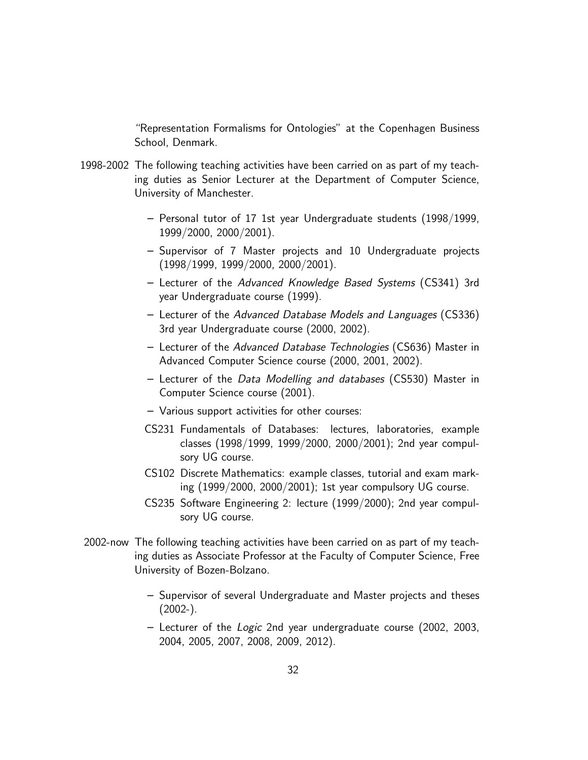"Representation Formalisms for Ontologies" at the Copenhagen Business School, Denmark.

1998-2002 The following teaching activities have been carried on as part of my teaching duties as Senior Lecturer at the Department of Computer Science, University of Manchester.

- Personal tutor of 17 1st year Undergraduate students (1998/1999, 1999/2000, 2000/2001).
- Supervisor of 7 Master projects and 10 Undergraduate projects (1998/1999, 1999/2000, 2000/2001).
- Lecturer of the *Advanced Knowledge Based Systems* (CS341) 3rd year Undergraduate course (1999).
- Lecturer of the *Advanced Database Models and Languages* (CS336) 3rd year Undergraduate course (2000, 2002).
- Lecturer of the *Advanced Database Technologies* (CS636) Master in Advanced Computer Science course (2000, 2001, 2002).
- Lecturer of the *Data Modelling and databases* (CS530) Master in Computer Science course (2001).
- Various support activities for other courses:

CS231 Fundamentals of Databases: lectures, laboratories, example classes (1998/1999, 1999/2000, 2000/2001); 2nd year compulsory UG course.

CS102 Discrete Mathematics: example classes, tutorial and exam marking (1999/2000, 2000/2001); 1st year compulsory UG course.

CS235 Software Engineering 2: lecture (1999/2000); 2nd year compulsory UG course.

2002-now The following teaching activities have been carried on as part of my teaching duties as Associate Professor at the Faculty of Computer Science, Free University of Bozen-Bolzano.

- Supervisor of several Undergraduate and Master projects and theses (2002-).
- Lecturer of the *Logic* 2nd year undergraduate course (2002, 2003, 2004, 2005, 2007, 2008, 2009, 2012).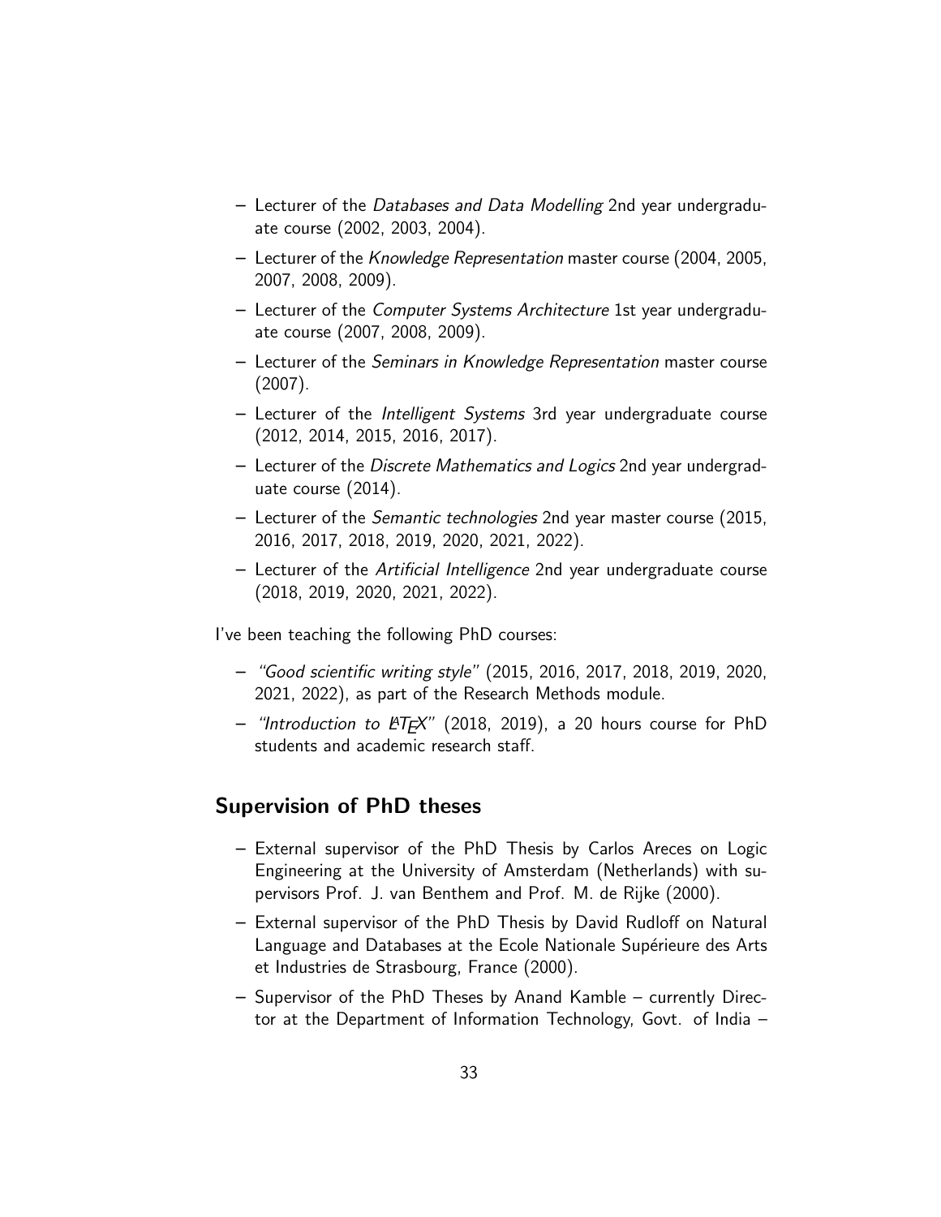- Lecturer of the *Databases and Data Modelling* 2nd year undergraduate course (2002, 2003, 2004).
- Lecturer of the *Knowledge Representation* master course (2004, 2005, 2007, 2008, 2009).
- Lecturer of the *Computer Systems Architecture* 1st year undergraduate course (2007, 2008, 2009).
- Lecturer of the *Seminars in Knowledge Representation* master course (2007).
- Lecturer of the *Intelligent Systems* 3rd year undergraduate course (2012, 2014, 2015, 2016, 2017).
- Lecturer of the *Discrete Mathematics and Logics* 2nd year undergraduate course (2014).
- Lecturer of the *Semantic technologies* 2nd year master course (2015, 2016, 2017, 2018, 2019, 2020, 2021, 2022).
- Lecturer of the *Artificial Intelligence* 2nd year undergraduate course (2018, 2019, 2020, 2021, 2022).

I've been teaching the following PhD courses:

- *"Good scientific writing style"* (2015, 2016, 2017, 2018, 2019, 2020, 2021, 2022), as part of the Research Methods module.
- *"Introduction to LaTeX"* (2018, 2019), a 20 hours course for PhD students and academic research staff.

## Supervision of PhD theses

- External supervisor of the PhD Thesis by Carlos Areces on Logic Engineering at the University of Amsterdam (Netherlands) with supervisors Prof. J. van Benthem and Prof. M. de Rijke (2000).
- External supervisor of the PhD Thesis by David Rudloff on Natural Language and Databases at the Ecole Nationale Supérieure des Arts et Industries de Strasbourg, France (2000).
- Supervisor of the PhD Theses by Anand Kamble – currently Director at the Department of Information Technology, Govt. of India –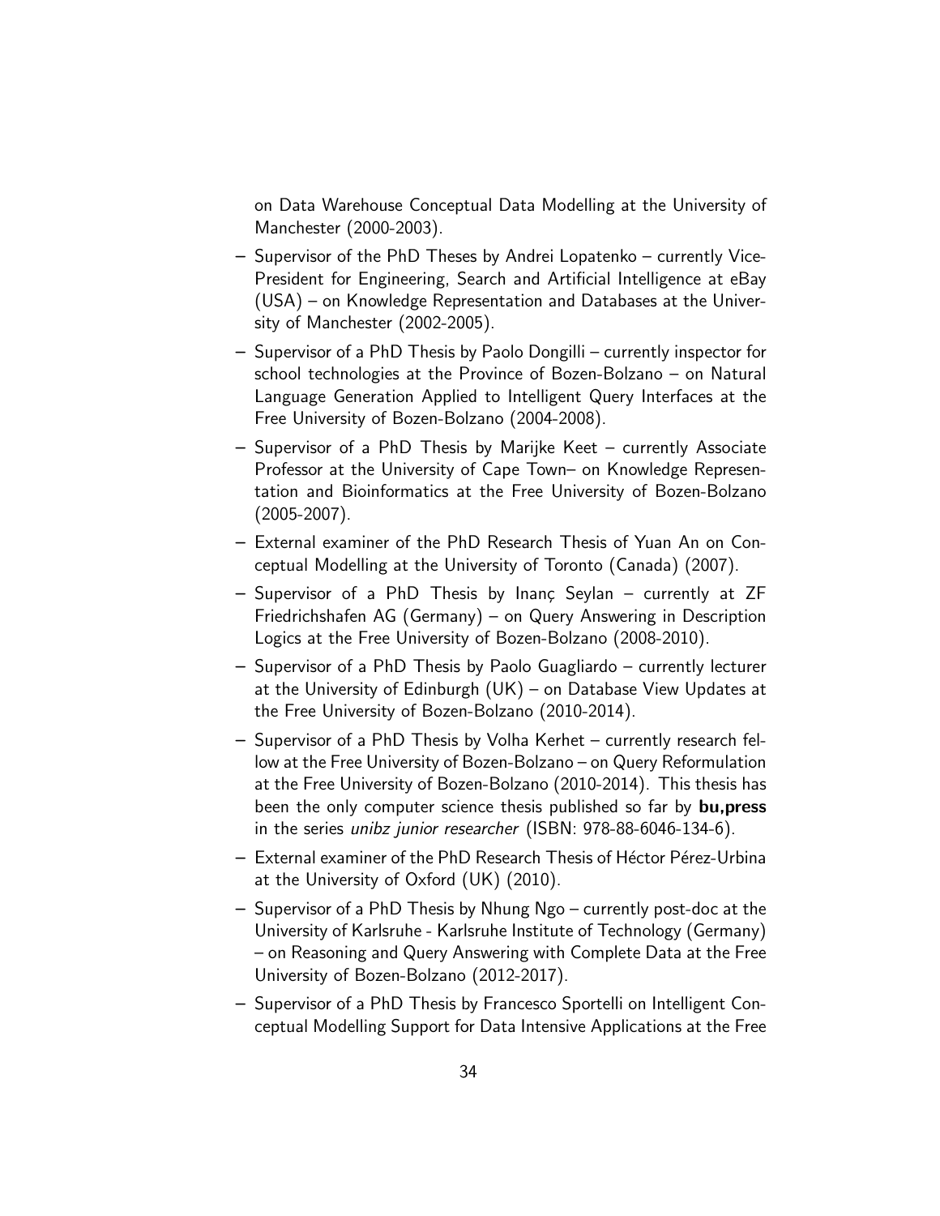on Data Warehouse Conceptual Data Modelling at the University of Manchester (2000-2003).

- Supervisor of the PhD Theses by Andrei Lopatenko – currently Vice-President for Engineering, Search and Artificial Intelligence at eBay (USA) – on Knowledge Representation and Databases at the University of Manchester (2002-2005).
- Supervisor of a PhD Thesis by Paolo Dongilli – currently inspector for school technologies at the Province of Bozen-Bolzano – on Natural Language Generation Applied to Intelligent Query Interfaces at the Free University of Bozen-Bolzano (2004-2008).
- Supervisor of a PhD Thesis by Marijke Keet – currently Associate Professor at the University of Cape Town– on Knowledge Representation and Bioinformatics at the Free University of Bozen-Bolzano (2005-2007).
- External examiner of the PhD Research Thesis of Yuan An on Conceptual Modelling at the University of Toronto (Canada) (2007).
- Supervisor of a PhD Thesis by Inanç Seylan – currently at ZF Friedrichshafen AG (Germany) – on Query Answering in Description Logics at the Free University of Bozen-Bolzano (2008-2010).
- Supervisor of a PhD Thesis by Paolo Guagliardo – currently lecturer at the University of Edinburgh (UK) – on Database View Updates at the Free University of Bozen-Bolzano (2010-2014).
- Supervisor of a PhD Thesis by Volha Kerhet – currently research fellow at the Free University of Bozen-Bolzano – on Query Reformulation at the Free University of Bozen-Bolzano (2010-2014). This thesis has been the only computer science thesis published so far by **bu,press** in the series *unibz junior researcher* (ISBN: 978-88-6046-134-6).
- External examiner of the PhD Research Thesis of Héctor Pérez-Urbina at the University of Oxford (UK) (2010).
- Supervisor of a PhD Thesis by Nhung Ngo – currently post-doc at the University of Karlsruhe - Karlsruhe Institute of Technology (Germany) – on Reasoning and Query Answering with Complete Data at the Free University of Bozen-Bolzano (2012-2017).
- Supervisor of a PhD Thesis by Francesco Sportelli on Intelligent Conceptual Modelling Support for Data Intensive Applications at the Free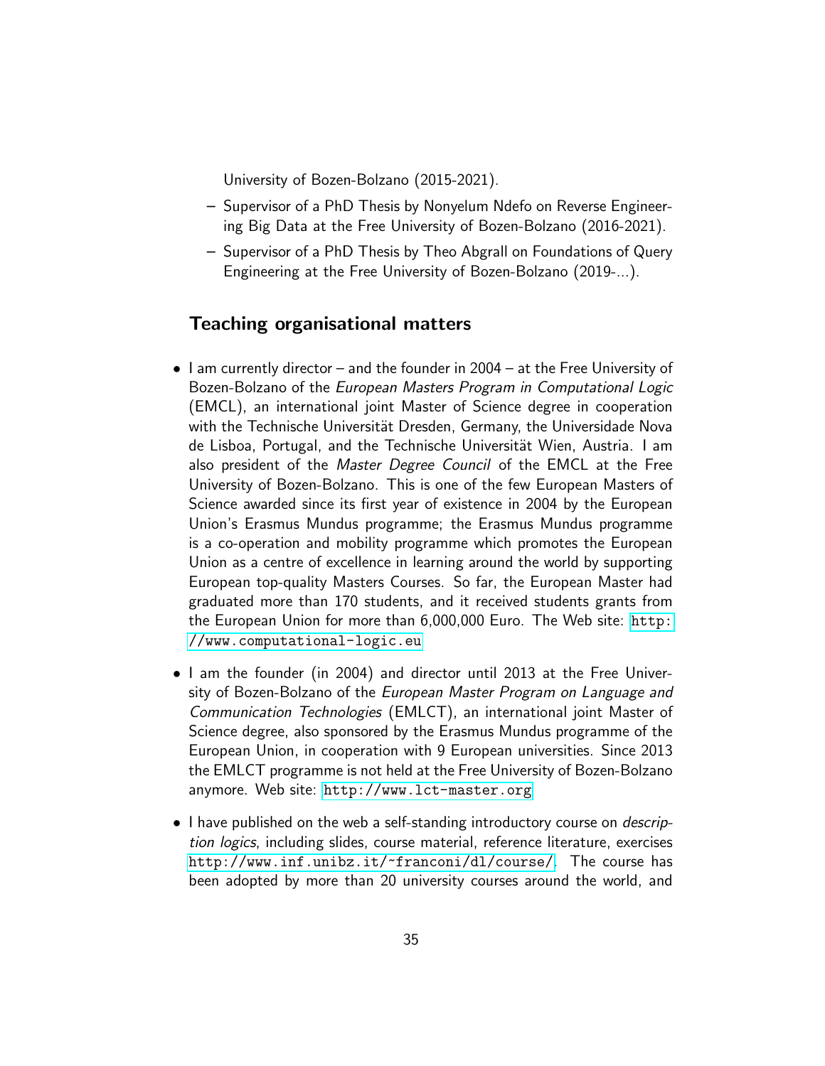University of Bozen-Bolzano (2015-2021).

  - Supervisor of a PhD Thesis by Nonyelum Ndefo on Reverse Engineering Big Data at the Free University of Bozen-Bolzano (2016-2021).
  - Supervisor of a PhD Thesis by Theo Abgrall on Foundations of Query Engineering at the Free University of Bozen-Bolzano (2019-...).

## Teaching organisational matters

- I am currently director – and the founder in 2004 – at the Free University of Bozen-Bolzano of the *European Masters Program in Computational Logic* (EMCL), an international joint Master of Science degree in cooperation with the Technische Universität Dresden, Germany, the Universidade Nova de Lisboa, Portugal, and the Technische Universität Wien, Austria. I am also president of the *Master Degree Council* of the EMCL at the Free University of Bozen-Bolzano. This is one of the few European Masters of Science awarded since its first year of existence in 2004 by the European Union's Erasmus Mundus programme; the Erasmus Mundus programme is a co-operation and mobility programme which promotes the European Union as a centre of excellence in learning around the world by supporting European top-quality Masters Courses. So far, the European Master had graduated more than 170 students, and it received students grants from the European Union for more than 6,000,000 Euro. The Web site: http://www.computational-logic.eu
- I am the founder (in 2004) and director until 2013 at the Free University of Bozen-Bolzano of the *European Master Program on Language and Communication Technologies* (EMLCT), an international joint Master of Science degree, also sponsored by the Erasmus Mundus programme of the European Union, in cooperation with 9 European universities. Since 2013 the EMLCT programme is not held at the Free University of Bozen-Bolzano anymore. Web site: http://www.lct-master.org
- I have published on the web a self-standing introductory course on *description logics*, including slides, course material, reference literature, exercises http://www.inf.unibz.it/~franconi/dl/course/. The course has been adopted by more than 20 university courses around the world, and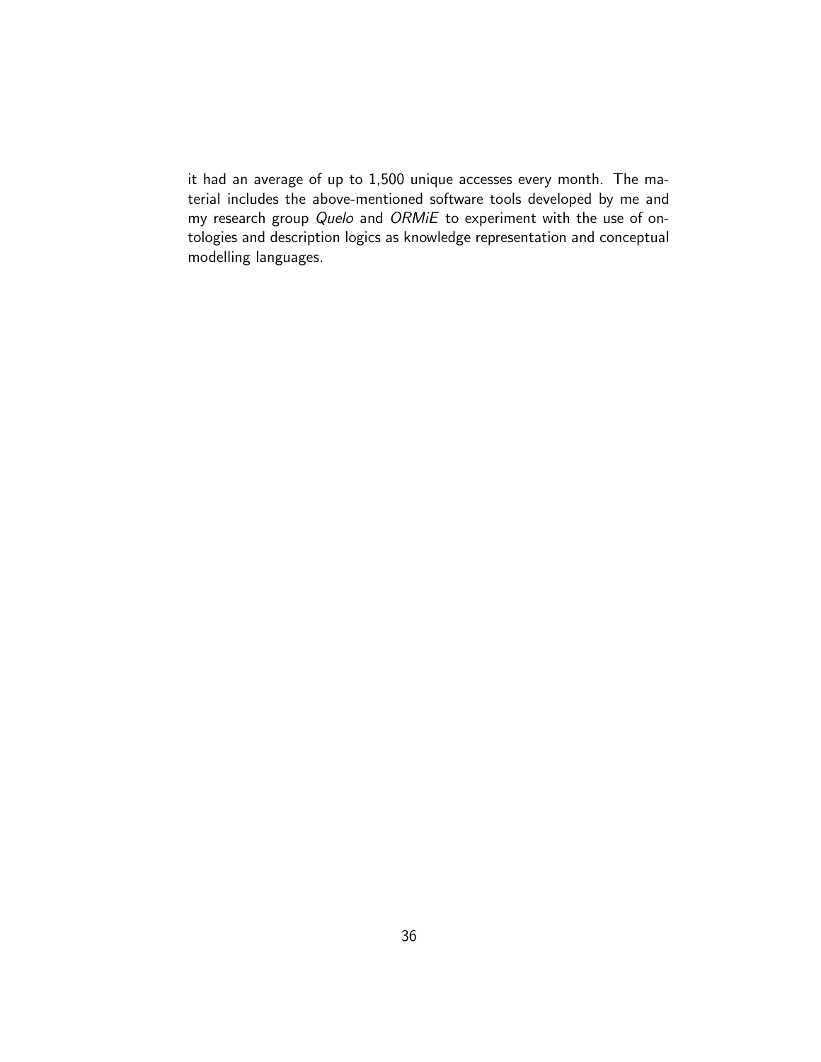it had an average of up to 1,500 unique accesses every month. The material includes the above-mentioned software tools developed by me and my research group *Quelo* and *ORMiE* to experiment with the use of ontologies and description logics as knowledge representation and conceptual modelling languages.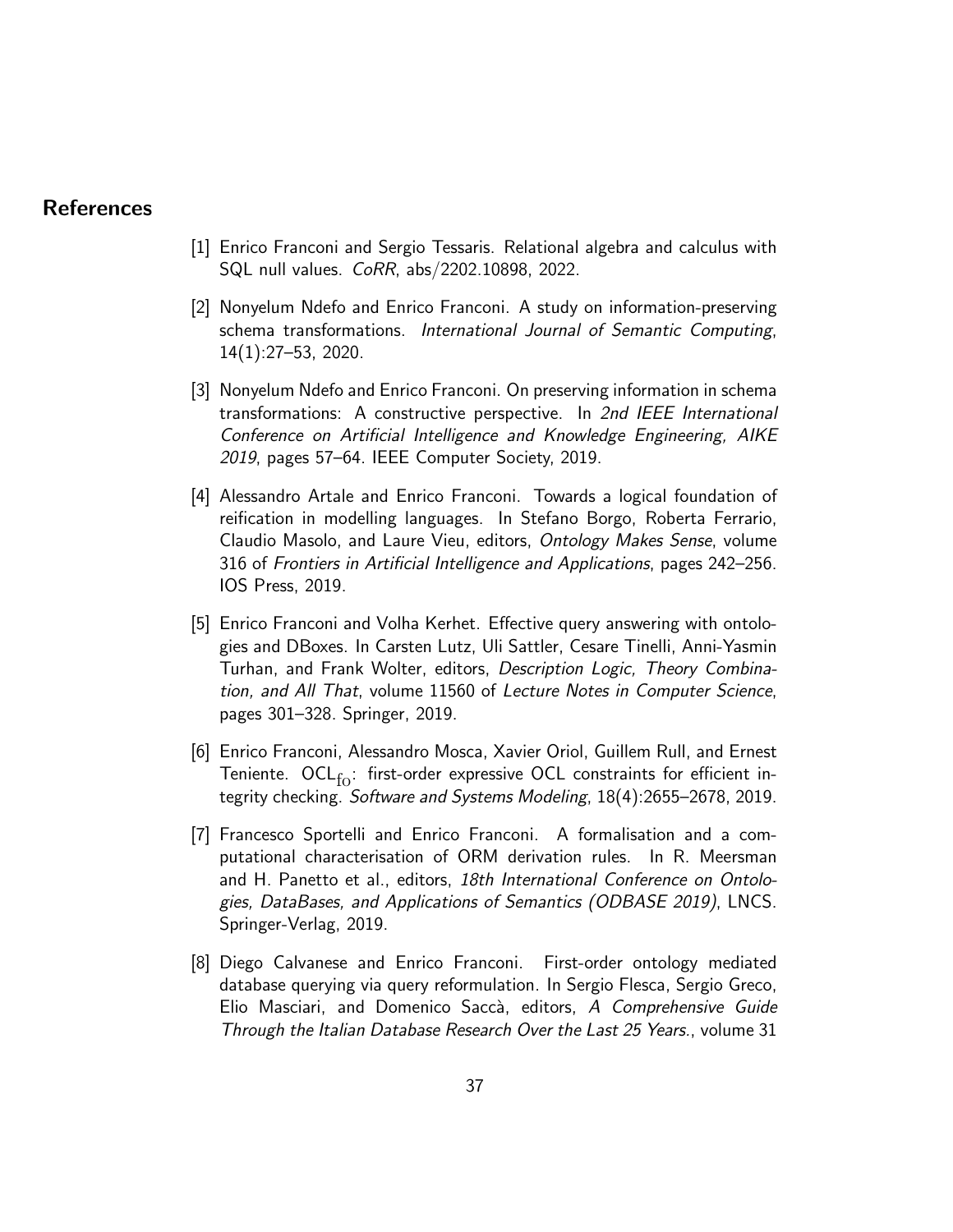## References

[1] Enrico Franconi and Sergio Tessaris. Relational algebra and calculus with SQL null values. *CoRR*, abs/2202.10898, 2022.

[2] Nonyelum Ndefo and Enrico Franconi. A study on information-preserving schema transformations. *International Journal of Semantic Computing*, 14(1):27–53, 2020.

[3] Nonyelum Ndefo and Enrico Franconi. On preserving information in schema transformations: A constructive perspective. In *2nd IEEE International Conference on Artificial Intelligence and Knowledge Engineering, AIKE 2019*, pages 57–64. IEEE Computer Society, 2019.

[4] Alessandro Artale and Enrico Franconi. Towards a logical foundation of reification in modelling languages. In Stefano Borgo, Roberta Ferrario, Claudio Masolo, and Laure Vieu, editors, *Ontology Makes Sense*, volume 316 of *Frontiers in Artificial Intelligence and Applications*, pages 242–256. IOS Press, 2019.

[5] Enrico Franconi and Volha Kerhet. Effective query answering with ontologies and DBoxes. In Carsten Lutz, Uli Sattler, Cesare Tinelli, Anni-Yasmin Turhan, and Frank Wolter, editors, *Description Logic, Theory Combination, and All That*, volume 11560 of *Lecture Notes in Computer Science*, pages 301–328. Springer, 2019.

[6] Enrico Franconi, Alessandro Mosca, Xavier Oriol, Guillem Rull, and Ernest Teniente. $\mathrm{OCL}_{\mathrm{fo}}$: first-order expressive OCL constraints for efficient integrity checking. *Software and Systems Modeling*, 18(4):2655–2678, 2019.

[7] Francesco Sportelli and Enrico Franconi. A formalisation and a computational characterisation of ORM derivation rules. In R. Meersman and H. Panetto et al., editors, *18th International Conference on Ontologies, DataBases, and Applications of Semantics (ODBASE 2019)*, LNCS. Springer-Verlag, 2019.

[8] Diego Calvanese and Enrico Franconi. First-order ontology mediated database querying via query reformulation. In Sergio Flesca, Sergio Greco, Elio Masciari, and Domenico Saccà, editors, *A Comprehensive Guide Through the Italian Database Research Over the Last 25 Years.*, volume 31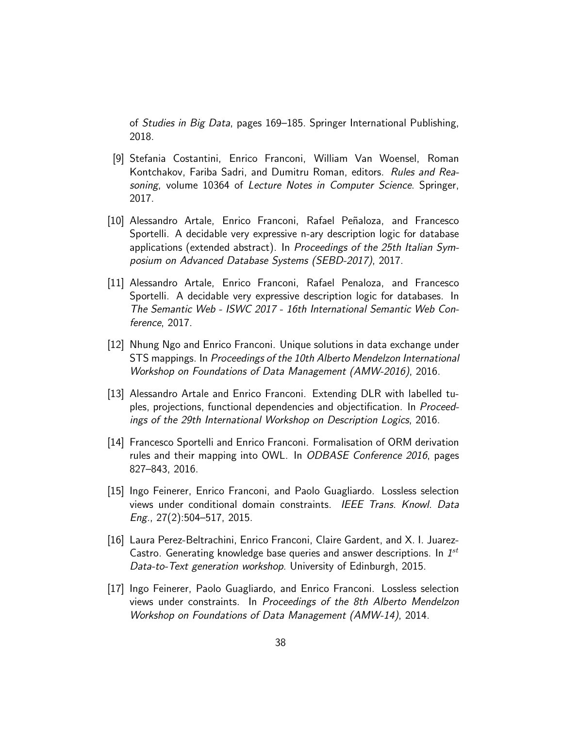of *Studies in Big Data*, pages 169–185. Springer International Publishing, 2018.

[9] Stefania Costantini, Enrico Franconi, William Van Woensel, Roman Kontchakov, Fariba Sadri, and Dumitru Roman, editors. *Rules and Reasoning*, volume 10364 of *Lecture Notes in Computer Science*. Springer, 2017.

[10] Alessandro Artale, Enrico Franconi, Rafael Peñaloza, and Francesco Sportelli. A decidable very expressive n-ary description logic for database applications (extended abstract). In *Proceedings of the 25th Italian Symposium on Advanced Database Systems (SEBD-2017)*, 2017.

[11] Alessandro Artale, Enrico Franconi, Rafael Penaloza, and Francesco Sportelli. A decidable very expressive description logic for databases. In *The Semantic Web - ISWC 2017 - 16th International Semantic Web Conference*, 2017.

[12] Nhung Ngo and Enrico Franconi. Unique solutions in data exchange under STS mappings. In *Proceedings of the 10th Alberto Mendelzon International Workshop on Foundations of Data Management (AMW-2016)*, 2016.

[13] Alessandro Artale and Enrico Franconi. Extending DLR with labelled tuples, projections, functional dependencies and objectification. In *Proceedings of the 29th International Workshop on Description Logics*, 2016.

[14] Francesco Sportelli and Enrico Franconi. Formalisation of ORM derivation rules and their mapping into OWL. In *ODBASE Conference 2016*, pages 827–843, 2016.

[15] Ingo Feinerer, Enrico Franconi, and Paolo Guagliardo. Lossless selection views under conditional domain constraints. *IEEE Trans. Knowl. Data Eng.*, 27(2):504–517, 2015.

[16] Laura Perez-Beltrachini, Enrico Franconi, Claire Gardent, and X. I. Juarez-Castro. Generating knowledge base queries and answer descriptions. In *1st Data-to-Text generation workshop*. University of Edinburgh, 2015.

[17] Ingo Feinerer, Paolo Guagliardo, and Enrico Franconi. Lossless selection views under constraints. In *Proceedings of the 8th Alberto Mendelzon Workshop on Foundations of Data Management (AMW-14)*, 2014.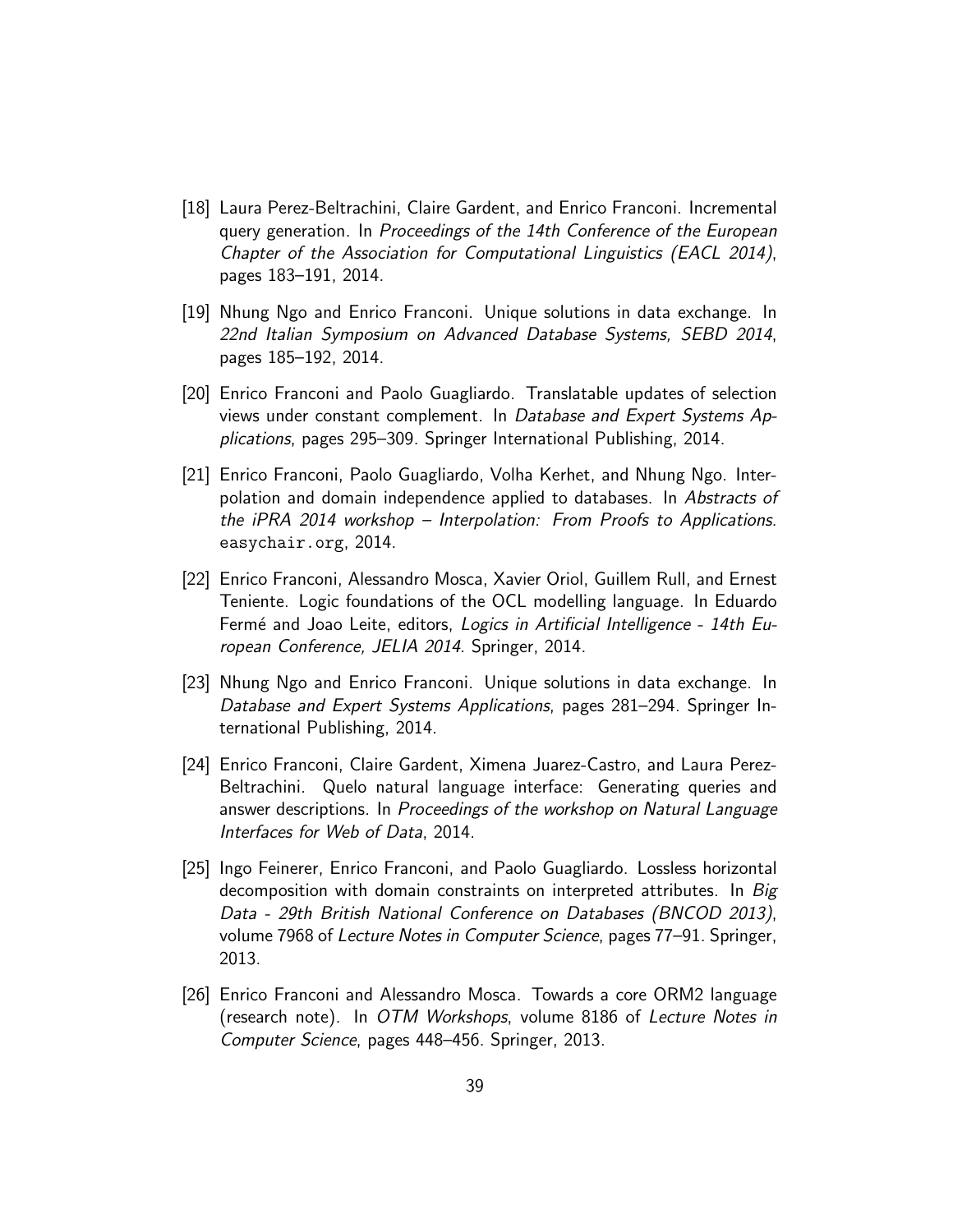[18] Laura Perez-Beltrachini, Claire Gardent, and Enrico Franconi. Incremental query generation. In *Proceedings of the 14th Conference of the European Chapter of the Association for Computational Linguistics (EACL 2014)*, pages 183–191, 2014.

[19] Nhung Ngo and Enrico Franconi. Unique solutions in data exchange. In *22nd Italian Symposium on Advanced Database Systems, SEBD 2014*, pages 185–192, 2014.

[20] Enrico Franconi and Paolo Guagliardo. Translatable updates of selection views under constant complement. In *Database and Expert Systems Applications*, pages 295–309. Springer International Publishing, 2014.

[21] Enrico Franconi, Paolo Guagliardo, Volha Kerhet, and Nhung Ngo. Interpolation and domain independence applied to databases. In *Abstracts of the iPRA 2014 workshop – Interpolation: From Proofs to Applications*. `easychair.org`, 2014.

[22] Enrico Franconi, Alessandro Mosca, Xavier Oriol, Guillem Rull, and Ernest Teniente. Logic foundations of the OCL modelling language. In Eduardo Fermé and Joao Leite, editors, *Logics in Artificial Intelligence - 14th European Conference, JELIA 2014*. Springer, 2014.

[23] Nhung Ngo and Enrico Franconi. Unique solutions in data exchange. In *Database and Expert Systems Applications*, pages 281–294. Springer International Publishing, 2014.

[24] Enrico Franconi, Claire Gardent, Ximena Juarez-Castro, and Laura Perez-Beltrachini. Quelo natural language interface: Generating queries and answer descriptions. In *Proceedings of the workshop on Natural Language Interfaces for Web of Data*, 2014.

[25] Ingo Feinerer, Enrico Franconi, and Paolo Guagliardo. Lossless horizontal decomposition with domain constraints on interpreted attributes. In *Big Data - 29th British National Conference on Databases (BNCOD 2013)*, volume 7968 of *Lecture Notes in Computer Science*, pages 77–91. Springer, 2013.

[26] Enrico Franconi and Alessandro Mosca. Towards a core ORM2 language (research note). In *OTM Workshops*, volume 8186 of *Lecture Notes in Computer Science*, pages 448–456. Springer, 2013.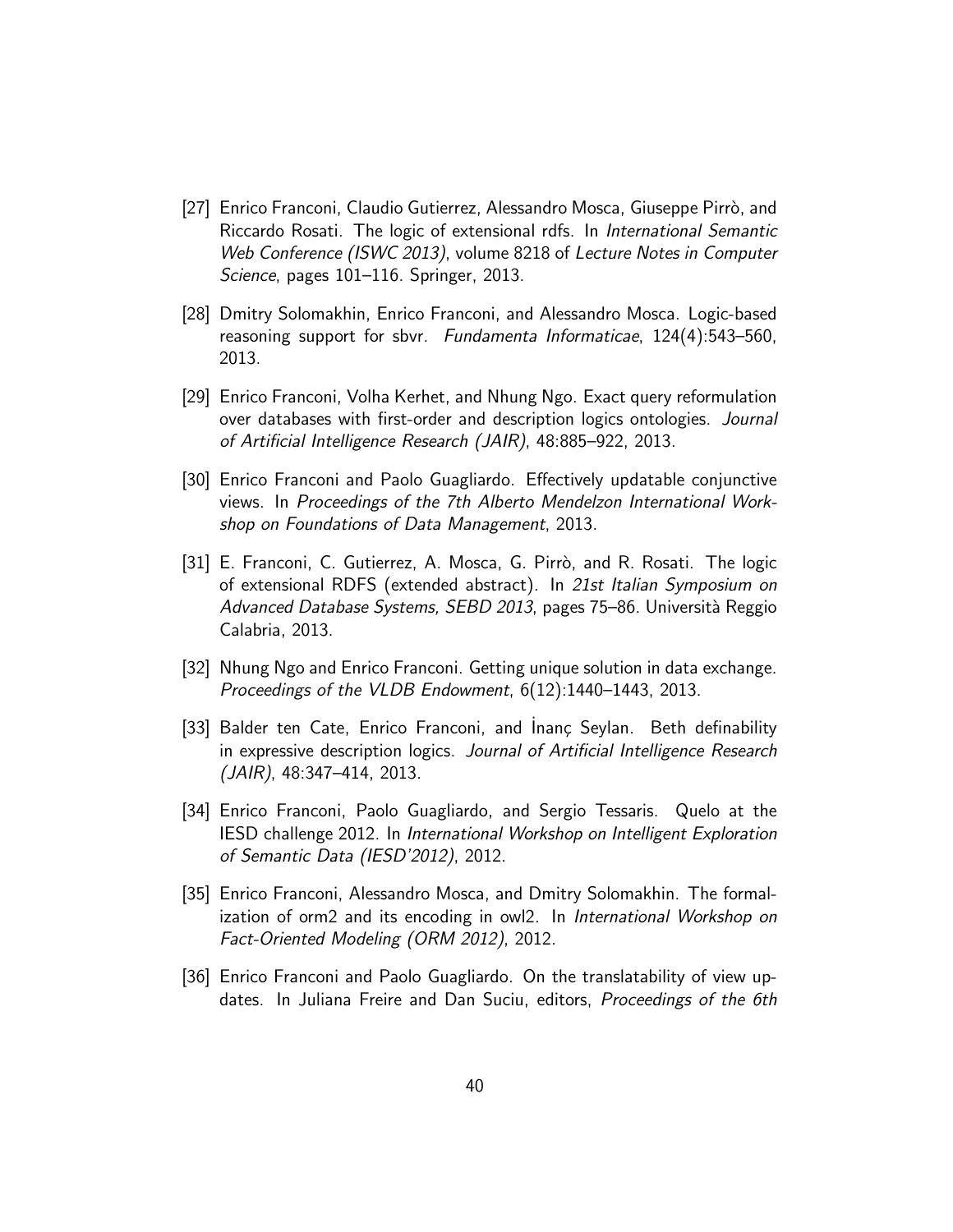[27] Enrico Franconi, Claudio Gutierrez, Alessandro Mosca, Giuseppe Pirrò, and Riccardo Rosati. The logic of extensional rdfs. In *International Semantic Web Conference (ISWC 2013)*, volume 8218 of *Lecture Notes in Computer Science*, pages 101–116. Springer, 2013.

[28] Dmitry Solomakhin, Enrico Franconi, and Alessandro Mosca. Logic-based reasoning support for sbvr. *Fundamenta Informaticae*, 124(4):543–560, 2013.

[29] Enrico Franconi, Volha Kerhet, and Nhung Ngo. Exact query reformulation over databases with first-order and description logics ontologies. *Journal of Artificial Intelligence Research (JAIR)*, 48:885–922, 2013.

[30] Enrico Franconi and Paolo Guagliardo. Effectively updatable conjunctive views. In *Proceedings of the 7th Alberto Mendelzon International Workshop on Foundations of Data Management*, 2013.

[31] E. Franconi, C. Gutierrez, A. Mosca, G. Pirrò, and R. Rosati. The logic of extensional RDFS (extended abstract). In *21st Italian Symposium on Advanced Database Systems, SEBD 2013*, pages 75–86. Università Reggio Calabria, 2013.

[32] Nhung Ngo and Enrico Franconi. Getting unique solution in data exchange. *Proceedings of the VLDB Endowment*, 6(12):1440–1443, 2013.

[33] Balder ten Cate, Enrico Franconi, and İnanç Seylan. Beth definability in expressive description logics. *Journal of Artificial Intelligence Research (JAIR)*, 48:347–414, 2013.

[34] Enrico Franconi, Paolo Guagliardo, and Sergio Tessaris. Quelo at the IESD challenge 2012. In *International Workshop on Intelligent Exploration of Semantic Data (IESD'2012)*, 2012.

[35] Enrico Franconi, Alessandro Mosca, and Dmitry Solomakhin. The formalization of orm2 and its encoding in owl2. In *International Workshop on Fact-Oriented Modeling (ORM 2012)*, 2012.

[36] Enrico Franconi and Paolo Guagliardo. On the translatability of view updates. In Juliana Freire and Dan Suciu, editors, *Proceedings of the 6th*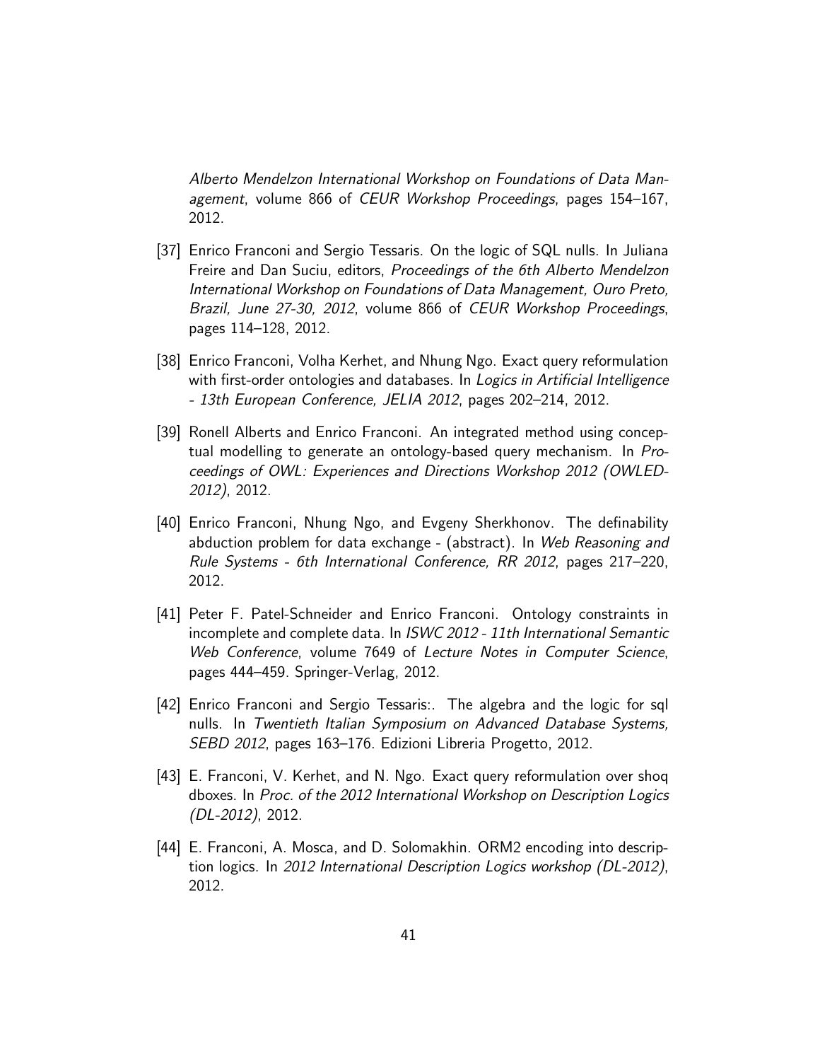*Alberto Mendelzon International Workshop on Foundations of Data Management*, volume 866 of *CEUR Workshop Proceedings*, pages 154–167, 2012.

[37] Enrico Franconi and Sergio Tessaris. On the logic of SQL nulls. In Juliana Freire and Dan Suciu, editors, *Proceedings of the 6th Alberto Mendelzon International Workshop on Foundations of Data Management, Ouro Preto, Brazil, June 27-30, 2012*, volume 866 of *CEUR Workshop Proceedings*, pages 114–128, 2012.

[38] Enrico Franconi, Volha Kerhet, and Nhung Ngo. Exact query reformulation with first-order ontologies and databases. In *Logics in Artificial Intelligence - 13th European Conference, JELIA 2012*, pages 202–214, 2012.

[39] Ronell Alberts and Enrico Franconi. An integrated method using conceptual modelling to generate an ontology-based query mechanism. In *Proceedings of OWL: Experiences and Directions Workshop 2012 (OWLED-2012)*, 2012.

[40] Enrico Franconi, Nhung Ngo, and Evgeny Sherkhonov. The definability abduction problem for data exchange - (abstract). In *Web Reasoning and Rule Systems - 6th International Conference, RR 2012*, pages 217–220, 2012.

[41] Peter F. Patel-Schneider and Enrico Franconi. Ontology constraints in incomplete and complete data. In *ISWC 2012 - 11th International Semantic Web Conference*, volume 7649 of *Lecture Notes in Computer Science*, pages 444–459. Springer-Verlag, 2012.

[42] Enrico Franconi and Sergio Tessaris:. The algebra and the logic for sql nulls. In *Twentieth Italian Symposium on Advanced Database Systems, SEBD 2012*, pages 163–176. Edizioni Libreria Progetto, 2012.

[43] E. Franconi, V. Kerhet, and N. Ngo. Exact query reformulation over shoq dboxes. In *Proc. of the 2012 International Workshop on Description Logics (DL-2012)*, 2012.

[44] E. Franconi, A. Mosca, and D. Solomakhin. ORM2 encoding into description logics. In *2012 International Description Logics workshop (DL-2012)*, 2012.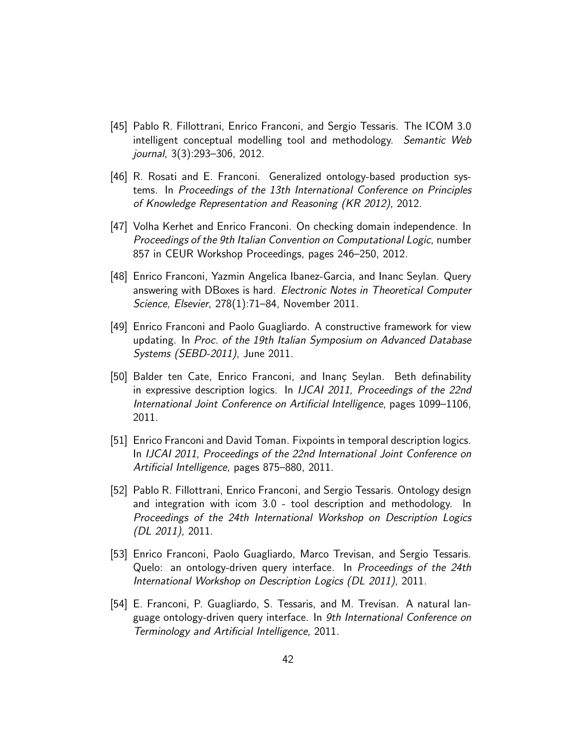[45] Pablo R. Fillottrani, Enrico Franconi, and Sergio Tessaris. The ICOM 3.0 intelligent conceptual modelling tool and methodology. *Semantic Web journal*, 3(3):293–306, 2012.

[46] R. Rosati and E. Franconi. Generalized ontology-based production systems. In *Proceedings of the 13th International Conference on Principles of Knowledge Representation and Reasoning (KR 2012)*, 2012.

[47] Volha Kerhet and Enrico Franconi. On checking domain independence. In *Proceedings of the 9th Italian Convention on Computational Logic*, number 857 in CEUR Workshop Proceedings, pages 246–250, 2012.

[48] Enrico Franconi, Yazmin Angelica Ibanez-Garcia, and Inanc Seylan. Query answering with DBoxes is hard. *Electronic Notes in Theoretical Computer Science, Elsevier*, 278(1):71–84, November 2011.

[49] Enrico Franconi and Paolo Guagliardo. A constructive framework for view updating. In *Proc. of the 19th Italian Symposium on Advanced Database Systems (SEBD-2011)*, June 2011.

[50] Balder ten Cate, Enrico Franconi, and Inanç Seylan. Beth definability in expressive description logics. In *IJCAI 2011, Proceedings of the 22nd International Joint Conference on Artificial Intelligence*, pages 1099–1106, 2011.

[51] Enrico Franconi and David Toman. Fixpoints in temporal description logics. In *IJCAI 2011, Proceedings of the 22nd International Joint Conference on Artificial Intelligence*, pages 875–880, 2011.

[52] Pablo R. Fillottrani, Enrico Franconi, and Sergio Tessaris. Ontology design and integration with icom 3.0 - tool description and methodology. In *Proceedings of the 24th International Workshop on Description Logics (DL 2011)*, 2011.

[53] Enrico Franconi, Paolo Guagliardo, Marco Trevisan, and Sergio Tessaris. Quelo: an ontology-driven query interface. In *Proceedings of the 24th International Workshop on Description Logics (DL 2011)*, 2011.

[54] E. Franconi, P. Guagliardo, S. Tessaris, and M. Trevisan. A natural language ontology-driven query interface. In *9th International Conference on Terminology and Artificial Intelligence*, 2011.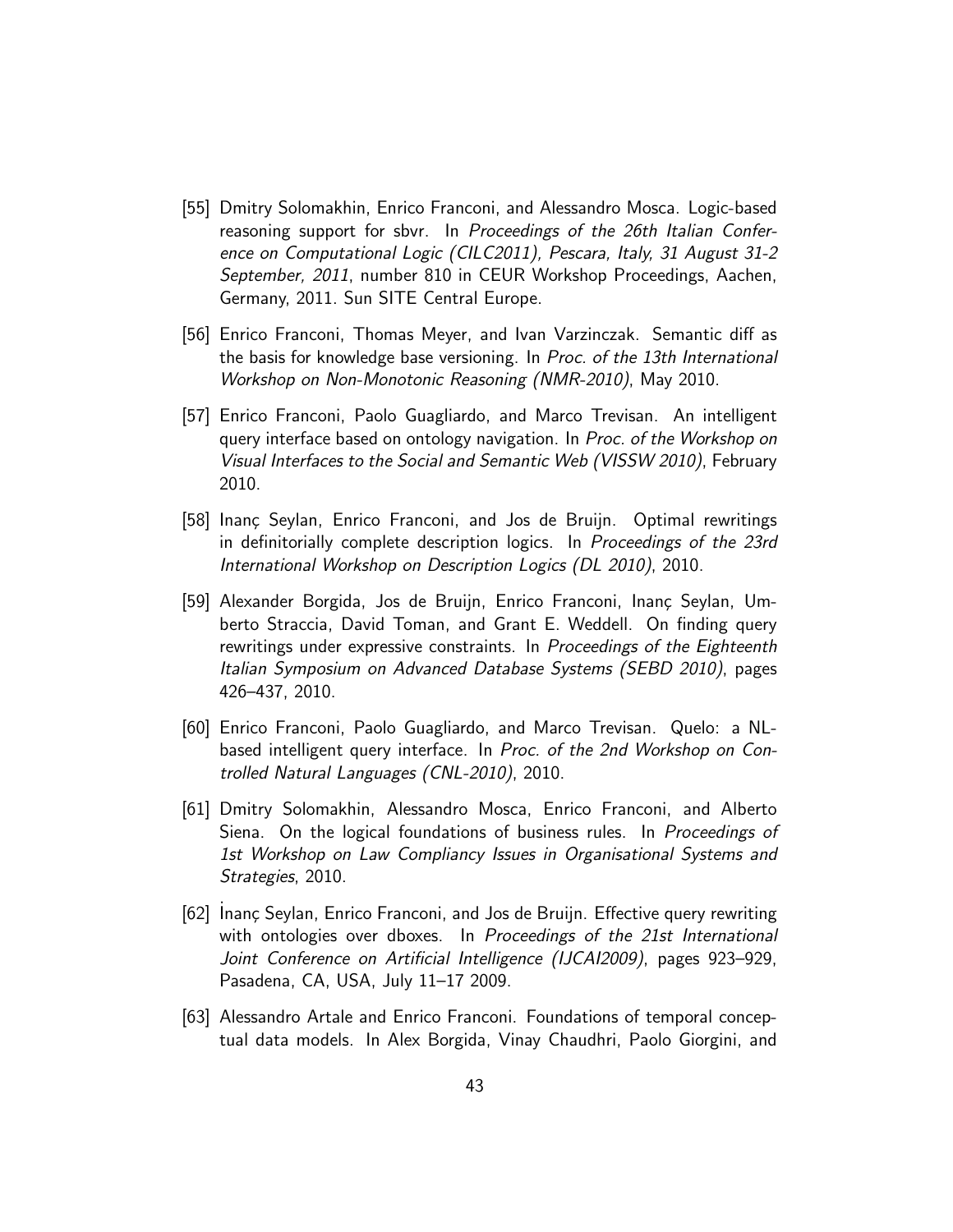[55] Dmitry Solomakhin, Enrico Franconi, and Alessandro Mosca. Logic-based reasoning support for sbvr. In *Proceedings of the 26th Italian Conference on Computational Logic (CILC2011), Pescara, Italy, 31 August 31-2 September, 2011*, number 810 in CEUR Workshop Proceedings, Aachen, Germany, 2011. Sun SITE Central Europe.

[56] Enrico Franconi, Thomas Meyer, and Ivan Varzinczak. Semantic diff as the basis for knowledge base versioning. In *Proc. of the 13th International Workshop on Non-Monotonic Reasoning (NMR-2010)*, May 2010.

[57] Enrico Franconi, Paolo Guagliardo, and Marco Trevisan. An intelligent query interface based on ontology navigation. In *Proc. of the Workshop on Visual Interfaces to the Social and Semantic Web (VISSW 2010)*, February 2010.

[58] Inanç Seylan, Enrico Franconi, and Jos de Bruijn. Optimal rewritings in definitorially complete description logics. In *Proceedings of the 23rd International Workshop on Description Logics (DL 2010)*, 2010.

[59] Alexander Borgida, Jos de Bruijn, Enrico Franconi, Inanç Seylan, Umberto Straccia, David Toman, and Grant E. Weddell. On finding query rewritings under expressive constraints. In *Proceedings of the Eighteenth Italian Symposium on Advanced Database Systems (SEBD 2010)*, pages 426–437, 2010.

[60] Enrico Franconi, Paolo Guagliardo, and Marco Trevisan. Quelo: a NL-based intelligent query interface. In *Proc. of the 2nd Workshop on Controlled Natural Languages (CNL-2010)*, 2010.

[61] Dmitry Solomakhin, Alessandro Mosca, Enrico Franconi, and Alberto Siena. On the logical foundations of business rules. In *Proceedings of 1st Workshop on Law Compliancy Issues in Organisational Systems and Strategies*, 2010.

[62] İnanç Seylan, Enrico Franconi, and Jos de Bruijn. Effective query rewriting with ontologies over dboxes. In *Proceedings of the 21st International Joint Conference on Artificial Intelligence (IJCAI2009)*, pages 923–929, Pasadena, CA, USA, July 11–17 2009.

[63] Alessandro Artale and Enrico Franconi. Foundations of temporal conceptual data models. In Alex Borgida, Vinay Chaudhri, Paolo Giorgini, and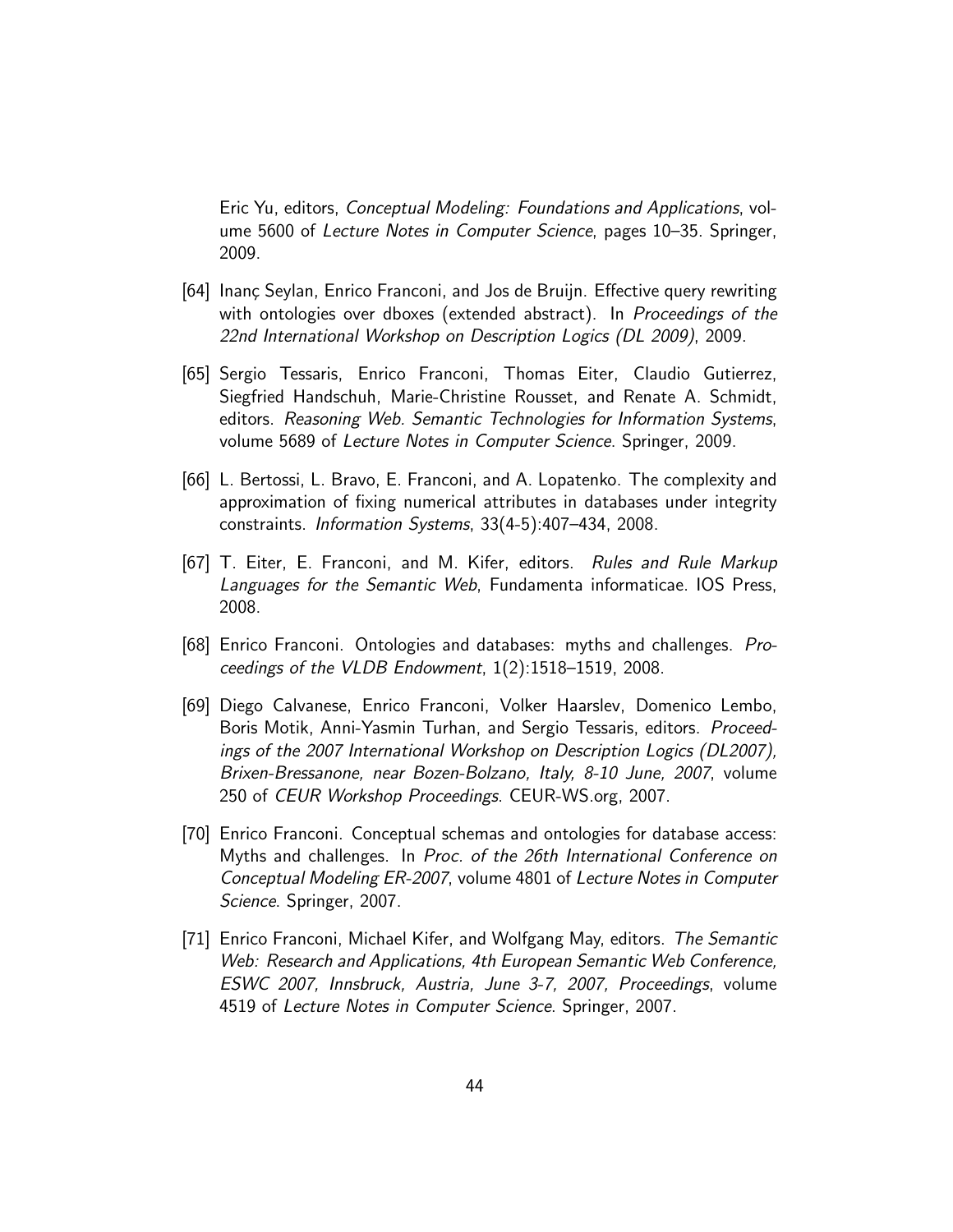Eric Yu, editors, *Conceptual Modeling: Foundations and Applications*, volume 5600 of *Lecture Notes in Computer Science*, pages 10–35. Springer, 2009.

[64] Inanç Seylan, Enrico Franconi, and Jos de Bruijn. Effective query rewriting with ontologies over dboxes (extended abstract). In *Proceedings of the 22nd International Workshop on Description Logics (DL 2009)*, 2009.

[65] Sergio Tessaris, Enrico Franconi, Thomas Eiter, Claudio Gutierrez, Siegfried Handschuh, Marie-Christine Rousset, and Renate A. Schmidt, editors. *Reasoning Web. Semantic Technologies for Information Systems*, volume 5689 of *Lecture Notes in Computer Science*. Springer, 2009.

[66] L. Bertossi, L. Bravo, E. Franconi, and A. Lopatenko. The complexity and approximation of fixing numerical attributes in databases under integrity constraints. *Information Systems*, 33(4-5):407–434, 2008.

[67] T. Eiter, E. Franconi, and M. Kifer, editors. *Rules and Rule Markup Languages for the Semantic Web*, Fundamenta informaticae. IOS Press, 2008.

[68] Enrico Franconi. Ontologies and databases: myths and challenges. *Proceedings of the VLDB Endowment*, 1(2):1518–1519, 2008.

[69] Diego Calvanese, Enrico Franconi, Volker Haarslev, Domenico Lembo, Boris Motik, Anni-Yasmin Turhan, and Sergio Tessaris, editors. *Proceedings of the 2007 International Workshop on Description Logics (DL2007), Brixen-Bressanone, near Bozen-Bolzano, Italy, 8-10 June, 2007*, volume 250 of *CEUR Workshop Proceedings*. CEUR-WS.org, 2007.

[70] Enrico Franconi. Conceptual schemas and ontologies for database access: Myths and challenges. In *Proc. of the 26th International Conference on Conceptual Modeling ER-2007*, volume 4801 of *Lecture Notes in Computer Science*. Springer, 2007.

[71] Enrico Franconi, Michael Kifer, and Wolfgang May, editors. *The Semantic Web: Research and Applications, 4th European Semantic Web Conference, ESWC 2007, Innsbruck, Austria, June 3-7, 2007, Proceedings*, volume 4519 of *Lecture Notes in Computer Science*. Springer, 2007.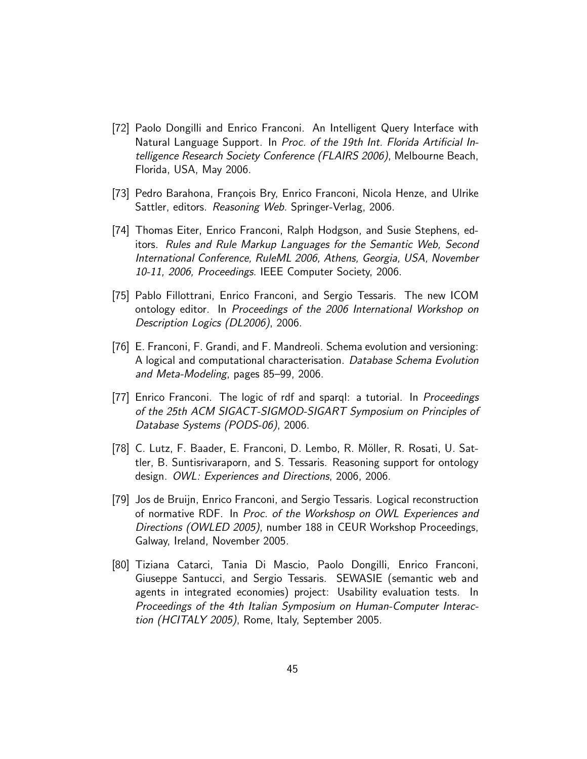[72] Paolo Dongilli and Enrico Franconi. An Intelligent Query Interface with Natural Language Support. In *Proc. of the 19th Int. Florida Artificial Intelligence Research Society Conference (FLAIRS 2006)*, Melbourne Beach, Florida, USA, May 2006.

[73] Pedro Barahona, François Bry, Enrico Franconi, Nicola Henze, and Ulrike Sattler, editors. *Reasoning Web*. Springer-Verlag, 2006.

[74] Thomas Eiter, Enrico Franconi, Ralph Hodgson, and Susie Stephens, editors. *Rules and Rule Markup Languages for the Semantic Web, Second International Conference, RuleML 2006, Athens, Georgia, USA, November 10-11, 2006, Proceedings*. IEEE Computer Society, 2006.

[75] Pablo Fillottrani, Enrico Franconi, and Sergio Tessaris. The new ICOM ontology editor. In *Proceedings of the 2006 International Workshop on Description Logics (DL2006)*, 2006.

[76] E. Franconi, F. Grandi, and F. Mandreoli. Schema evolution and versioning: A logical and computational characterisation. *Database Schema Evolution and Meta-Modeling*, pages 85–99, 2006.

[77] Enrico Franconi. The logic of rdf and sparql: a tutorial. In *Proceedings of the 25th ACM SIGACT-SIGMOD-SIGART Symposium on Principles of Database Systems (PODS-06)*, 2006.

[78] C. Lutz, F. Baader, E. Franconi, D. Lembo, R. Möller, R. Rosati, U. Sattler, B. Suntisrivaraporn, and S. Tessaris. Reasoning support for ontology design. *OWL: Experiences and Directions*, 2006, 2006.

[79] Jos de Bruijn, Enrico Franconi, and Sergio Tessaris. Logical reconstruction of normative RDF. In *Proc. of the Workshosp on OWL Experiences and Directions (OWLED 2005)*, number 188 in CEUR Workshop Proceedings, Galway, Ireland, November 2005.

[80] Tiziana Catarci, Tania Di Mascio, Paolo Dongilli, Enrico Franconi, Giuseppe Santucci, and Sergio Tessaris. SEWASIE (semantic web and agents in integrated economies) project: Usability evaluation tests. In *Proceedings of the 4th Italian Symposium on Human-Computer Interaction (HCITALY 2005)*, Rome, Italy, September 2005.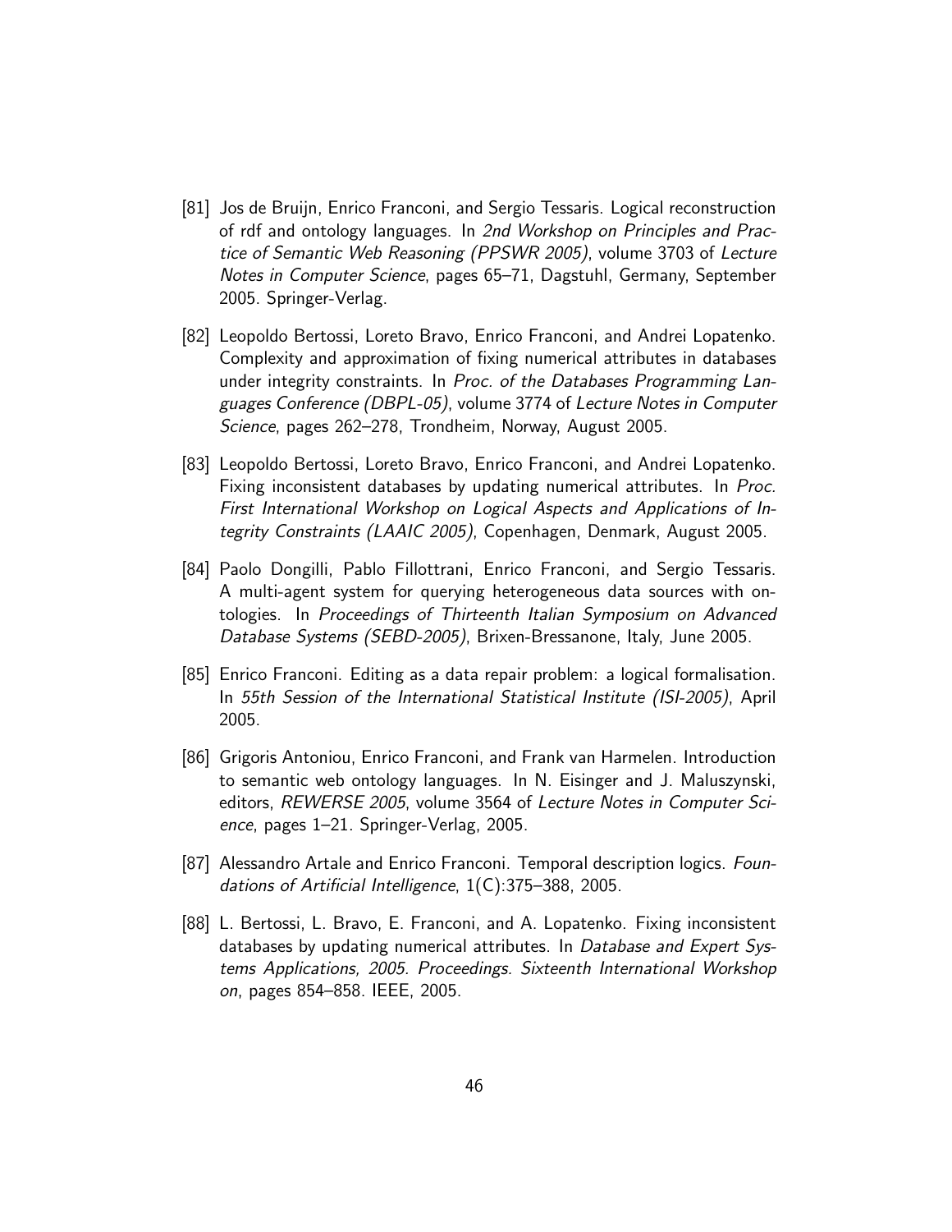[81] Jos de Bruijn, Enrico Franconi, and Sergio Tessaris. Logical reconstruction of rdf and ontology languages. In *2nd Workshop on Principles and Practice of Semantic Web Reasoning (PPSWR 2005)*, volume 3703 of *Lecture Notes in Computer Science*, pages 65–71, Dagstuhl, Germany, September 2005. Springer-Verlag.

[82] Leopoldo Bertossi, Loreto Bravo, Enrico Franconi, and Andrei Lopatenko. Complexity and approximation of fixing numerical attributes in databases under integrity constraints. In *Proc. of the Databases Programming Languages Conference (DBPL-05)*, volume 3774 of *Lecture Notes in Computer Science*, pages 262–278, Trondheim, Norway, August 2005.

[83] Leopoldo Bertossi, Loreto Bravo, Enrico Franconi, and Andrei Lopatenko. Fixing inconsistent databases by updating numerical attributes. In *Proc. First International Workshop on Logical Aspects and Applications of Integrity Constraints (LAAIC 2005)*, Copenhagen, Denmark, August 2005.

[84] Paolo Dongilli, Pablo Fillottrani, Enrico Franconi, and Sergio Tessaris. A multi-agent system for querying heterogeneous data sources with ontologies. In *Proceedings of Thirteenth Italian Symposium on Advanced Database Systems (SEBD-2005)*, Brixen-Bressanone, Italy, June 2005.

[85] Enrico Franconi. Editing as a data repair problem: a logical formalisation. In *55th Session of the International Statistical Institute (ISI-2005)*, April 2005.

[86] Grigoris Antoniou, Enrico Franconi, and Frank van Harmelen. Introduction to semantic web ontology languages. In N. Eisinger and J. Maluszynski, editors, *REWERSE 2005*, volume 3564 of *Lecture Notes in Computer Science*, pages 1–21. Springer-Verlag, 2005.

[87] Alessandro Artale and Enrico Franconi. Temporal description logics. *Foundations of Artificial Intelligence*, 1(C):375–388, 2005.

[88] L. Bertossi, L. Bravo, E. Franconi, and A. Lopatenko. Fixing inconsistent databases by updating numerical attributes. In *Database and Expert Systems Applications, 2005. Proceedings. Sixteenth International Workshop on*, pages 854–858. IEEE, 2005.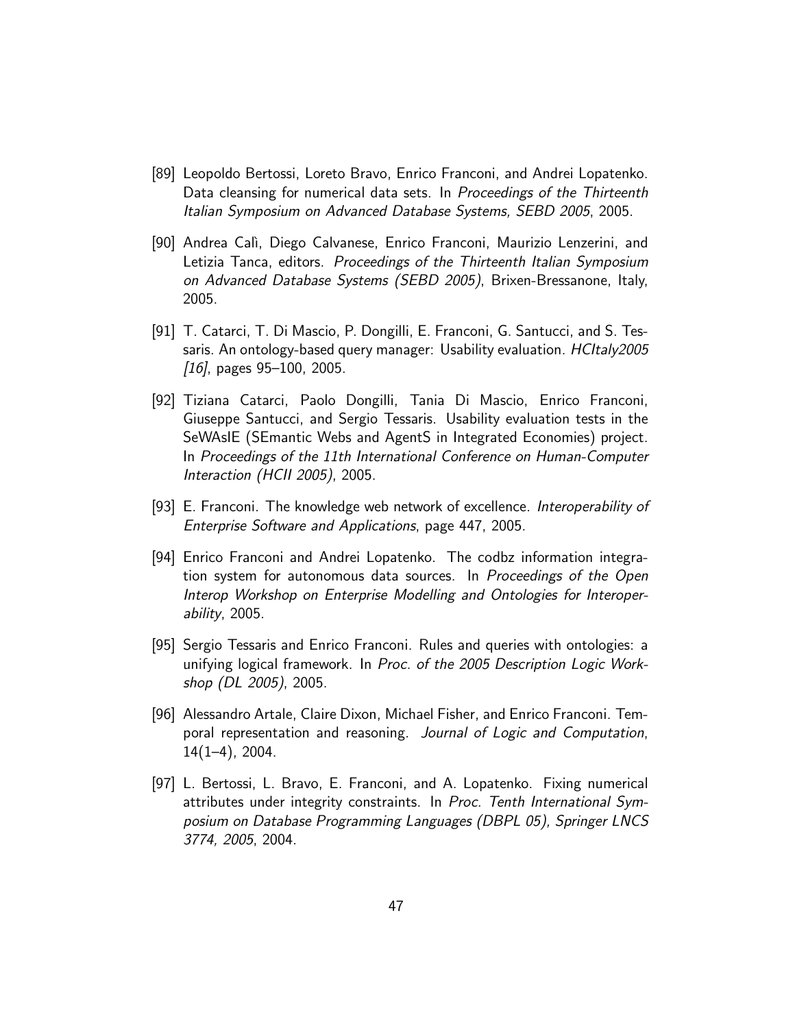[89] Leopoldo Bertossi, Loreto Bravo, Enrico Franconi, and Andrei Lopatenko. Data cleansing for numerical data sets. In *Proceedings of the Thirteenth Italian Symposium on Advanced Database Systems, SEBD 2005*, 2005.

[90] Andrea Calì, Diego Calvanese, Enrico Franconi, Maurizio Lenzerini, and Letizia Tanca, editors. *Proceedings of the Thirteenth Italian Symposium on Advanced Database Systems (SEBD 2005)*, Brixen-Bressanone, Italy, 2005.

[91] T. Catarci, T. Di Mascio, P. Dongilli, E. Franconi, G. Santucci, and S. Tessaris. An ontology-based query manager: Usability evaluation. *HCItaly2005 [16]*, pages 95–100, 2005.

[92] Tiziana Catarci, Paolo Dongilli, Tania Di Mascio, Enrico Franconi, Giuseppe Santucci, and Sergio Tessaris. Usability evaluation tests in the SeWAsIE (SEmantic Webs and AgentS in Integrated Economies) project. In *Proceedings of the 11th International Conference on Human-Computer Interaction (HCII 2005)*, 2005.

[93] E. Franconi. The knowledge web network of excellence. *Interoperability of Enterprise Software and Applications*, page 447, 2005.

[94] Enrico Franconi and Andrei Lopatenko. The codbz information integration system for autonomous data sources. In *Proceedings of the Open Interop Workshop on Enterprise Modelling and Ontologies for Interoperability*, 2005.

[95] Sergio Tessaris and Enrico Franconi. Rules and queries with ontologies: a unifying logical framework. In *Proc. of the 2005 Description Logic Workshop (DL 2005)*, 2005.

[96] Alessandro Artale, Claire Dixon, Michael Fisher, and Enrico Franconi. Temporal representation and reasoning. *Journal of Logic and Computation*, 14(1–4), 2004.

[97] L. Bertossi, L. Bravo, E. Franconi, and A. Lopatenko. Fixing numerical attributes under integrity constraints. In *Proc. Tenth International Symposium on Database Programming Languages (DBPL 05), Springer LNCS 3774, 2005*, 2004.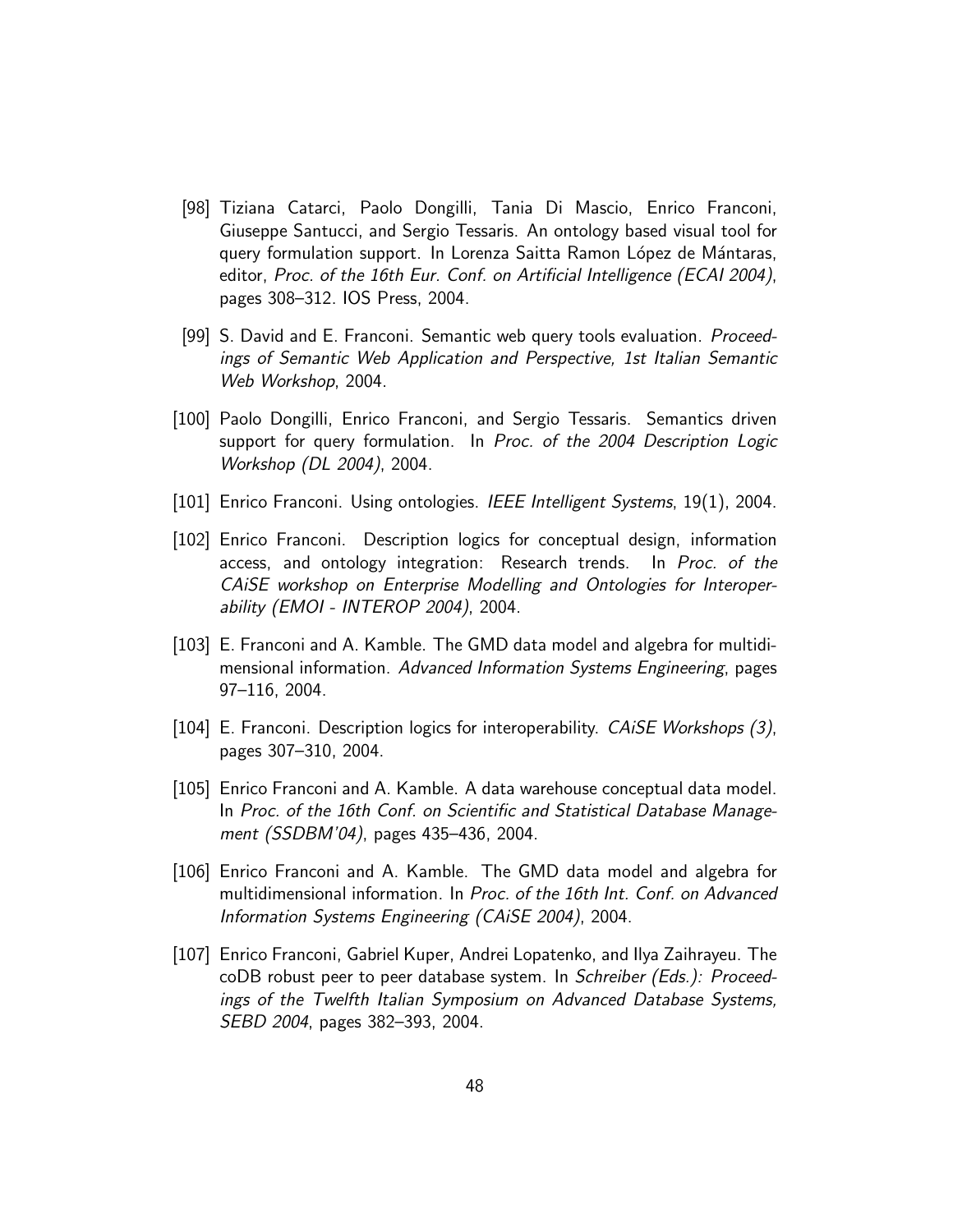[98] Tiziana Catarci, Paolo Dongilli, Tania Di Mascio, Enrico Franconi, Giuseppe Santucci, and Sergio Tessaris. An ontology based visual tool for query formulation support. In Lorenza Saitta Ramon López de Mántaras, editor, *Proc. of the 16th Eur. Conf. on Artificial Intelligence (ECAI 2004)*, pages 308–312. IOS Press, 2004.

[99] S. David and E. Franconi. Semantic web query tools evaluation. *Proceedings of Semantic Web Application and Perspective, 1st Italian Semantic Web Workshop*, 2004.

[100] Paolo Dongilli, Enrico Franconi, and Sergio Tessaris. Semantics driven support for query formulation. In *Proc. of the 2004 Description Logic Workshop (DL 2004)*, 2004.

[101] Enrico Franconi. Using ontologies. *IEEE Intelligent Systems*, 19(1), 2004.

[102] Enrico Franconi. Description logics for conceptual design, information access, and ontology integration: Research trends. In *Proc. of the CAiSE workshop on Enterprise Modelling and Ontologies for Interoperability (EMOI - INTEROP 2004)*, 2004.

[103] E. Franconi and A. Kamble. The GMD data model and algebra for multidimensional information. *Advanced Information Systems Engineering*, pages 97–116, 2004.

[104] E. Franconi. Description logics for interoperability. *CAiSE Workshops (3)*, pages 307–310, 2004.

[105] Enrico Franconi and A. Kamble. A data warehouse conceptual data model. In *Proc. of the 16th Conf. on Scientific and Statistical Database Management (SSDBM'04)*, pages 435–436, 2004.

[106] Enrico Franconi and A. Kamble. The GMD data model and algebra for multidimensional information. In *Proc. of the 16th Int. Conf. on Advanced Information Systems Engineering (CAiSE 2004)*, 2004.

[107] Enrico Franconi, Gabriel Kuper, Andrei Lopatenko, and Ilya Zaihrayeu. The coDB robust peer to peer database system. In *Schreiber (Eds.): Proceedings of the Twelfth Italian Symposium on Advanced Database Systems, SEBD 2004*, pages 382–393, 2004.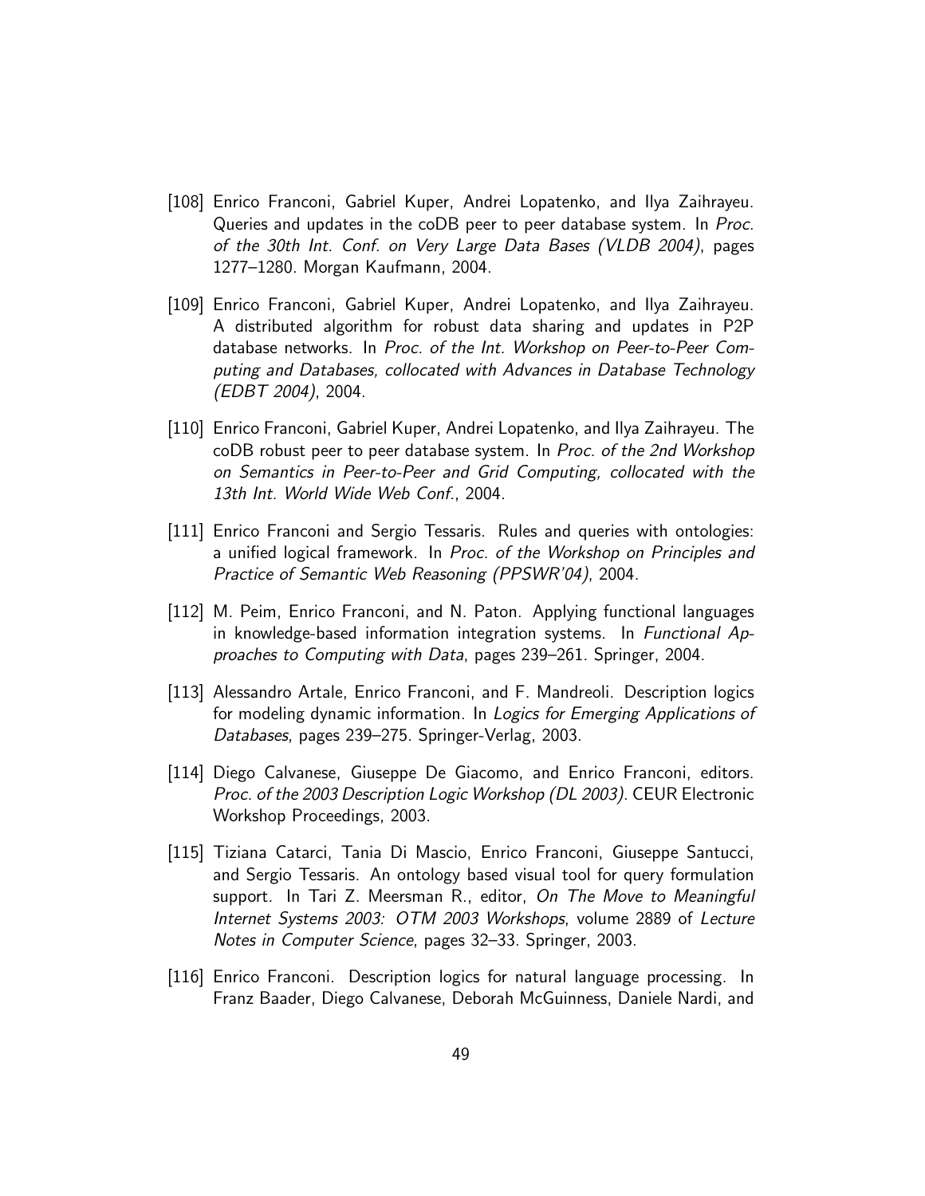[108] Enrico Franconi, Gabriel Kuper, Andrei Lopatenko, and Ilya Zaihrayeu. Queries and updates in the coDB peer to peer database system. In *Proc. of the 30th Int. Conf. on Very Large Data Bases (VLDB 2004)*, pages 1277–1280. Morgan Kaufmann, 2004.

[109] Enrico Franconi, Gabriel Kuper, Andrei Lopatenko, and Ilya Zaihrayeu. A distributed algorithm for robust data sharing and updates in P2P database networks. In *Proc. of the Int. Workshop on Peer-to-Peer Computing and Databases, collocated with Advances in Database Technology (EDBT 2004)*, 2004.

[110] Enrico Franconi, Gabriel Kuper, Andrei Lopatenko, and Ilya Zaihrayeu. The coDB robust peer to peer database system. In *Proc. of the 2nd Workshop on Semantics in Peer-to-Peer and Grid Computing, collocated with the 13th Int. World Wide Web Conf.*, 2004.

[111] Enrico Franconi and Sergio Tessaris. Rules and queries with ontologies: a unified logical framework. In *Proc. of the Workshop on Principles and Practice of Semantic Web Reasoning (PPSWR'04)*, 2004.

[112] M. Peim, Enrico Franconi, and N. Paton. Applying functional languages in knowledge-based information integration systems. In *Functional Approaches to Computing with Data*, pages 239–261. Springer, 2004.

[113] Alessandro Artale, Enrico Franconi, and F. Mandreoli. Description logics for modeling dynamic information. In *Logics for Emerging Applications of Databases*, pages 239–275. Springer-Verlag, 2003.

[114] Diego Calvanese, Giuseppe De Giacomo, and Enrico Franconi, editors. *Proc. of the 2003 Description Logic Workshop (DL 2003)*. CEUR Electronic Workshop Proceedings, 2003.

[115] Tiziana Catarci, Tania Di Mascio, Enrico Franconi, Giuseppe Santucci, and Sergio Tessaris. An ontology based visual tool for query formulation support. In Tari Z. Meersman R., editor, *On The Move to Meaningful Internet Systems 2003: OTM 2003 Workshops*, volume 2889 of *Lecture Notes in Computer Science*, pages 32–33. Springer, 2003.

[116] Enrico Franconi. Description logics for natural language processing. In Franz Baader, Diego Calvanese, Deborah McGuinness, Daniele Nardi, and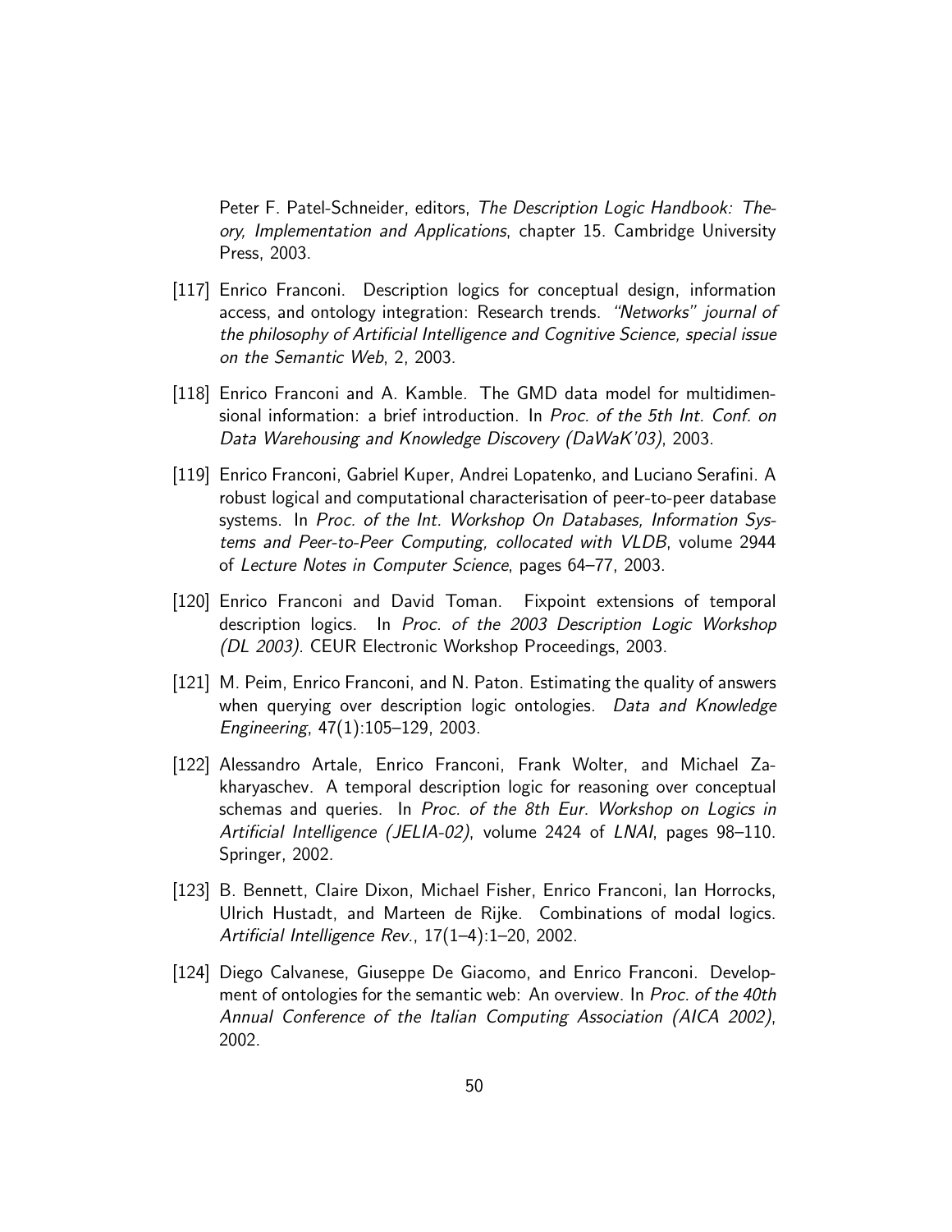Peter F. Patel-Schneider, editors, *The Description Logic Handbook: Theory, Implementation and Applications*, chapter 15. Cambridge University Press, 2003.

[117] Enrico Franconi. Description logics for conceptual design, information access, and ontology integration: Research trends. *"Networks" journal of the philosophy of Artificial Intelligence and Cognitive Science, special issue on the Semantic Web*, 2, 2003.

[118] Enrico Franconi and A. Kamble. The GMD data model for multidimensional information: a brief introduction. In *Proc. of the 5th Int. Conf. on Data Warehousing and Knowledge Discovery (DaWaK'03)*, 2003.

[119] Enrico Franconi, Gabriel Kuper, Andrei Lopatenko, and Luciano Serafini. A robust logical and computational characterisation of peer-to-peer database systems. In *Proc. of the Int. Workshop On Databases, Information Systems and Peer-to-Peer Computing, collocated with VLDB*, volume 2944 of *Lecture Notes in Computer Science*, pages 64–77, 2003.

[120] Enrico Franconi and David Toman. Fixpoint extensions of temporal description logics. In *Proc. of the 2003 Description Logic Workshop (DL 2003)*. CEUR Electronic Workshop Proceedings, 2003.

[121] M. Peim, Enrico Franconi, and N. Paton. Estimating the quality of answers when querying over description logic ontologies. *Data and Knowledge Engineering*, 47(1):105–129, 2003.

[122] Alessandro Artale, Enrico Franconi, Frank Wolter, and Michael Zakharyaschev. A temporal description logic for reasoning over conceptual schemas and queries. In *Proc. of the 8th Eur. Workshop on Logics in Artificial Intelligence (JELIA-02)*, volume 2424 of *LNAI*, pages 98–110. Springer, 2002.

[123] B. Bennett, Claire Dixon, Michael Fisher, Enrico Franconi, Ian Horrocks, Ulrich Hustadt, and Marteen de Rijke. Combinations of modal logics. *Artificial Intelligence Rev.*, 17(1–4):1–20, 2002.

[124] Diego Calvanese, Giuseppe De Giacomo, and Enrico Franconi. Development of ontologies for the semantic web: An overview. In *Proc. of the 40th Annual Conference of the Italian Computing Association (AICA 2002)*, 2002.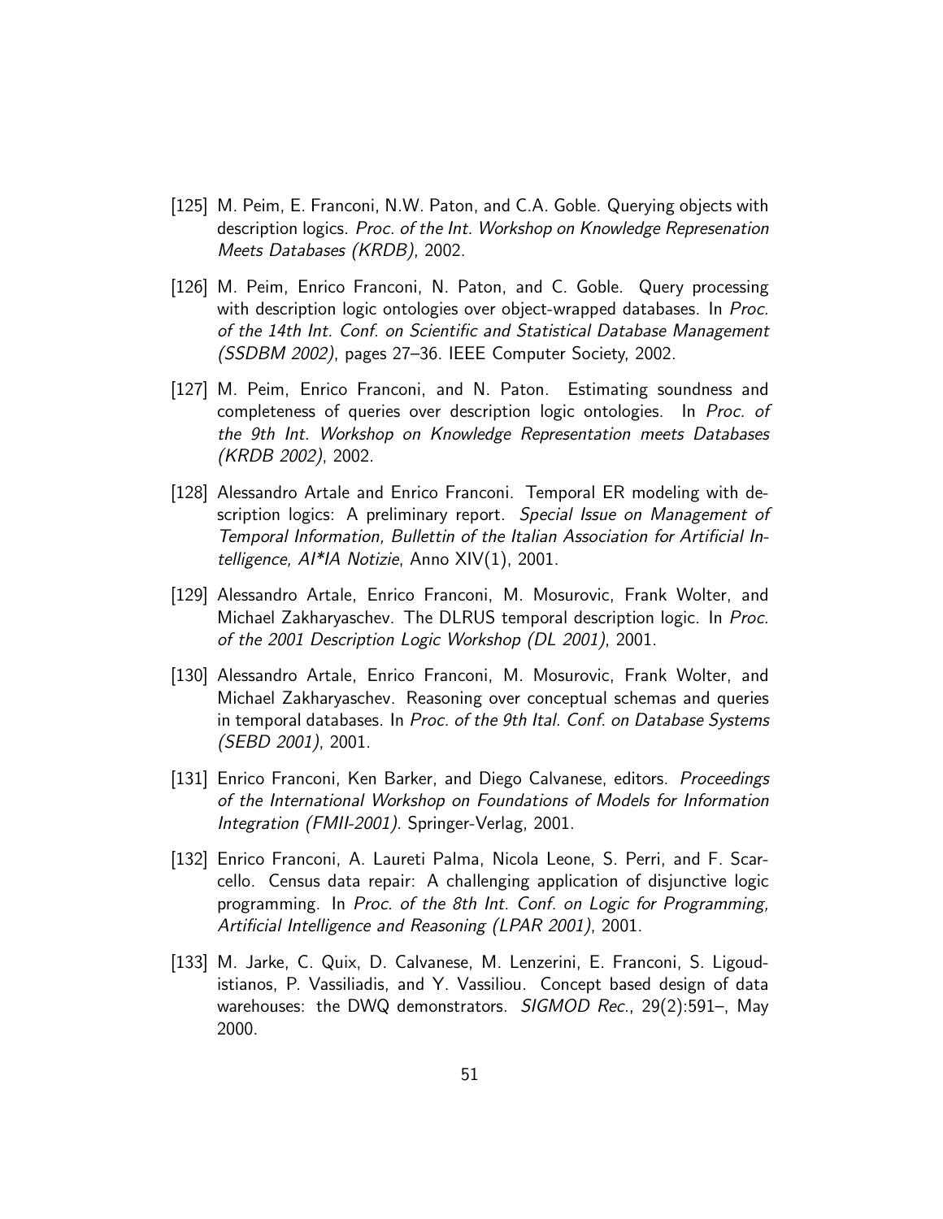[125] M. Peim, E. Franconi, N.W. Paton, and C.A. Goble. Querying objects with description logics. *Proc. of the Int. Workshop on Knowledge Represenation Meets Databases (KRDB)*, 2002.

[126] M. Peim, Enrico Franconi, N. Paton, and C. Goble. Query processing with description logic ontologies over object-wrapped databases. In *Proc. of the 14th Int. Conf. on Scientific and Statistical Database Management (SSDBM 2002)*, pages 27–36. IEEE Computer Society, 2002.

[127] M. Peim, Enrico Franconi, and N. Paton. Estimating soundness and completeness of queries over description logic ontologies. In *Proc. of the 9th Int. Workshop on Knowledge Representation meets Databases (KRDB 2002)*, 2002.

[128] Alessandro Artale and Enrico Franconi. Temporal ER modeling with description logics: A preliminary report. *Special Issue on Management of Temporal Information, Bullettin of the Italian Association for Artificial Intelligence, AI*IA Notizie*, Anno XIV(1), 2001.

[129] Alessandro Artale, Enrico Franconi, M. Mosurovic, Frank Wolter, and Michael Zakharyaschev. The DLRUS temporal description logic. In *Proc. of the 2001 Description Logic Workshop (DL 2001)*, 2001.

[130] Alessandro Artale, Enrico Franconi, M. Mosurovic, Frank Wolter, and Michael Zakharyaschev. Reasoning over conceptual schemas and queries in temporal databases. In *Proc. of the 9th Ital. Conf. on Database Systems (SEBD 2001)*, 2001.

[131] Enrico Franconi, Ken Barker, and Diego Calvanese, editors. *Proceedings of the International Workshop on Foundations of Models for Information Integration (FMII-2001)*. Springer-Verlag, 2001.

[132] Enrico Franconi, A. Laureti Palma, Nicola Leone, S. Perri, and F. Scarcello. Census data repair: A challenging application of disjunctive logic programming. In *Proc. of the 8th Int. Conf. on Logic for Programming, Artificial Intelligence and Reasoning (LPAR 2001)*, 2001.

[133] M. Jarke, C. Quix, D. Calvanese, M. Lenzerini, E. Franconi, S. Ligoudistianos, P. Vassiliadis, and Y. Vassiliou. Concept based design of data warehouses: the DWQ demonstrators. *SIGMOD Rec.*, 29(2):591–, May 2000.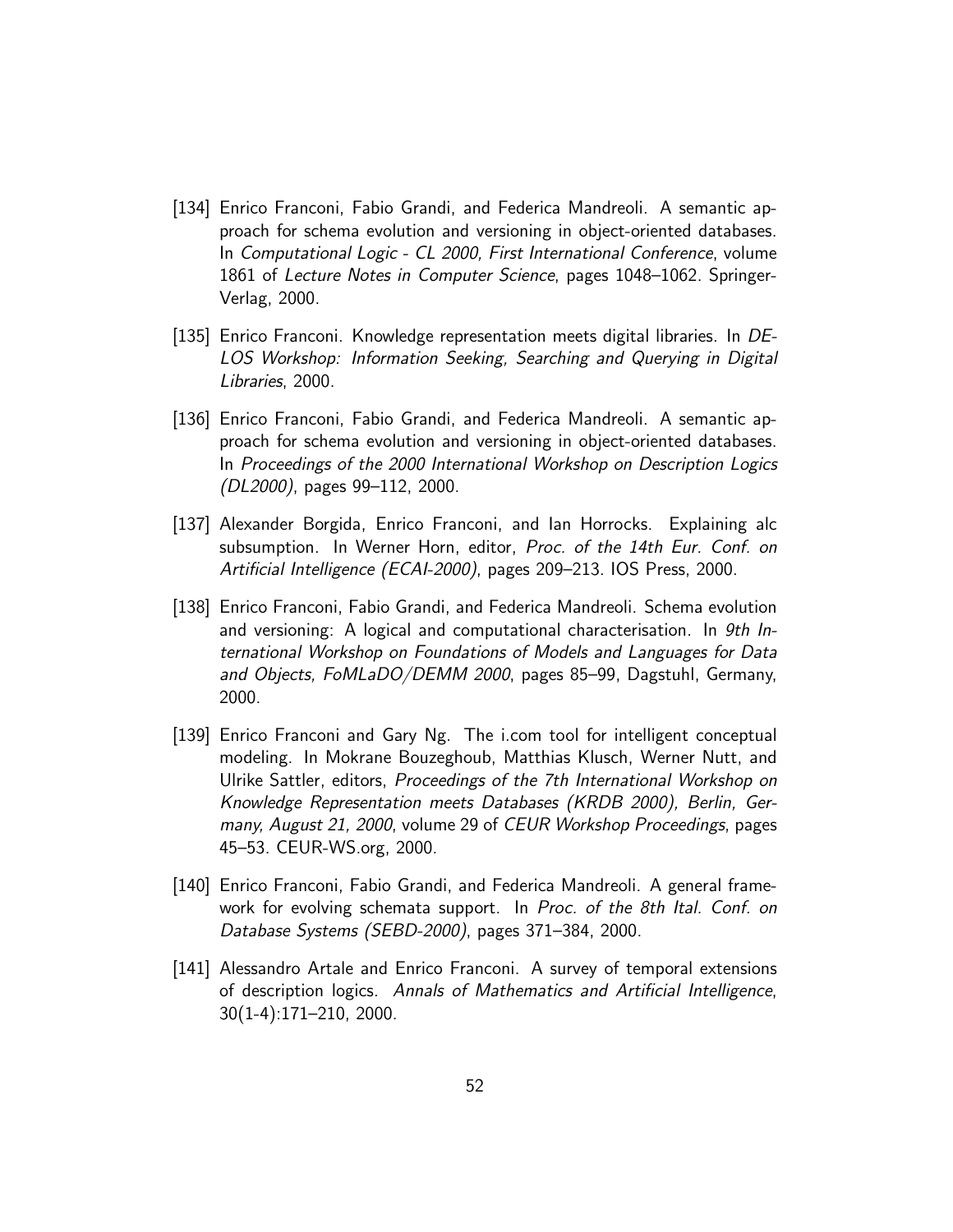[134] Enrico Franconi, Fabio Grandi, and Federica Mandreoli. A semantic approach for schema evolution and versioning in object-oriented databases. In *Computational Logic - CL 2000, First International Conference*, volume 1861 of *Lecture Notes in Computer Science*, pages 1048–1062. Springer-Verlag, 2000.

[135] Enrico Franconi. Knowledge representation meets digital libraries. In *DELOS Workshop: Information Seeking, Searching and Querying in Digital Libraries*, 2000.

[136] Enrico Franconi, Fabio Grandi, and Federica Mandreoli. A semantic approach for schema evolution and versioning in object-oriented databases. In *Proceedings of the 2000 International Workshop on Description Logics (DL2000)*, pages 99–112, 2000.

[137] Alexander Borgida, Enrico Franconi, and Ian Horrocks. Explaining alc subsumption. In Werner Horn, editor, *Proc. of the 14th Eur. Conf. on Artificial Intelligence (ECAI-2000)*, pages 209–213. IOS Press, 2000.

[138] Enrico Franconi, Fabio Grandi, and Federica Mandreoli. Schema evolution and versioning: A logical and computational characterisation. In *9th International Workshop on Foundations of Models and Languages for Data and Objects, FoMLaDO/DEMM 2000*, pages 85–99, Dagstuhl, Germany, 2000.

[139] Enrico Franconi and Gary Ng. The i.com tool for intelligent conceptual modeling. In Mokrane Bouzeghoub, Matthias Klusch, Werner Nutt, and Ulrike Sattler, editors, *Proceedings of the 7th International Workshop on Knowledge Representation meets Databases (KRDB 2000), Berlin, Germany, August 21, 2000*, volume 29 of *CEUR Workshop Proceedings*, pages 45–53. CEUR-WS.org, 2000.

[140] Enrico Franconi, Fabio Grandi, and Federica Mandreoli. A general framework for evolving schemata support. In *Proc. of the 8th Ital. Conf. on Database Systems (SEBD-2000)*, pages 371–384, 2000.

[141] Alessandro Artale and Enrico Franconi. A survey of temporal extensions of description logics. *Annals of Mathematics and Artificial Intelligence*, 30(1-4):171–210, 2000.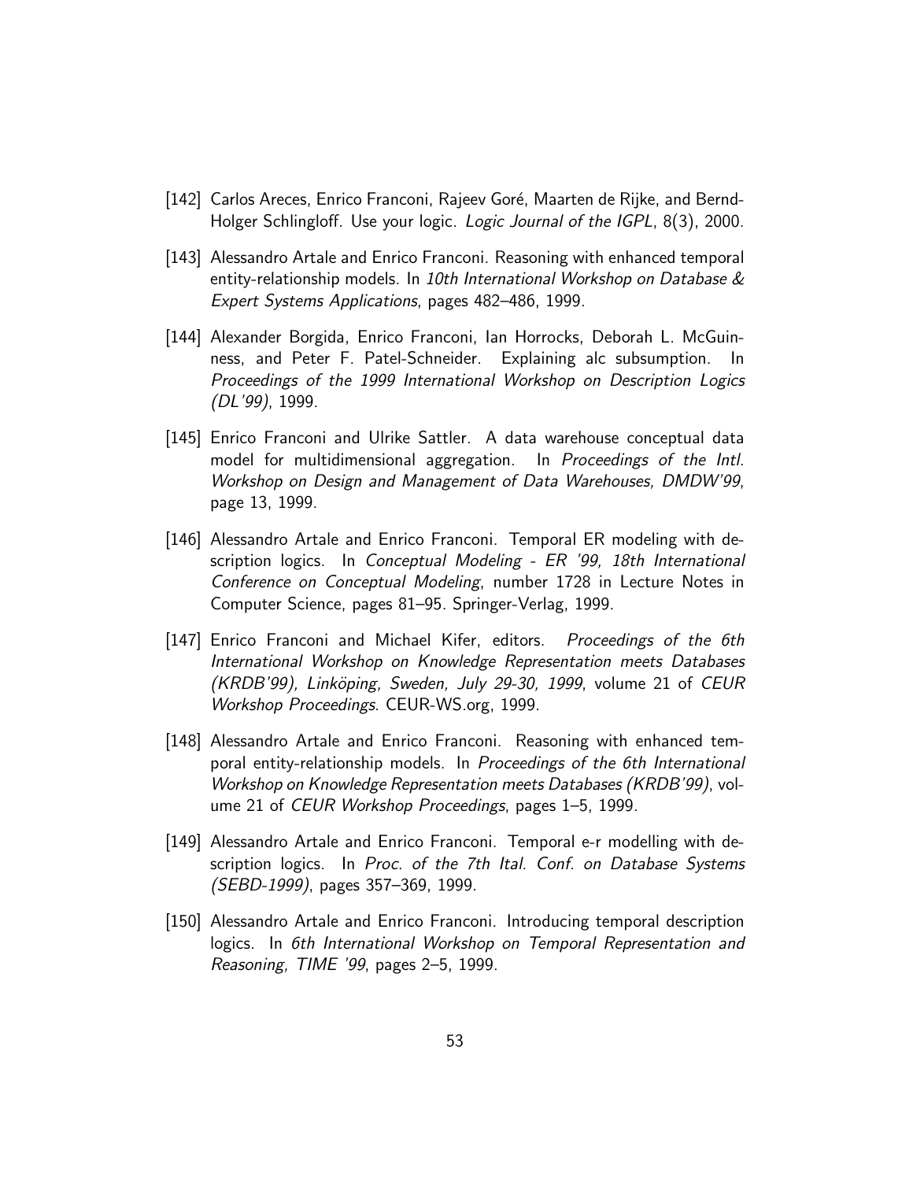[142] Carlos Areces, Enrico Franconi, Rajeev Goré, Maarten de Rijke, and Bernd-Holger Schlingloff. Use your logic. *Logic Journal of the IGPL*, 8(3), 2000.

[143] Alessandro Artale and Enrico Franconi. Reasoning with enhanced temporal entity-relationship models. In *10th International Workshop on Database & Expert Systems Applications*, pages 482–486, 1999.

[144] Alexander Borgida, Enrico Franconi, Ian Horrocks, Deborah L. McGuinness, and Peter F. Patel-Schneider. Explaining alc subsumption. In *Proceedings of the 1999 International Workshop on Description Logics (DL'99)*, 1999.

[145] Enrico Franconi and Ulrike Sattler. A data warehouse conceptual data model for multidimensional aggregation. In *Proceedings of the Intl. Workshop on Design and Management of Data Warehouses, DMDW'99*, page 13, 1999.

[146] Alessandro Artale and Enrico Franconi. Temporal ER modeling with description logics. In *Conceptual Modeling - ER '99, 18th International Conference on Conceptual Modeling*, number 1728 in Lecture Notes in Computer Science, pages 81–95. Springer-Verlag, 1999.

[147] Enrico Franconi and Michael Kifer, editors. *Proceedings of the 6th International Workshop on Knowledge Representation meets Databases (KRDB'99), Linköping, Sweden, July 29-30, 1999*, volume 21 of *CEUR Workshop Proceedings*. CEUR-WS.org, 1999.

[148] Alessandro Artale and Enrico Franconi. Reasoning with enhanced temporal entity-relationship models. In *Proceedings of the 6th International Workshop on Knowledge Representation meets Databases (KRDB'99)*, volume 21 of *CEUR Workshop Proceedings*, pages 1–5, 1999.

[149] Alessandro Artale and Enrico Franconi. Temporal e-r modelling with description logics. In *Proc. of the 7th Ital. Conf. on Database Systems (SEBD-1999)*, pages 357–369, 1999.

[150] Alessandro Artale and Enrico Franconi. Introducing temporal description logics. In *6th International Workshop on Temporal Representation and Reasoning, TIME '99*, pages 2–5, 1999.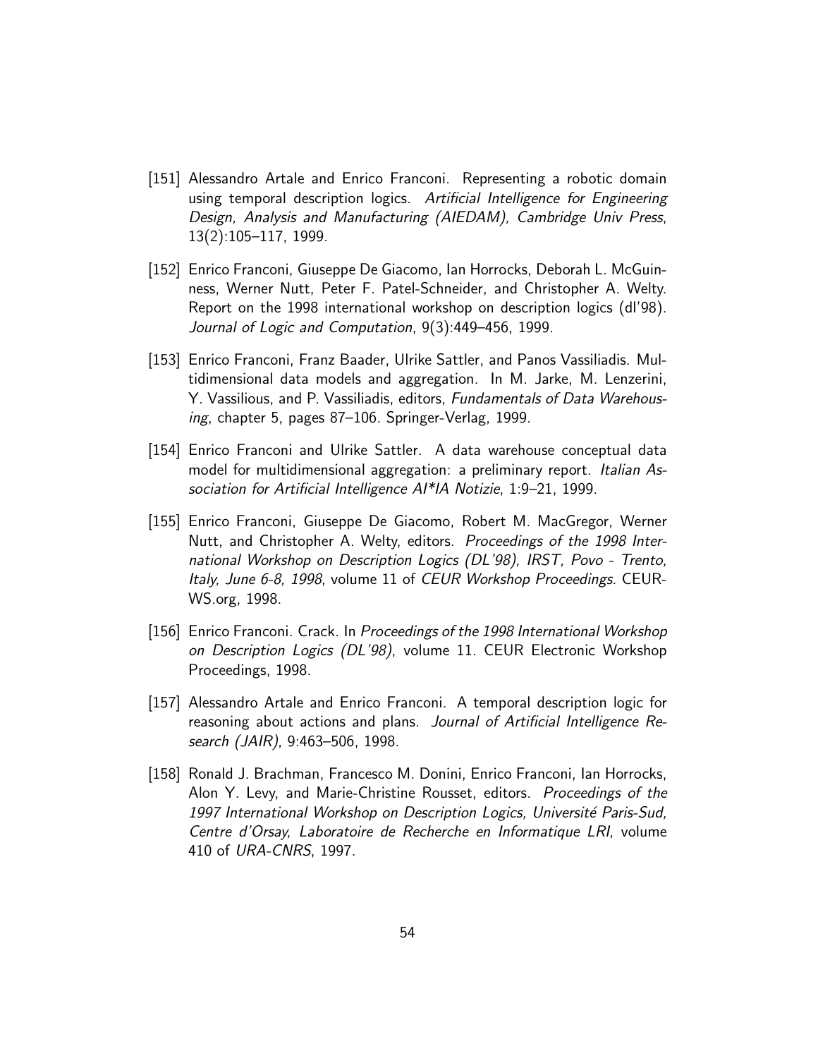[151] Alessandro Artale and Enrico Franconi. Representing a robotic domain using temporal description logics. *Artificial Intelligence for Engineering Design, Analysis and Manufacturing (AIEDAM), Cambridge Univ Press*, 13(2):105–117, 1999.

[152] Enrico Franconi, Giuseppe De Giacomo, Ian Horrocks, Deborah L. McGuinness, Werner Nutt, Peter F. Patel-Schneider, and Christopher A. Welty. Report on the 1998 international workshop on description logics (dl'98). *Journal of Logic and Computation*, 9(3):449–456, 1999.

[153] Enrico Franconi, Franz Baader, Ulrike Sattler, and Panos Vassiliadis. Multidimensional data models and aggregation. In M. Jarke, M. Lenzerini, Y. Vassilious, and P. Vassiliadis, editors, *Fundamentals of Data Warehousing*, chapter 5, pages 87–106. Springer-Verlag, 1999.

[154] Enrico Franconi and Ulrike Sattler. A data warehouse conceptual data model for multidimensional aggregation: a preliminary report. *Italian Association for Artificial Intelligence AI*IA Notizie*, 1:9–21, 1999.

[155] Enrico Franconi, Giuseppe De Giacomo, Robert M. MacGregor, Werner Nutt, and Christopher A. Welty, editors. *Proceedings of the 1998 International Workshop on Description Logics (DL'98), IRST, Povo - Trento, Italy, June 6-8, 1998*, volume 11 of *CEUR Workshop Proceedings*. CEUR-WS.org, 1998.

[156] Enrico Franconi. Crack. In *Proceedings of the 1998 International Workshop on Description Logics (DL'98)*, volume 11. CEUR Electronic Workshop Proceedings, 1998.

[157] Alessandro Artale and Enrico Franconi. A temporal description logic for reasoning about actions and plans. *Journal of Artificial Intelligence Research (JAIR)*, 9:463–506, 1998.

[158] Ronald J. Brachman, Francesco M. Donini, Enrico Franconi, Ian Horrocks, Alon Y. Levy, and Marie-Christine Rousset, editors. *Proceedings of the 1997 International Workshop on Description Logics, Université Paris-Sud, Centre d'Orsay, Laboratoire de Recherche en Informatique LRI*, volume 410 of *URA-CNRS*, 1997.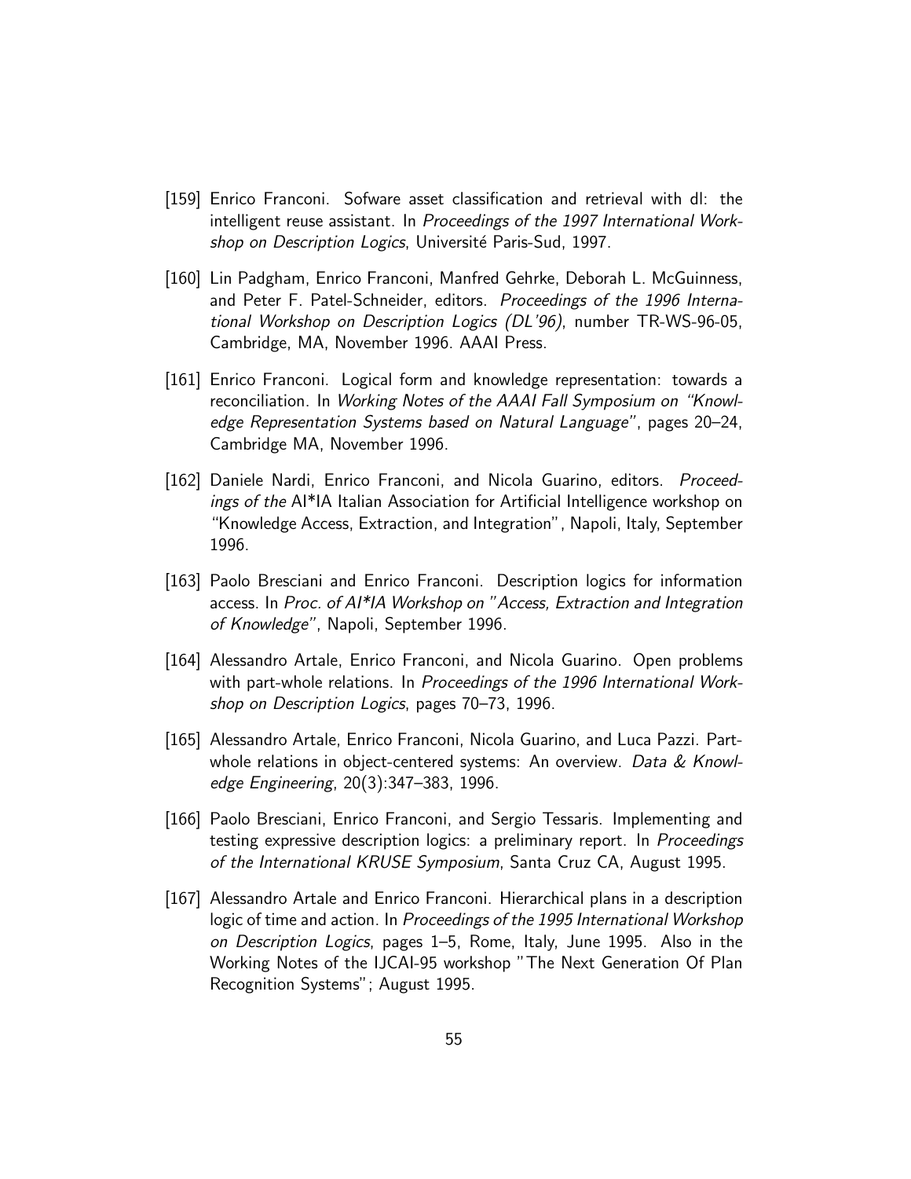[159] Enrico Franconi. Sofware asset classification and retrieval with dl: the intelligent reuse assistant. In *Proceedings of the 1997 International Workshop on Description Logics*, Université Paris-Sud, 1997.

[160] Lin Padgham, Enrico Franconi, Manfred Gehrke, Deborah L. McGuinness, and Peter F. Patel-Schneider, editors. *Proceedings of the 1996 International Workshop on Description Logics (DL'96)*, number TR-WS-96-05, Cambridge, MA, November 1996. AAAI Press.

[161] Enrico Franconi. Logical form and knowledge representation: towards a reconciliation. In *Working Notes of the AAAI Fall Symposium on "Knowledge Representation Systems based on Natural Language"*, pages 20–24, Cambridge MA, November 1996.

[162] Daniele Nardi, Enrico Franconi, and Nicola Guarino, editors. *Proceedings of the* AI*IA Italian Association for Artificial Intelligence workshop on "Knowledge Access, Extraction, and Integration", Napoli, Italy, September 1996.

[163] Paolo Bresciani and Enrico Franconi. Description logics for information access. In *Proc. of AI*IA Workshop on "Access, Extraction and Integration of Knowledge"*, Napoli, September 1996.

[164] Alessandro Artale, Enrico Franconi, and Nicola Guarino. Open problems with part-whole relations. In *Proceedings of the 1996 International Workshop on Description Logics*, pages 70–73, 1996.

[165] Alessandro Artale, Enrico Franconi, Nicola Guarino, and Luca Pazzi. Part-whole relations in object-centered systems: An overview. *Data & Knowledge Engineering*, 20(3):347–383, 1996.

[166] Paolo Bresciani, Enrico Franconi, and Sergio Tessaris. Implementing and testing expressive description logics: a preliminary report. In *Proceedings of the International KRUSE Symposium*, Santa Cruz CA, August 1995.

[167] Alessandro Artale and Enrico Franconi. Hierarchical plans in a description logic of time and action. In *Proceedings of the 1995 International Workshop on Description Logics*, pages 1–5, Rome, Italy, June 1995. Also in the Working Notes of the IJCAI-95 workshop "The Next Generation Of Plan Recognition Systems"; August 1995.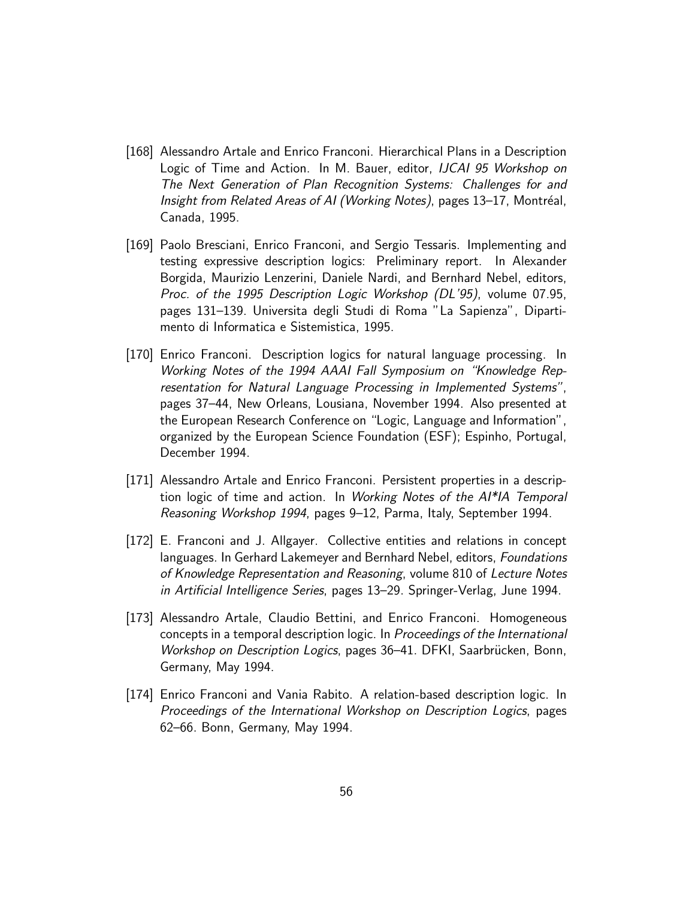[168] Alessandro Artale and Enrico Franconi. Hierarchical Plans in a Description Logic of Time and Action. In M. Bauer, editor, *IJCAI 95 Workshop on The Next Generation of Plan Recognition Systems: Challenges for and Insight from Related Areas of AI (Working Notes)*, pages 13–17, Montréal, Canada, 1995.

[169] Paolo Bresciani, Enrico Franconi, and Sergio Tessaris. Implementing and testing expressive description logics: Preliminary report. In Alexander Borgida, Maurizio Lenzerini, Daniele Nardi, and Bernhard Nebel, editors, *Proc. of the 1995 Description Logic Workshop (DL'95)*, volume 07.95, pages 131–139. Universita degli Studi di Roma "La Sapienza", Dipartimento di Informatica e Sistemistica, 1995.

[170] Enrico Franconi. Description logics for natural language processing. In *Working Notes of the 1994 AAAI Fall Symposium on "Knowledge Representation for Natural Language Processing in Implemented Systems"*, pages 37–44, New Orleans, Lousiana, November 1994. Also presented at the European Research Conference on "Logic, Language and Information", organized by the European Science Foundation (ESF); Espinho, Portugal, December 1994.

[171] Alessandro Artale and Enrico Franconi. Persistent properties in a description logic of time and action. In *Working Notes of the AI*IA Temporal Reasoning Workshop 1994*, pages 9–12, Parma, Italy, September 1994.

[172] E. Franconi and J. Allgayer. Collective entities and relations in concept languages. In Gerhard Lakemeyer and Bernhard Nebel, editors, *Foundations of Knowledge Representation and Reasoning*, volume 810 of *Lecture Notes in Artificial Intelligence Series*, pages 13–29. Springer-Verlag, June 1994.

[173] Alessandro Artale, Claudio Bettini, and Enrico Franconi. Homogeneous concepts in a temporal description logic. In *Proceedings of the International Workshop on Description Logics*, pages 36–41. DFKI, Saarbrücken, Bonn, Germany, May 1994.

[174] Enrico Franconi and Vania Rabito. A relation-based description logic. In *Proceedings of the International Workshop on Description Logics*, pages 62–66. Bonn, Germany, May 1994.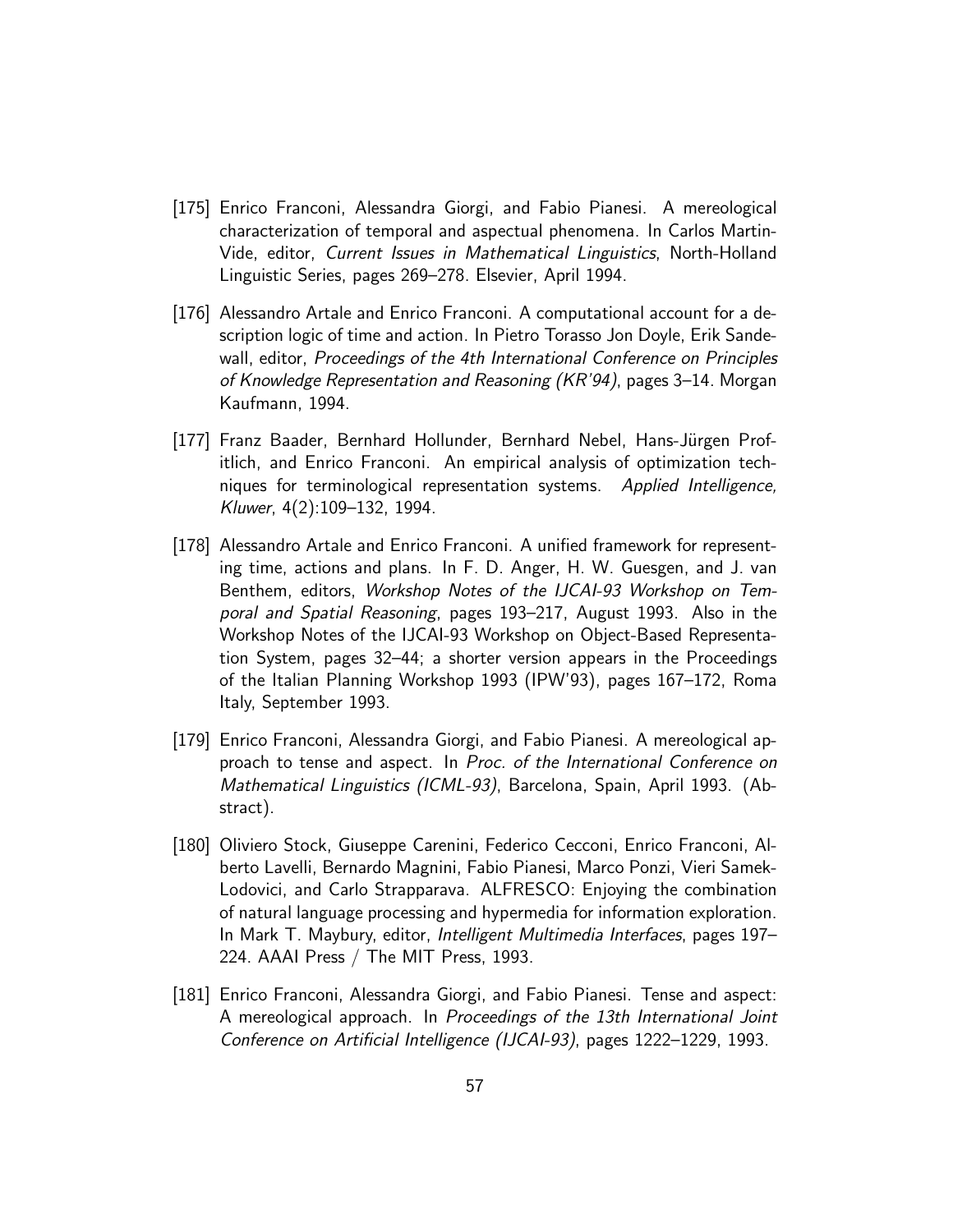[175] Enrico Franconi, Alessandra Giorgi, and Fabio Pianesi. A mereological characterization of temporal and aspectual phenomena. In Carlos Martin-Vide, editor, *Current Issues in Mathematical Linguistics*, North-Holland Linguistic Series, pages 269–278. Elsevier, April 1994.

[176] Alessandro Artale and Enrico Franconi. A computational account for a description logic of time and action. In Pietro Torasso Jon Doyle, Erik Sandewall, editor, *Proceedings of the 4th International Conference on Principles of Knowledge Representation and Reasoning (KR'94)*, pages 3–14. Morgan Kaufmann, 1994.

[177] Franz Baader, Bernhard Hollunder, Bernhard Nebel, Hans-Jürgen Profitlich, and Enrico Franconi. An empirical analysis of optimization techniques for terminological representation systems. *Applied Intelligence, Kluwer*, 4(2):109–132, 1994.

[178] Alessandro Artale and Enrico Franconi. A unified framework for representing time, actions and plans. In F. D. Anger, H. W. Guesgen, and J. van Benthem, editors, *Workshop Notes of the IJCAI-93 Workshop on Temporal and Spatial Reasoning*, pages 193–217, August 1993. Also in the Workshop Notes of the IJCAI-93 Workshop on Object-Based Representation System, pages 32–44; a shorter version appears in the Proceedings of the Italian Planning Workshop 1993 (IPW'93), pages 167–172, Roma Italy, September 1993.

[179] Enrico Franconi, Alessandra Giorgi, and Fabio Pianesi. A mereological approach to tense and aspect. In *Proc. of the International Conference on Mathematical Linguistics (ICML-93)*, Barcelona, Spain, April 1993. (Abstract).

[180] Oliviero Stock, Giuseppe Carenini, Federico Cecconi, Enrico Franconi, Alberto Lavelli, Bernardo Magnini, Fabio Pianesi, Marco Ponzi, Vieri Samek-Lodovici, and Carlo Strapparava. ALFRESCO: Enjoying the combination of natural language processing and hypermedia for information exploration. In Mark T. Maybury, editor, *Intelligent Multimedia Interfaces*, pages 197–224. AAAI Press / The MIT Press, 1993.

[181] Enrico Franconi, Alessandra Giorgi, and Fabio Pianesi. Tense and aspect: A mereological approach. In *Proceedings of the 13th International Joint Conference on Artificial Intelligence (IJCAI-93)*, pages 1222–1229, 1993.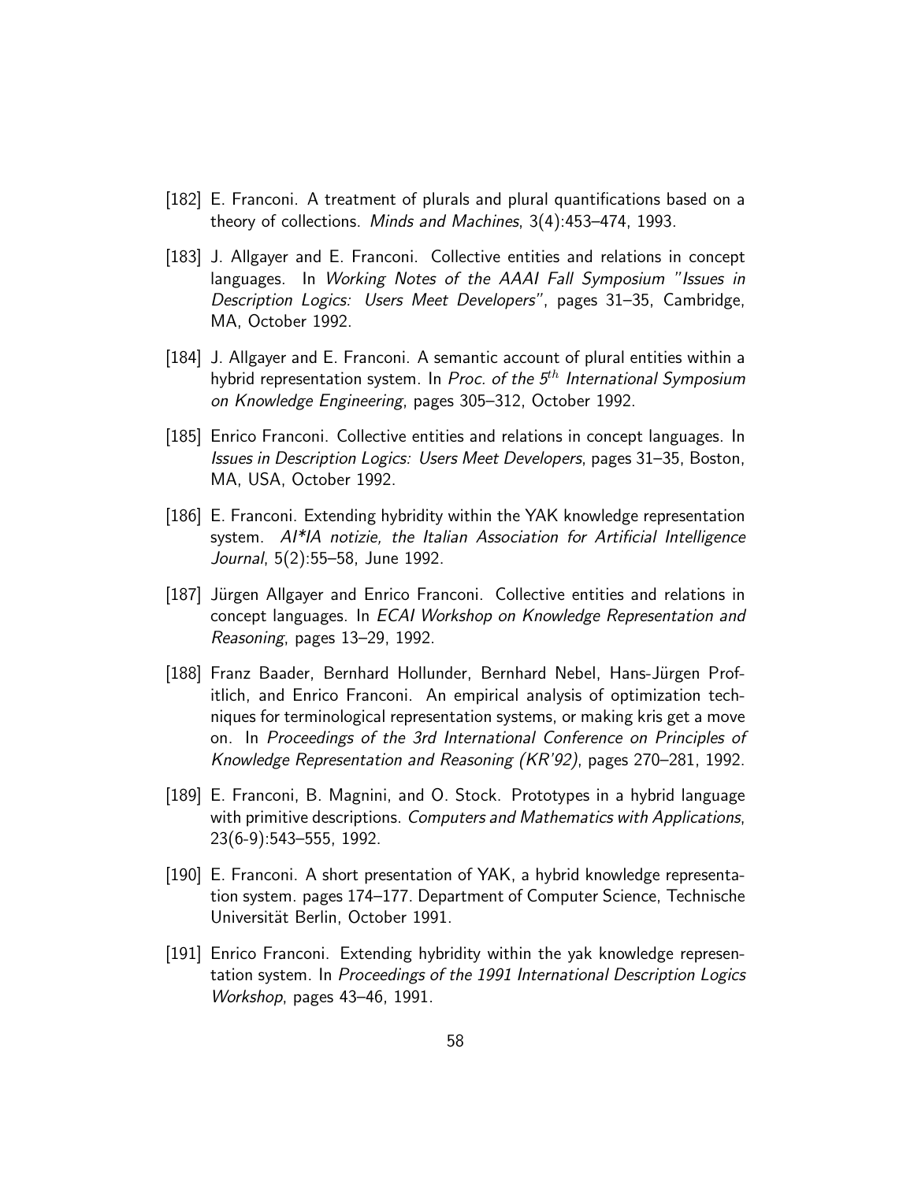[182] E. Franconi. A treatment of plurals and plural quantifications based on a theory of collections. *Minds and Machines*, 3(4):453–474, 1993.

[183] J. Allgayer and E. Franconi. Collective entities and relations in concept languages. In *Working Notes of the AAAI Fall Symposium "Issues in Description Logics: Users Meet Developers"*, pages 31–35, Cambridge, MA, October 1992.

[184] J. Allgayer and E. Franconi. A semantic account of plural entities within a hybrid representation system. In *Proc. of the 5$^{th}$ International Symposium on Knowledge Engineering*, pages 305–312, October 1992.

[185] Enrico Franconi. Collective entities and relations in concept languages. In *Issues in Description Logics: Users Meet Developers*, pages 31–35, Boston, MA, USA, October 1992.

[186] E. Franconi. Extending hybridity within the YAK knowledge representation system. *AI*IA notizie, the Italian Association for Artificial Intelligence Journal*, 5(2):55–58, June 1992.

[187] Jürgen Allgayer and Enrico Franconi. Collective entities and relations in concept languages. In *ECAI Workshop on Knowledge Representation and Reasoning*, pages 13–29, 1992.

[188] Franz Baader, Bernhard Hollunder, Bernhard Nebel, Hans-Jürgen Profitlich, and Enrico Franconi. An empirical analysis of optimization techniques for terminological representation systems, or making kris get a move on. In *Proceedings of the 3rd International Conference on Principles of Knowledge Representation and Reasoning (KR'92)*, pages 270–281, 1992.

[189] E. Franconi, B. Magnini, and O. Stock. Prototypes in a hybrid language with primitive descriptions. *Computers and Mathematics with Applications*, 23(6-9):543–555, 1992.

[190] E. Franconi. A short presentation of YAK, a hybrid knowledge representation system. pages 174–177. Department of Computer Science, Technische Universität Berlin, October 1991.

[191] Enrico Franconi. Extending hybridity within the yak knowledge representation system. In *Proceedings of the 1991 International Description Logics Workshop*, pages 43–46, 1991.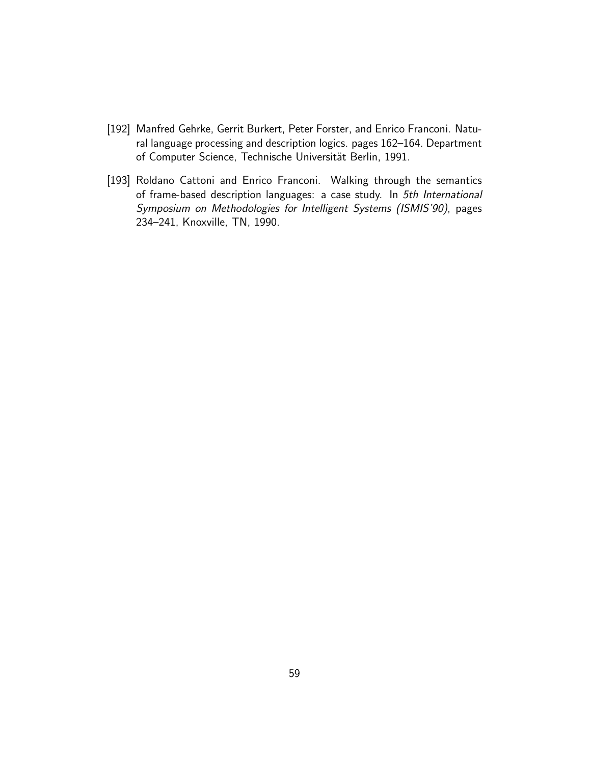[192] Manfred Gehrke, Gerrit Burkert, Peter Forster, and Enrico Franconi. Natural language processing and description logics. pages 162–164. Department of Computer Science, Technische Universität Berlin, 1991.

[193] Roldano Cattoni and Enrico Franconi. Walking through the semantics of frame-based description languages: a case study. In *5th International Symposium on Methodologies for Intelligent Systems (ISMIS'90)*, pages 234–241, Knoxville, TN, 1990.